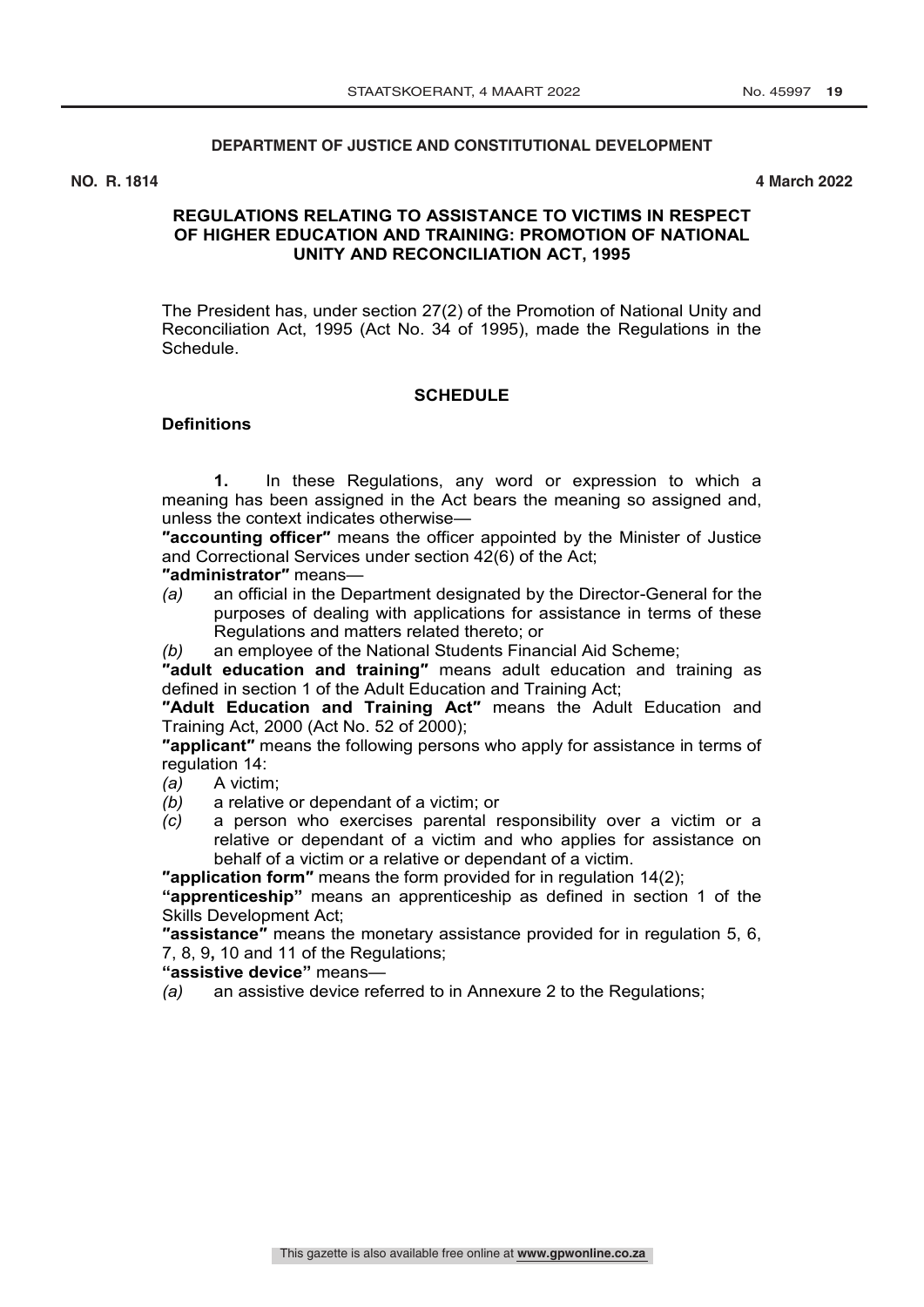**DEPARTMENT OF JUSTICE AND CONSTITUTIONAL DEVELOPMENT**

**NO. R. 1814** **4 March 2022**

## REGULATIONS RELATING TO ASSISTANCE TO VICTIMS IN RESPECT OF HIGHER EDUCATION AND TRAINING: PROMOTION OF NATIONAL UNITY AND RECONCILIATION ACT, 1995

The President has, under section 27(2) of the Promotion of National Unity and Reconciliation Act, 1995 (Act No. 34 of 1995), made the Regulations in the Schedule.

### SCHEDULE

**Definitions**

**1.** In these Regulations, any word or expression to which a meaning has been assigned in the Act bears the meaning so assigned and, unless the context indicates otherwise—

**"accounting officer"** means the officer appointed by the Minister of Justice and Correctional Services under section 42(6) of the Act;

**"administrator"** means—

*(a)* an official in the Department designated by the Director-General for the purposes of dealing with applications for assistance in terms of these Regulations and matters related thereto; or

*(b)* an employee of the National Students Financial Aid Scheme;

**"adult education and training"** means adult education and training as defined in section 1 of the Adult Education and Training Act;

**"Adult Education and Training Act"** means the Adult Education and Training Act, 2000 (Act No. 52 of 2000);

**"applicant"** means the following persons who apply for assistance in terms of regulation 14:

*(a)* A victim;

*(b)* a relative or dependant of a victim; or

*(c)* a person who exercises parental responsibility over a victim or a relative or dependant of a victim and who applies for assistance on behalf of a victim or a relative or dependant of a victim.

**"application form"** means the form provided for in regulation 14(2);

**"apprenticeship"** means an apprenticeship as defined in section 1 of the Skills Development Act;

**"assistance"** means the monetary assistance provided for in regulation 5, 6, 7, 8, 9**,** 10 and 11 of the Regulations;

**"assistive device"** means—

*(a)* an assistive device referred to in Annexure 2 to the Regulations;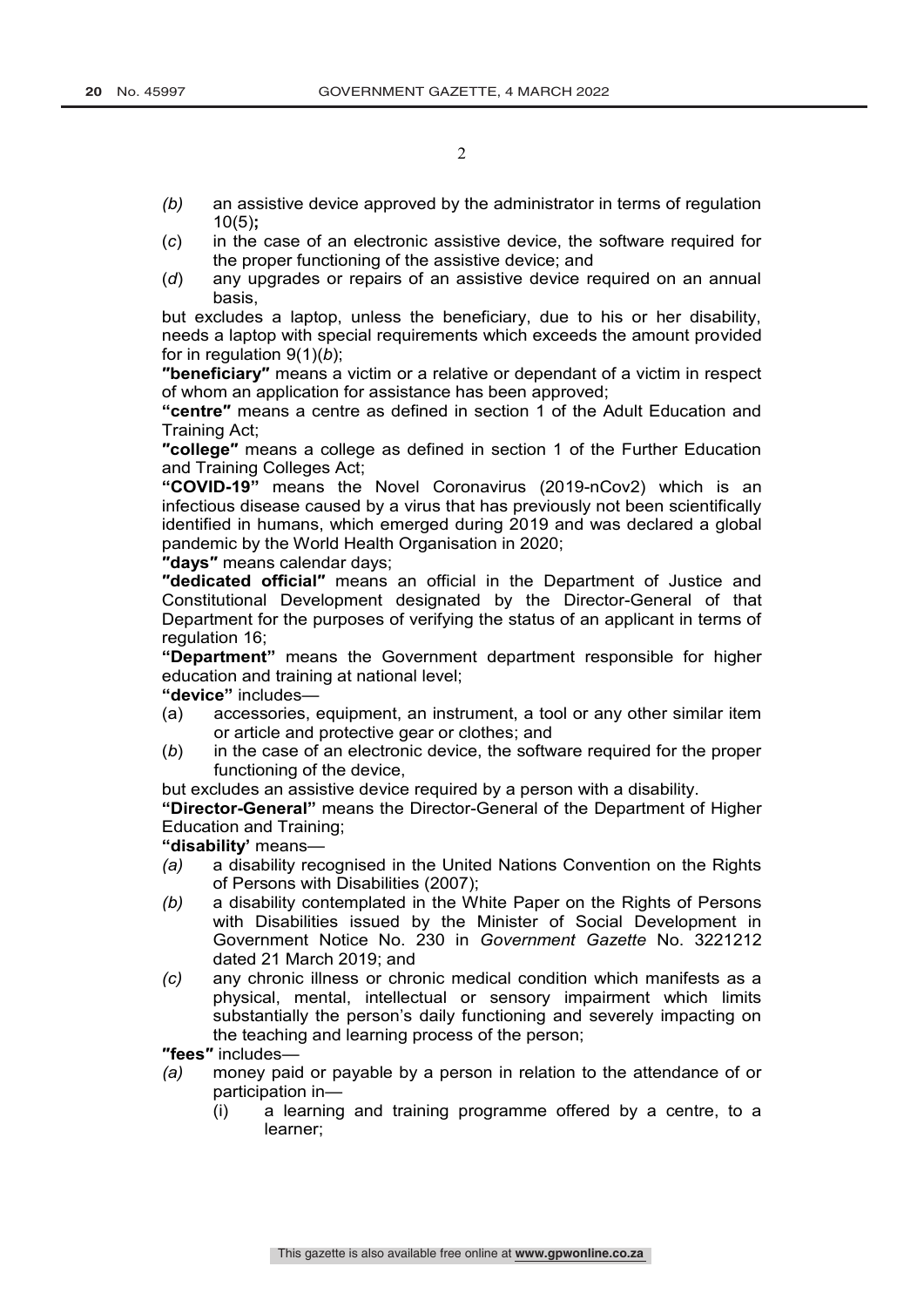*(b)* an assistive device approved by the administrator in terms of regulation 10(5);

(*c*) in the case of an electronic assistive device, the software required for the proper functioning of the assistive device; and

(*d*) any upgrades or repairs of an assistive device required on an annual basis,

but excludes a laptop, unless the beneficiary, due to his or her disability, needs a laptop with special requirements which exceeds the amount provided for in regulation 9(1)(*b*);

**"beneficiary"** means a victim or a relative or dependant of a victim in respect of whom an application for assistance has been approved;

**"centre"** means a centre as defined in section 1 of the Adult Education and Training Act;

**"college"** means a college as defined in section 1 of the Further Education and Training Colleges Act;

**"COVID-19"** means the Novel Coronavirus (2019-nCov2) which is an infectious disease caused by a virus that has previously not been scientifically identified in humans, which emerged during 2019 and was declared a global pandemic by the World Health Organisation in 2020;

**"days"** means calendar days;

**"dedicated official"** means an official in the Department of Justice and Constitutional Development designated by the Director-General of that Department for the purposes of verifying the status of an applicant in terms of regulation 16;

**"Department"** means the Government department responsible for higher education and training at national level;

**"device"** includes—

(a) accessories, equipment, an instrument, a tool or any other similar item or article and protective gear or clothes; and

(*b*) in the case of an electronic device, the software required for the proper functioning of the device,

but excludes an assistive device required by a person with a disability.

**"Director-General"** means the Director-General of the Department of Higher Education and Training;

**"disability'** means—

*(a)* a disability recognised in the United Nations Convention on the Rights of Persons with Disabilities (2007);

*(b)* a disability contemplated in the White Paper on the Rights of Persons with Disabilities issued by the Minister of Social Development in Government Notice No. 230 in *Government Gazette* No. 3221212 dated 21 March 2019; and

*(c)* any chronic illness or chronic medical condition which manifests as a physical, mental, intellectual or sensory impairment which limits substantially the person's daily functioning and severely impacting on the teaching and learning process of the person;

**"fees"** includes—

*(a)* money paid or payable by a person in relation to the attendance of or participation in—

   (i) a learning and training programme offered by a centre, to a learner;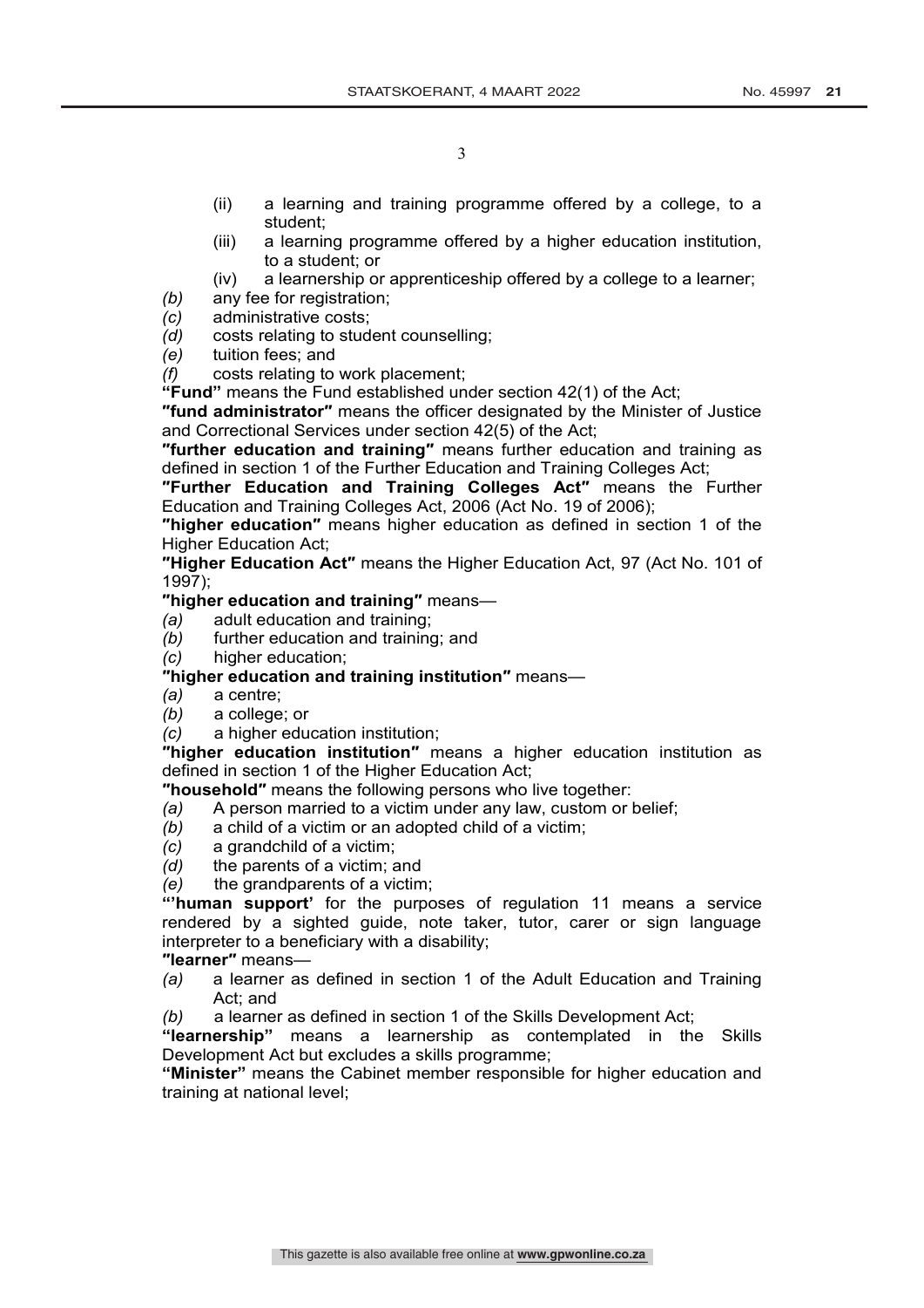(ii) a learning and training programme offered by a college, to a student;

(iii) a learning programme offered by a higher education institution, to a student; or

(iv) a learnership or apprenticeship offered by a college to a learner;

*(b)* any fee for registration;

*(c)* administrative costs;

*(d)* costs relating to student counselling;

*(e)* tuition fees; and

*(f)* costs relating to work placement;

**"Fund"** means the Fund established under section 42(1) of the Act;

**"fund administrator"** means the officer designated by the Minister of Justice and Correctional Services under section 42(5) of the Act;

**"further education and training"** means further education and training as defined in section 1 of the Further Education and Training Colleges Act;

**"Further Education and Training Colleges Act"** means the Further Education and Training Colleges Act, 2006 (Act No. 19 of 2006);

**"higher education"** means higher education as defined in section 1 of the Higher Education Act;

**"Higher Education Act"** means the Higher Education Act, 97 (Act No. 101 of 1997);

**"higher education and training"** means—

*(a)* adult education and training;

*(b)* further education and training; and

*(c)* higher education;

**"higher education and training institution"** means—

*(a)* a centre;

*(b)* a college; or

*(c)* a higher education institution;

**"higher education institution"** means a higher education institution as defined in section 1 of the Higher Education Act;

**"household"** means the following persons who live together:

*(a)* A person married to a victim under any law, custom or belief;

*(b)* a child of a victim or an adopted child of a victim;

*(c)* a grandchild of a victim;

*(d)* the parents of a victim; and

*(e)* the grandparents of a victim;

**"'human support'** for the purposes of regulation 11 means a service rendered by a sighted guide, note taker, tutor, carer or sign language interpreter to a beneficiary with a disability;

**"learner"** means—

*(a)* a learner as defined in section 1 of the Adult Education and Training Act; and

*(b)* a learner as defined in section 1 of the Skills Development Act;

**"learnership"** means a learnership as contemplated in the Skills Development Act but excludes a skills programme;

**"Minister"** means the Cabinet member responsible for higher education and training at national level;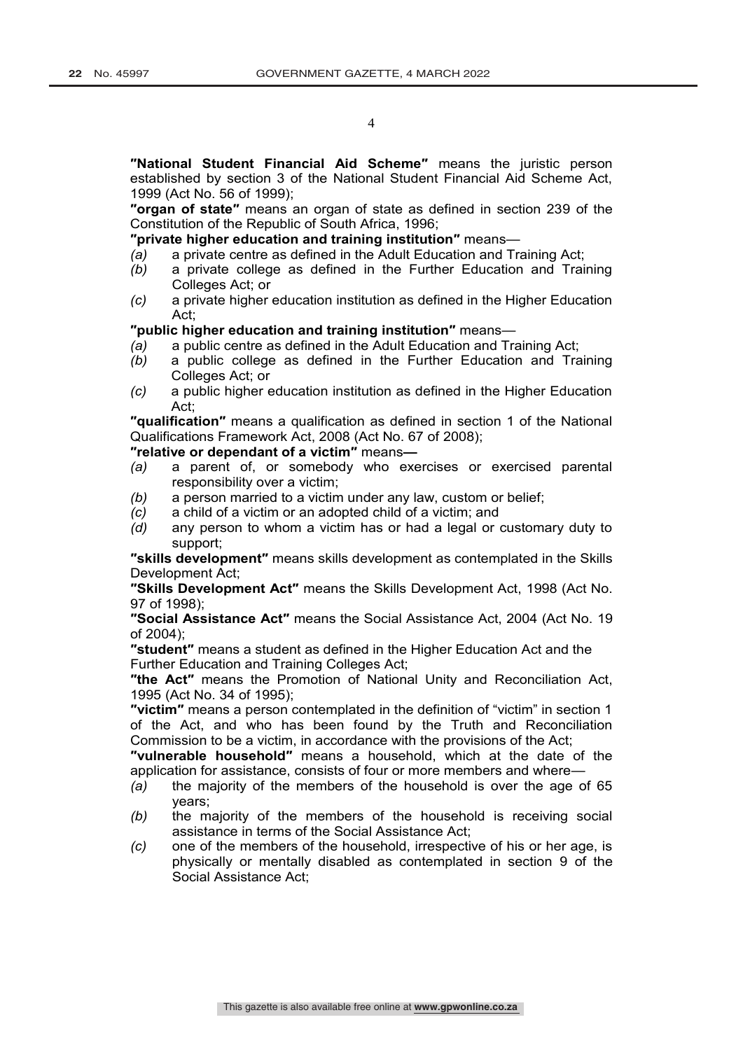**"National Student Financial Aid Scheme"** means the juristic person established by section 3 of the National Student Financial Aid Scheme Act, 1999 (Act No. 56 of 1999);

**"organ of state"** means an organ of state as defined in section 239 of the Constitution of the Republic of South Africa, 1996;

**"private higher education and training institution"** means—

*(a)* a private centre as defined in the Adult Education and Training Act;

*(b)* a private college as defined in the Further Education and Training Colleges Act; or

*(c)* a private higher education institution as defined in the Higher Education Act;

**"public higher education and training institution"** means—

*(a)* a public centre as defined in the Adult Education and Training Act;

*(b)* a public college as defined in the Further Education and Training Colleges Act; or

*(c)* a public higher education institution as defined in the Higher Education Act;

**"qualification"** means a qualification as defined in section 1 of the National Qualifications Framework Act, 2008 (Act No. 67 of 2008);

**"relative or dependant of a victim"** means**—**

*(a)* a parent of, or somebody who exercises or exercised parental responsibility over a victim;

*(b)* a person married to a victim under any law, custom or belief;

*(c)* a child of a victim or an adopted child of a victim; and

*(d)* any person to whom a victim has or had a legal or customary duty to support;

**"skills development"** means skills development as contemplated in the Skills Development Act;

**"Skills Development Act"** means the Skills Development Act, 1998 (Act No. 97 of 1998);

**"Social Assistance Act"** means the Social Assistance Act, 2004 (Act No. 19 of 2004);

**"student"** means a student as defined in the Higher Education Act and the Further Education and Training Colleges Act;

**"the Act"** means the Promotion of National Unity and Reconciliation Act, 1995 (Act No. 34 of 1995);

**"victim"** means a person contemplated in the definition of "victim" in section 1 of the Act, and who has been found by the Truth and Reconciliation Commission to be a victim, in accordance with the provisions of the Act;

**"vulnerable household"** means a household, which at the date of the application for assistance, consists of four or more members and where—

*(a)* the majority of the members of the household is over the age of 65 years;

*(b)* the majority of the members of the household is receiving social assistance in terms of the Social Assistance Act;

*(c)* one of the members of the household, irrespective of his or her age, is physically or mentally disabled as contemplated in section 9 of the Social Assistance Act;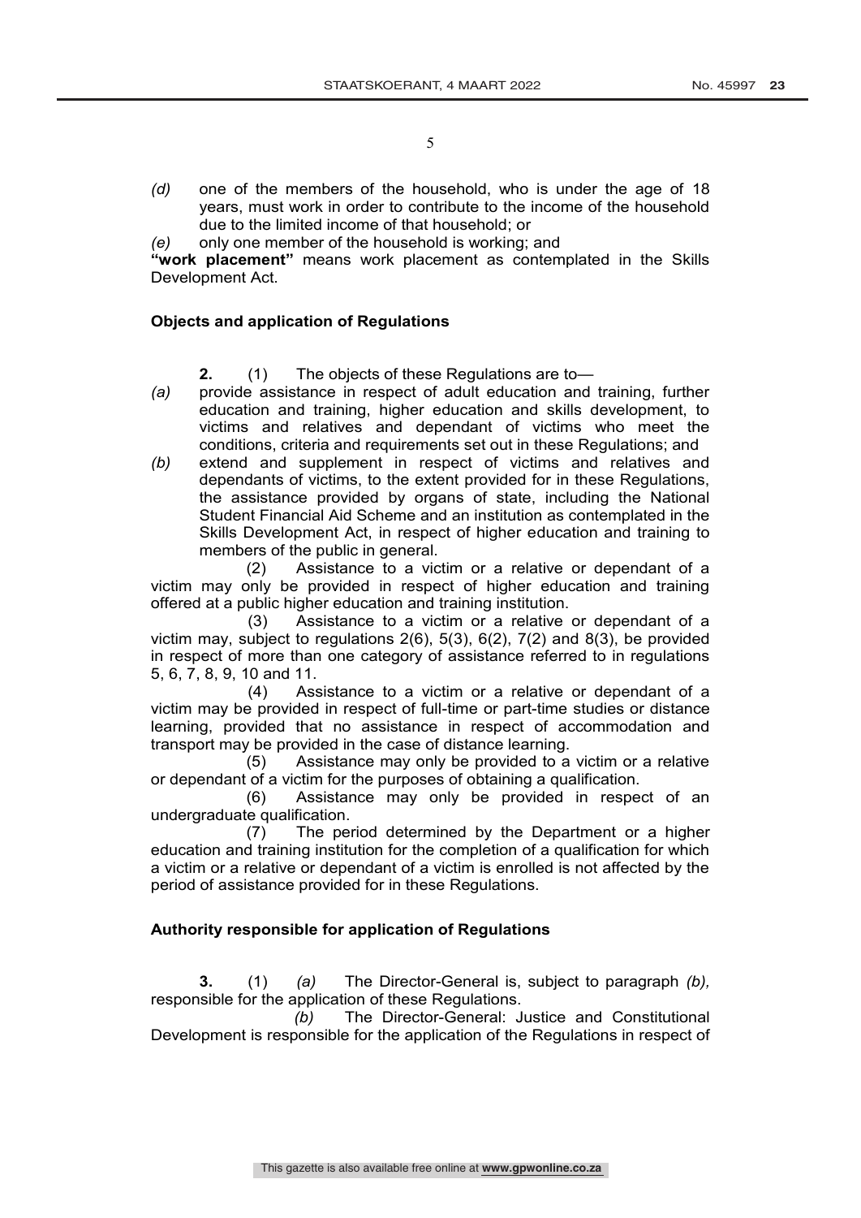*(d)* one of the members of the household, who is under the age of 18 years, must work in order to contribute to the income of the household due to the limited income of that household; or

*(e)* only one member of the household is working; and

**"work placement"** means work placement as contemplated in the Skills Development Act.

**Objects and application of Regulations**

**2.** (1) The objects of these Regulations are to—

*(a)* provide assistance in respect of adult education and training, further education and training, higher education and skills development, to victims and relatives and dependant of victims who meet the conditions, criteria and requirements set out in these Regulations; and

*(b)* extend and supplement in respect of victims and relatives and dependants of victims, to the extent provided for in these Regulations, the assistance provided by organs of state, including the National Student Financial Aid Scheme and an institution as contemplated in the Skills Development Act, in respect of higher education and training to members of the public in general.

(2) Assistance to a victim or a relative or dependant of a victim may only be provided in respect of higher education and training offered at a public higher education and training institution.

(3) Assistance to a victim or a relative or dependant of a victim may, subject to regulations 2(6), 5(3), 6(2), 7(2) and 8(3), be provided in respect of more than one category of assistance referred to in regulations 5, 6, 7, 8, 9, 10 and 11.

(4) Assistance to a victim or a relative or dependant of a victim may be provided in respect of full-time or part-time studies or distance learning, provided that no assistance in respect of accommodation and transport may be provided in the case of distance learning.

(5) Assistance may only be provided to a victim or a relative or dependant of a victim for the purposes of obtaining a qualification.

(6) Assistance may only be provided in respect of an undergraduate qualification.

(7) The period determined by the Department or a higher education and training institution for the completion of a qualification for which a victim or a relative or dependant of a victim is enrolled is not affected by the period of assistance provided for in these Regulations.

**Authority responsible for application of Regulations**

**3.** (1) *(a)* The Director-General is, subject to paragraph *(b),* responsible for the application of these Regulations.

*(b)* The Director-General: Justice and Constitutional Development is responsible for the application of the Regulations in respect of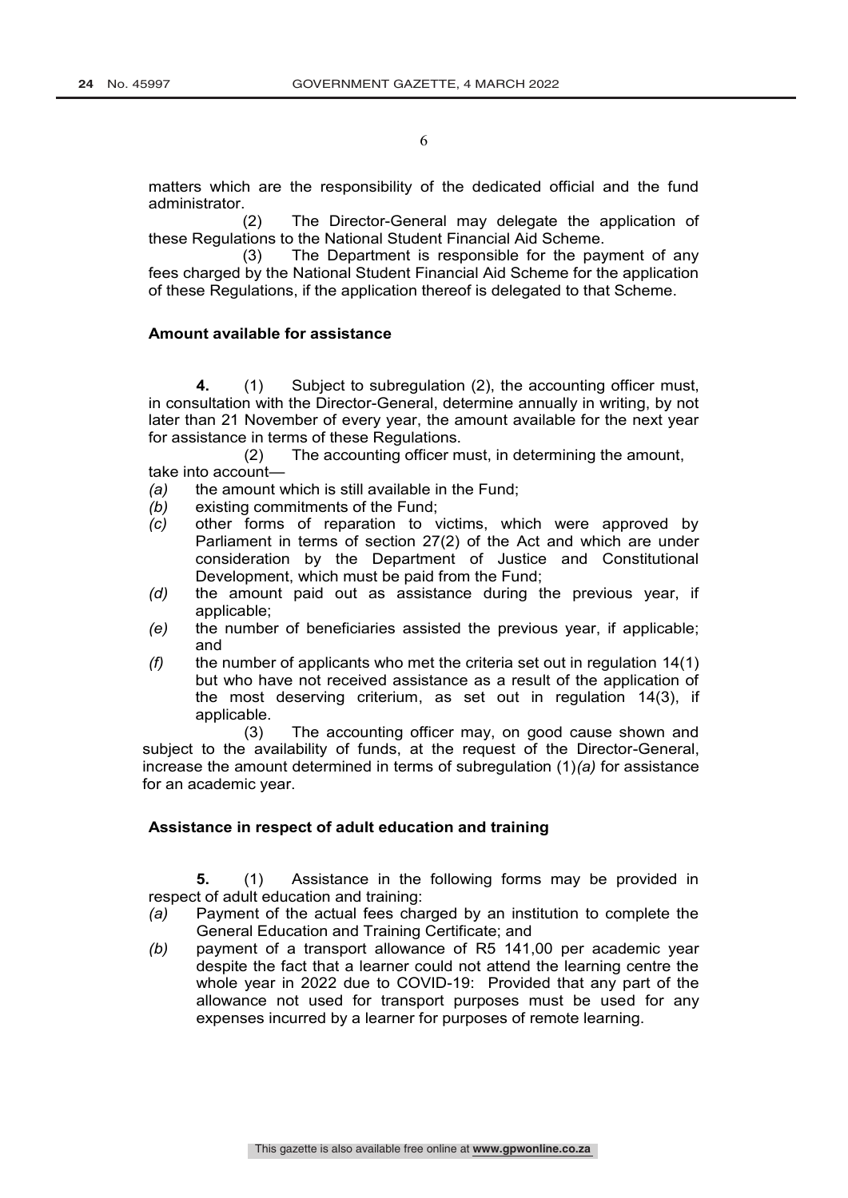matters which are the responsibility of the dedicated official and the fund administrator.

(2) The Director-General may delegate the application of these Regulations to the National Student Financial Aid Scheme.

(3) The Department is responsible for the payment of any fees charged by the National Student Financial Aid Scheme for the application of these Regulations, if the application thereof is delegated to that Scheme.

**Amount available for assistance**

**4.** (1) Subject to subregulation (2), the accounting officer must, in consultation with the Director-General, determine annually in writing, by not later than 21 November of every year, the amount available for the next year for assistance in terms of these Regulations.

(2) The accounting officer must, in determining the amount, take into account—

*(a)* the amount which is still available in the Fund;
*(b)* existing commitments of the Fund;
*(c)* other forms of reparation to victims, which were approved by Parliament in terms of section 27(2) of the Act and which are under consideration by the Department of Justice and Constitutional Development, which must be paid from the Fund;
*(d)* the amount paid out as assistance during the previous year, if applicable;
*(e)* the number of beneficiaries assisted the previous year, if applicable; and
*(f)* the number of applicants who met the criteria set out in regulation 14(1) but who have not received assistance as a result of the application of the most deserving criterium, as set out in regulation 14(3), if applicable.

(3) The accounting officer may, on good cause shown and subject to the availability of funds, at the request of the Director-General, increase the amount determined in terms of subregulation (1)*(a)* for assistance for an academic year.

**Assistance in respect of adult education and training**

**5.** (1) Assistance in the following forms may be provided in respect of adult education and training:

*(a)* Payment of the actual fees charged by an institution to complete the General Education and Training Certificate; and
*(b)* payment of a transport allowance of R5 141,00 per academic year despite the fact that a learner could not attend the learning centre the whole year in 2022 due to COVID-19: Provided that any part of the allowance not used for transport purposes must be used for any expenses incurred by a learner for purposes of remote learning.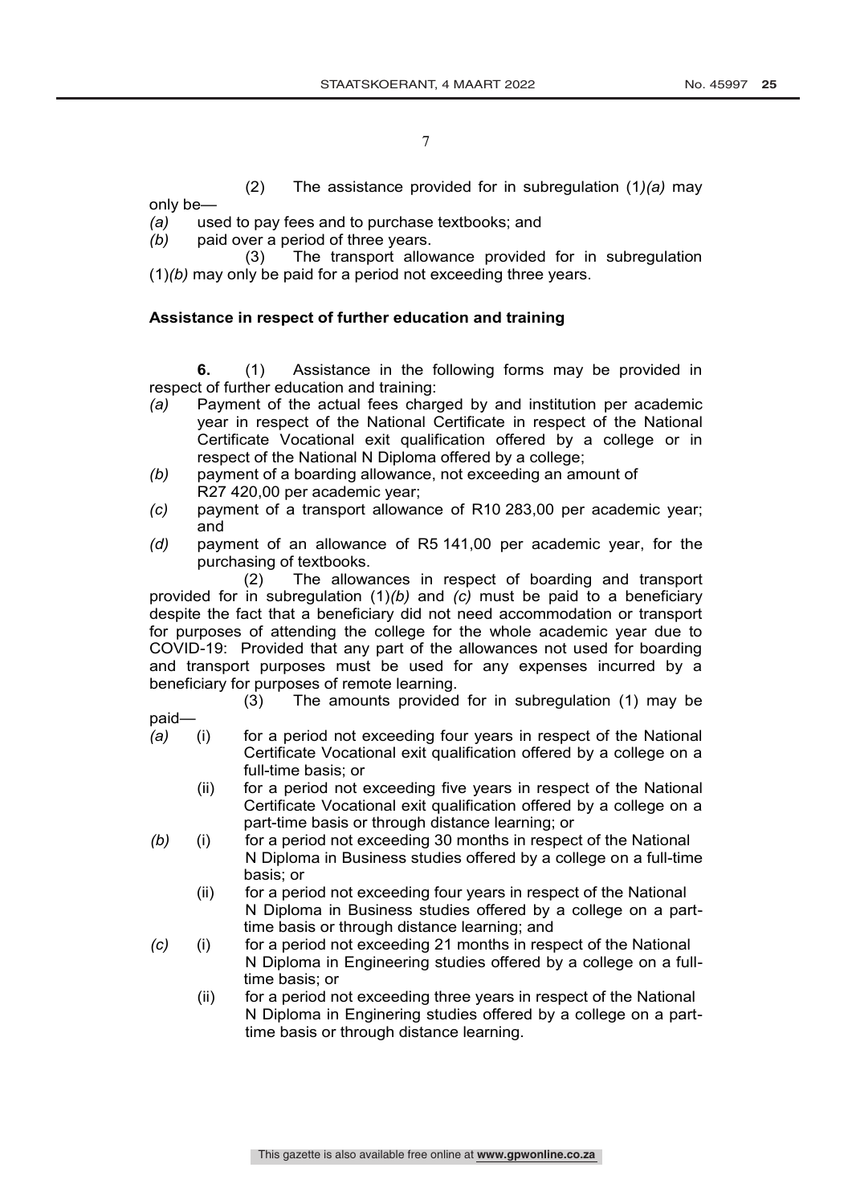(2) The assistance provided for in subregulation (1)*(a)* may only be—

*(a)* used to pay fees and to purchase textbooks; and

*(b)* paid over a period of three years.

(3) The transport allowance provided for in subregulation (1)*(b)* may only be paid for a period not exceeding three years.

**Assistance in respect of further education and training**

**6.** (1) Assistance in the following forms may be provided in respect of further education and training:

*(a)* Payment of the actual fees charged by and institution per academic year in respect of the National Certificate in respect of the National Certificate Vocational exit qualification offered by a college or in respect of the National N Diploma offered by a college;

*(b)* payment of a boarding allowance, not exceeding an amount of R27 420,00 per academic year;

*(c)* payment of a transport allowance of R10 283,00 per academic year; and

*(d)* payment of an allowance of R5 141,00 per academic year, for the purchasing of textbooks.

(2) The allowances in respect of boarding and transport provided for in subregulation (1)*(b)* and *(c)* must be paid to a beneficiary despite the fact that a beneficiary did not need accommodation or transport for purposes of attending the college for the whole academic year due to COVID-19: Provided that any part of the allowances not used for boarding and transport purposes must be used for any expenses incurred by a beneficiary for purposes of remote learning.

(3) The amounts provided for in subregulation (1) may be paid—

*(a)* (i) for a period not exceeding four years in respect of the National Certificate Vocational exit qualification offered by a college on a full-time basis; or

(ii) for a period not exceeding five years in respect of the National Certificate Vocational exit qualification offered by a college on a part-time basis or through distance learning; or

*(b)* (i) for a period not exceeding 30 months in respect of the National N Diploma in Business studies offered by a college on a full-time basis; or

(ii) for a period not exceeding four years in respect of the National N Diploma in Business studies offered by a college on a part-time basis or through distance learning; and

*(c)* (i) for a period not exceeding 21 months in respect of the National N Diploma in Engineering studies offered by a college on a full-time basis; or

(ii) for a period not exceeding three years in respect of the National N Diploma in Enginering studies offered by a college on a part-time basis or through distance learning.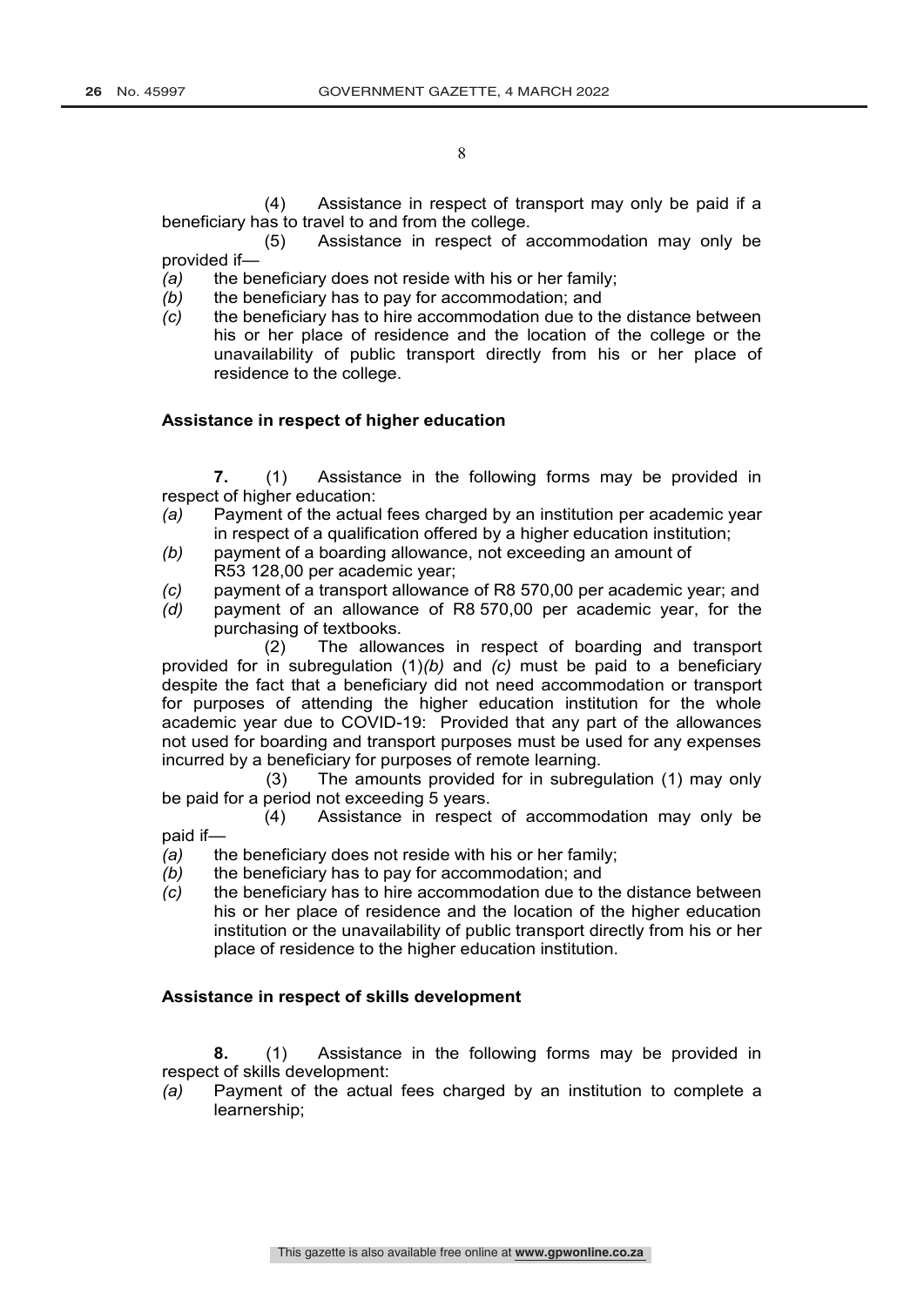(4) Assistance in respect of transport may only be paid if a beneficiary has to travel to and from the college.

(5) Assistance in respect of accommodation may only be provided if—

*(a)* the beneficiary does not reside with his or her family;

*(b)* the beneficiary has to pay for accommodation; and

*(c)* the beneficiary has to hire accommodation due to the distance between his or her place of residence and the location of the college or the unavailability of public transport directly from his or her place of residence to the college.

**Assistance in respect of higher education**

**7.** (1) Assistance in the following forms may be provided in respect of higher education:

*(a)* Payment of the actual fees charged by an institution per academic year in respect of a qualification offered by a higher education institution;

*(b)* payment of a boarding allowance, not exceeding an amount of R53 128,00 per academic year;

*(c)* payment of a transport allowance of R8 570,00 per academic year; and

*(d)* payment of an allowance of R8 570,00 per academic year, for the purchasing of textbooks.

(2) The allowances in respect of boarding and transport provided for in subregulation (1)*(b)* and *(c)* must be paid to a beneficiary despite the fact that a beneficiary did not need accommodation or transport for purposes of attending the higher education institution for the whole academic year due to COVID-19: Provided that any part of the allowances not used for boarding and transport purposes must be used for any expenses incurred by a beneficiary for purposes of remote learning.

(3) The amounts provided for in subregulation (1) may only be paid for a period not exceeding 5 years.

(4) Assistance in respect of accommodation may only be paid if—

*(a)* the beneficiary does not reside with his or her family;

*(b)* the beneficiary has to pay for accommodation; and

*(c)* the beneficiary has to hire accommodation due to the distance between his or her place of residence and the location of the higher education institution or the unavailability of public transport directly from his or her place of residence to the higher education institution.

**Assistance in respect of skills development**

**8.** (1) Assistance in the following forms may be provided in respect of skills development:

*(a)* Payment of the actual fees charged by an institution to complete a learnership;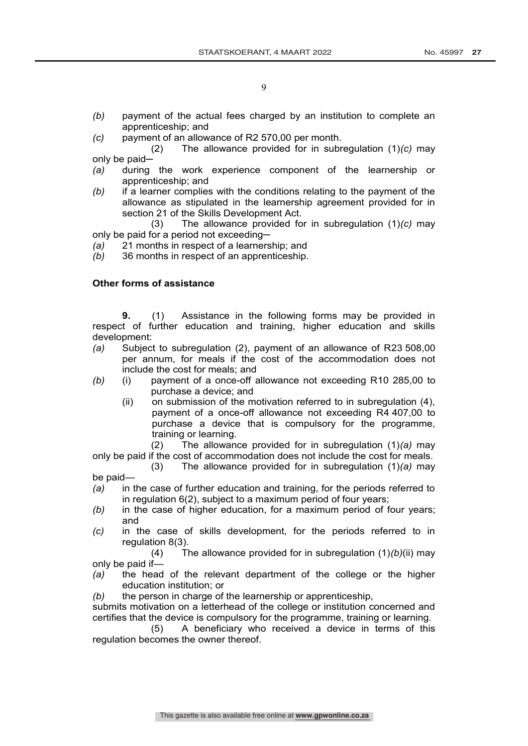*(b)* payment of the actual fees charged by an institution to complete an apprenticeship; and

*(c)* payment of an allowance of R2 570,00 per month.

(2) The allowance provided for in subregulation (1)*(c)* may only be paid─

*(a)* during the work experience component of the learnership or apprenticeship; and

*(b)* if a learner complies with the conditions relating to the payment of the allowance as stipulated in the learnership agreement provided for in section 21 of the Skills Development Act.

(3) The allowance provided for in subregulation (1)*(c)* may only be paid for a period not exceeding─

*(a)* 21 months in respect of a learnership; and

*(b)* 36 months in respect of an apprenticeship.

**Other forms of assistance**

**9.** (1) Assistance in the following forms may be provided in respect of further education and training, higher education and skills development:

*(a)* Subject to subregulation (2), payment of an allowance of R23 508,00 per annum, for meals if the cost of the accommodation does not include the cost for meals; and

*(b)* (i) payment of a once-off allowance not exceeding R10 285,00 to purchase a device; and

(ii) on submission of the motivation referred to in subregulation (4), payment of a once-off allowance not exceeding R4 407,00 to purchase a device that is compulsory for the programme, training or learning.

(2) The allowance provided for in subregulation (1)*(a)* may only be paid if the cost of accommodation does not include the cost for meals.

(3) The allowance provided for in subregulation (1)*(a)* may be paid—

*(a)* in the case of further education and training, for the periods referred to in regulation 6(2), subject to a maximum period of four years;

*(b)* in the case of higher education, for a maximum period of four years; and

*(c)* in the case of skills development, for the periods referred to in regulation 8(3).

(4) The allowance provided for in subregulation (1)*(b)*(ii) may only be paid if—

*(a)* the head of the relevant department of the college or the higher education institution; or

*(b)* the person in charge of the learnership or apprenticeship,

submits motivation on a letterhead of the college or institution concerned and certifies that the device is compulsory for the programme, training or learning.

(5) A beneficiary who received a device in terms of this regulation becomes the owner thereof.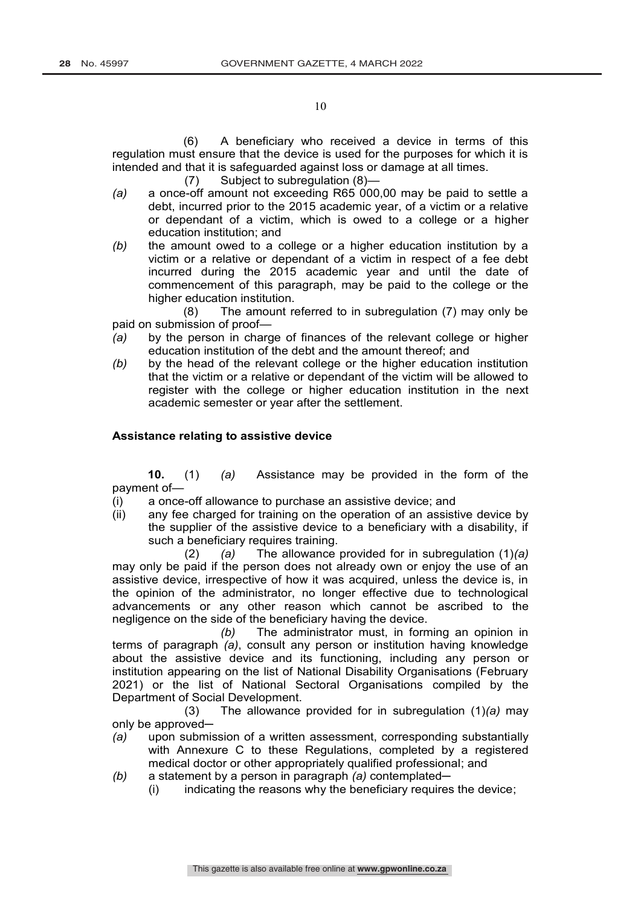(6) A beneficiary who received a device in terms of this regulation must ensure that the device is used for the purposes for which it is intended and that it is safeguarded against loss or damage at all times.

(7) Subject to subregulation (8)—

*(a)* a once-off amount not exceeding R65 000,00 may be paid to settle a debt, incurred prior to the 2015 academic year, of a victim or a relative or dependant of a victim, which is owed to a college or a higher education institution; and

*(b)* the amount owed to a college or a higher education institution by a victim or a relative or dependant of a victim in respect of a fee debt incurred during the 2015 academic year and until the date of commencement of this paragraph, may be paid to the college or the higher education institution.

(8) The amount referred to in subregulation (7) may only be paid on submission of proof—

*(a)* by the person in charge of finances of the relevant college or higher education institution of the debt and the amount thereof; and

*(b)* by the head of the relevant college or the higher education institution that the victim or a relative or dependant of the victim will be allowed to register with the college or higher education institution in the next academic semester or year after the settlement.

**Assistance relating to assistive device**

**10.** (1) *(a)* Assistance may be provided in the form of the payment of—

(i) a once-off allowance to purchase an assistive device; and

(ii) any fee charged for training on the operation of an assistive device by the supplier of the assistive device to a beneficiary with a disability, if such a beneficiary requires training.

(2) *(a)* The allowance provided for in subregulation (1)*(a)* may only be paid if the person does not already own or enjoy the use of an assistive device, irrespective of how it was acquired, unless the device is, in the opinion of the administrator, no longer effective due to technological advancements or any other reason which cannot be ascribed to the negligence on the side of the beneficiary having the device.

*(b)* The administrator must, in forming an opinion in terms of paragraph *(a)*, consult any person or institution having knowledge about the assistive device and its functioning, including any person or institution appearing on the list of National Disability Organisations (February 2021) or the list of National Sectoral Organisations compiled by the Department of Social Development.

(3) The allowance provided for in subregulation (1)*(a)* may only be approved─

*(a)* upon submission of a written assessment, corresponding substantially with Annexure C to these Regulations, completed by a registered medical doctor or other appropriately qualified professional; and

*(b)* a statement by a person in paragraph *(a)* contemplated─

  (i) indicating the reasons why the beneficiary requires the device;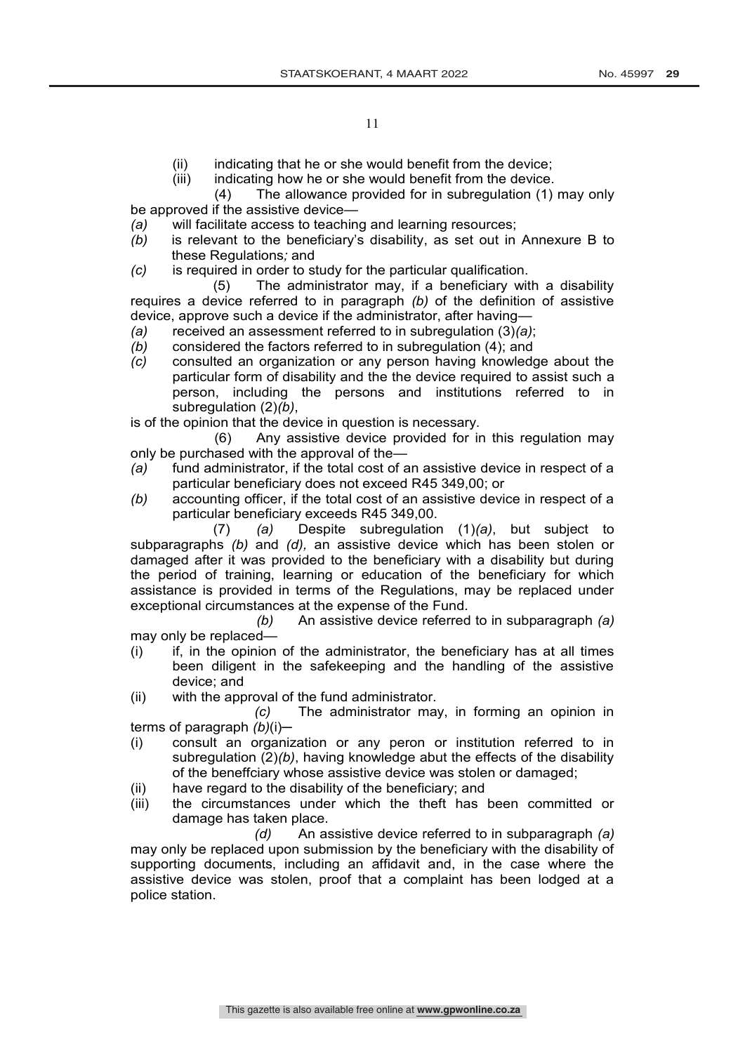(ii) indicating that he or she would benefit from the device;

(iii) indicating how he or she would benefit from the device.

(4) The allowance provided for in subregulation (1) may only be approved if the assistive device—

*(a)* will facilitate access to teaching and learning resources;

*(b)* is relevant to the beneficiary's disability, as set out in Annexure B to these Regulations*;* and

*(c)* is required in order to study for the particular qualification.

(5) The administrator may, if a beneficiary with a disability requires a device referred to in paragraph *(b)* of the definition of assistive device, approve such a device if the administrator, after having—

*(a)* received an assessment referred to in subregulation (3)*(a)*;

*(b)* considered the factors referred to in subregulation (4); and

*(c)* consulted an organization or any person having knowledge about the particular form of disability and the the device required to assist such a person, including the persons and institutions referred to in subregulation (2)*(b)*,

is of the opinion that the device in question is necessary.

(6) Any assistive device provided for in this regulation may only be purchased with the approval of the—

*(a)* fund administrator, if the total cost of an assistive device in respect of a particular beneficiary does not exceed R45 349,00; or

*(b)* accounting officer, if the total cost of an assistive device in respect of a particular beneficiary exceeds R45 349,00.

(7) *(a)* Despite subregulation (1)*(a)*, but subject to subparagraphs *(b)* and *(d),* an assistive device which has been stolen or damaged after it was provided to the beneficiary with a disability but during the period of training, learning or education of the beneficiary for which assistance is provided in terms of the Regulations, may be replaced under exceptional circumstances at the expense of the Fund.

*(b)* An assistive device referred to in subparagraph *(a)* may only be replaced—

(i) if, in the opinion of the administrator, the beneficiary has at all times been diligent in the safekeeping and the handling of the assistive device; and

(ii) with the approval of the fund administrator.

*(c)* The administrator may, in forming an opinion in terms of paragraph *(b)*(i)─

(i) consult an organization or any peron or institution referred to in subregulation (2)*(b)*, having knowledge abut the effects of the disability of the beneffciary whose assistive device was stolen or damaged;

(ii) have regard to the disability of the beneficiary; and

(iii) the circumstances under which the theft has been committed or damage has taken place.

*(d)* An assistive device referred to in subparagraph *(a)* may only be replaced upon submission by the beneficiary with the disability of supporting documents, including an affidavit and, in the case where the assistive device was stolen, proof that a complaint has been lodged at a police station.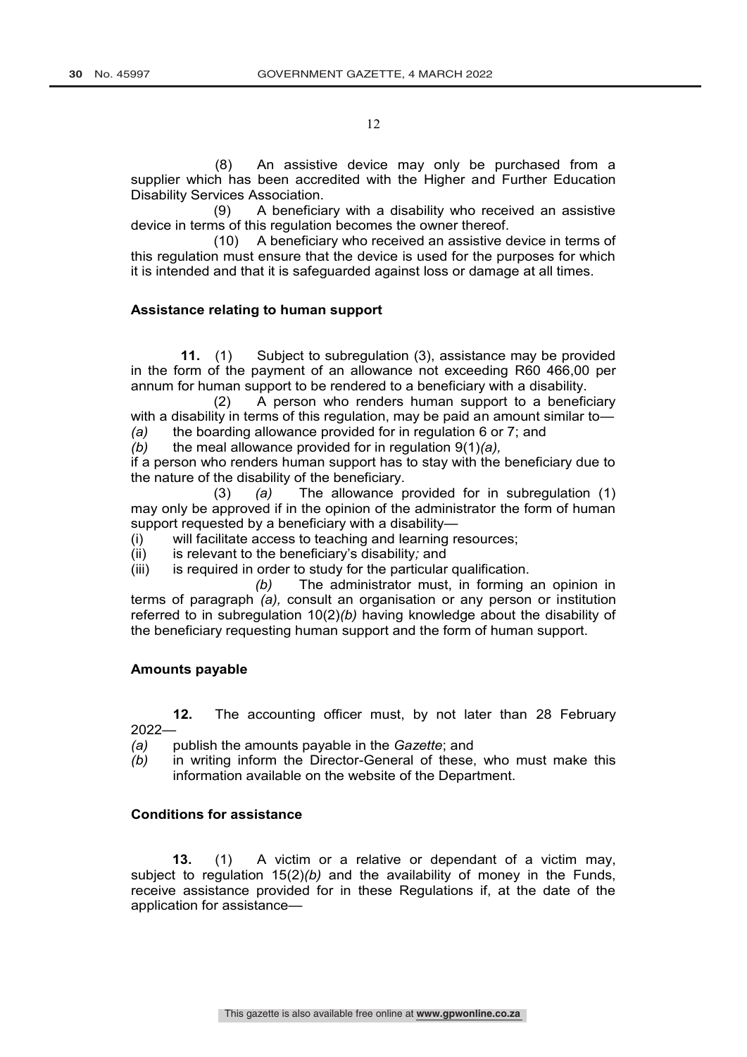(8) An assistive device may only be purchased from a supplier which has been accredited with the Higher and Further Education Disability Services Association.

(9) A beneficiary with a disability who received an assistive device in terms of this regulation becomes the owner thereof.

(10) A beneficiary who received an assistive device in terms of this regulation must ensure that the device is used for the purposes for which it is intended and that it is safeguarded against loss or damage at all times.

**Assistance relating to human support**

**11.** (1) Subject to subregulation (3), assistance may be provided in the form of the payment of an allowance not exceeding R60 466,00 per annum for human support to be rendered to a beneficiary with a disability.

(2) A person who renders human support to a beneficiary with a disability in terms of this regulation, may be paid an amount similar to—

*(a)* the boarding allowance provided for in regulation 6 or 7; and

*(b)* the meal allowance provided for in regulation 9(1)*(a)*,

if a person who renders human support has to stay with the beneficiary due to the nature of the disability of the beneficiary.

(3) *(a)* The allowance provided for in subregulation (1) may only be approved if in the opinion of the administrator the form of human support requested by a beneficiary with a disability—

(i) will facilitate access to teaching and learning resources;

(ii) is relevant to the beneficiary's disability*;* and

(iii) is required in order to study for the particular qualification.

*(b)* The administrator must, in forming an opinion in terms of paragraph *(a),* consult an organisation or any person or institution referred to in subregulation 10(2)*(b)* having knowledge about the disability of the beneficiary requesting human support and the form of human support.

**Amounts payable**

**12.** The accounting officer must, by not later than 28 February 2022—

*(a)* publish the amounts payable in the *Gazette*; and

*(b)* in writing inform the Director-General of these, who must make this information available on the website of the Department.

**Conditions for assistance**

**13.** (1) A victim or a relative or dependant of a victim may, subject to regulation 15(2)*(b)* and the availability of money in the Funds, receive assistance provided for in these Regulations if, at the date of the application for assistance—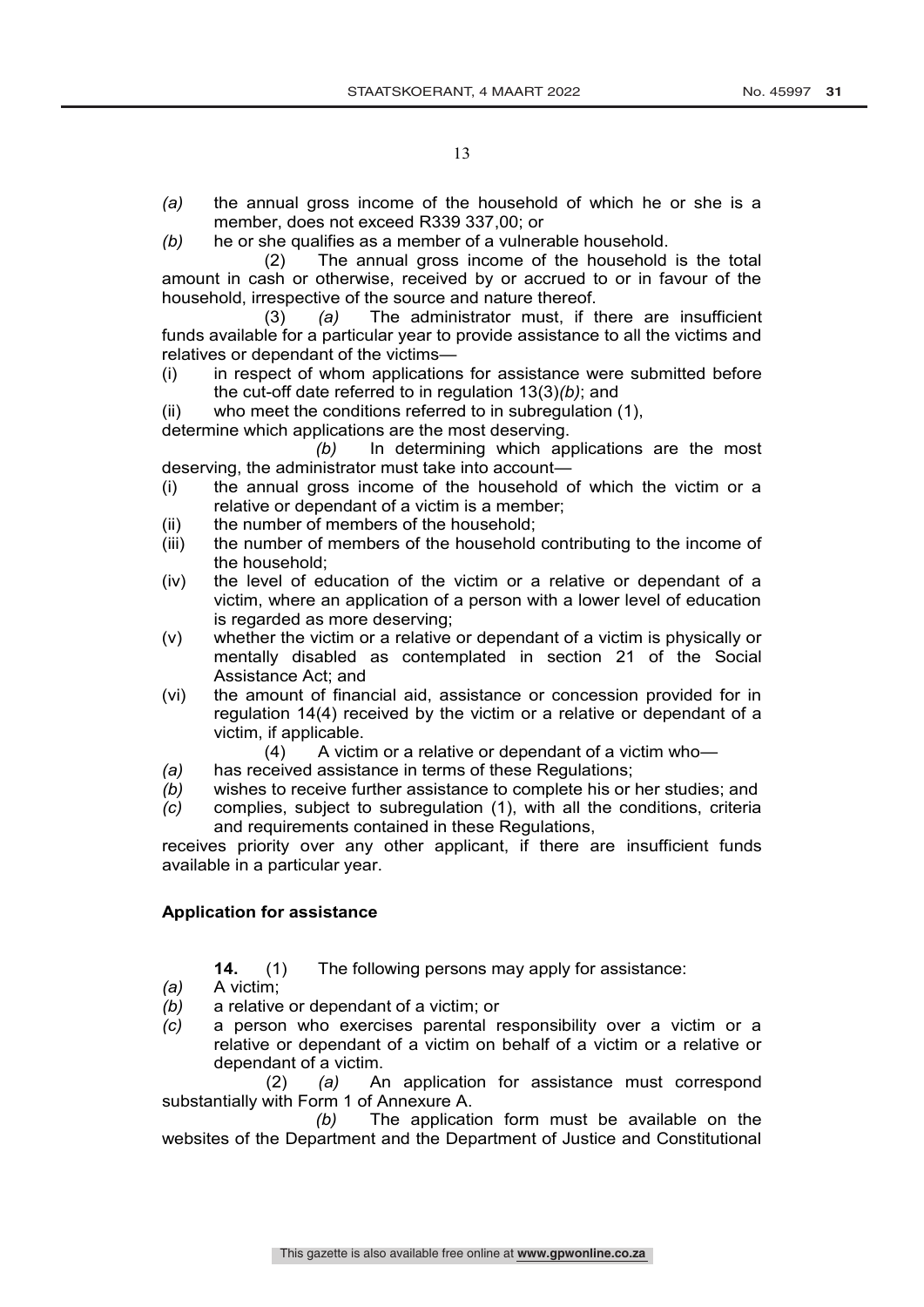*(a)* the annual gross income of the household of which he or she is a member, does not exceed R339 337,00; or

*(b)* he or she qualifies as a member of a vulnerable household.

(2) The annual gross income of the household is the total amount in cash or otherwise, received by or accrued to or in favour of the household, irrespective of the source and nature thereof.

(3) *(a)* The administrator must, if there are insufficient funds available for a particular year to provide assistance to all the victims and relatives or dependant of the victims—

(i) in respect of whom applications for assistance were submitted before the cut-off date referred to in regulation 13(3)*(b)*; and

(ii) who meet the conditions referred to in subregulation (1),

determine which applications are the most deserving.

*(b)* In determining which applications are the most deserving, the administrator must take into account—

(i) the annual gross income of the household of which the victim or a relative or dependant of a victim is a member;

(ii) the number of members of the household;

(iii) the number of members of the household contributing to the income of the household;

(iv) the level of education of the victim or a relative or dependant of a victim, where an application of a person with a lower level of education is regarded as more deserving;

(v) whether the victim or a relative or dependant of a victim is physically or mentally disabled as contemplated in section 21 of the Social Assistance Act; and

(vi) the amount of financial aid, assistance or concession provided for in regulation 14(4) received by the victim or a relative or dependant of a victim, if applicable.

(4) A victim or a relative or dependant of a victim who—

*(a)* has received assistance in terms of these Regulations;

*(b)* wishes to receive further assistance to complete his or her studies; and

*(c)* complies, subject to subregulation (1), with all the conditions, criteria and requirements contained in these Regulations,

receives priority over any other applicant, if there are insufficient funds available in a particular year.

**Application for assistance**

**14.** (1) The following persons may apply for assistance:

*(a)* A victim;

*(b)* a relative or dependant of a victim; or

*(c)* a person who exercises parental responsibility over a victim or a relative or dependant of a victim on behalf of a victim or a relative or dependant of a victim.

(2) *(a)* An application for assistance must correspond substantially with Form 1 of Annexure A.

*(b)* The application form must be available on the websites of the Department and the Department of Justice and Constitutional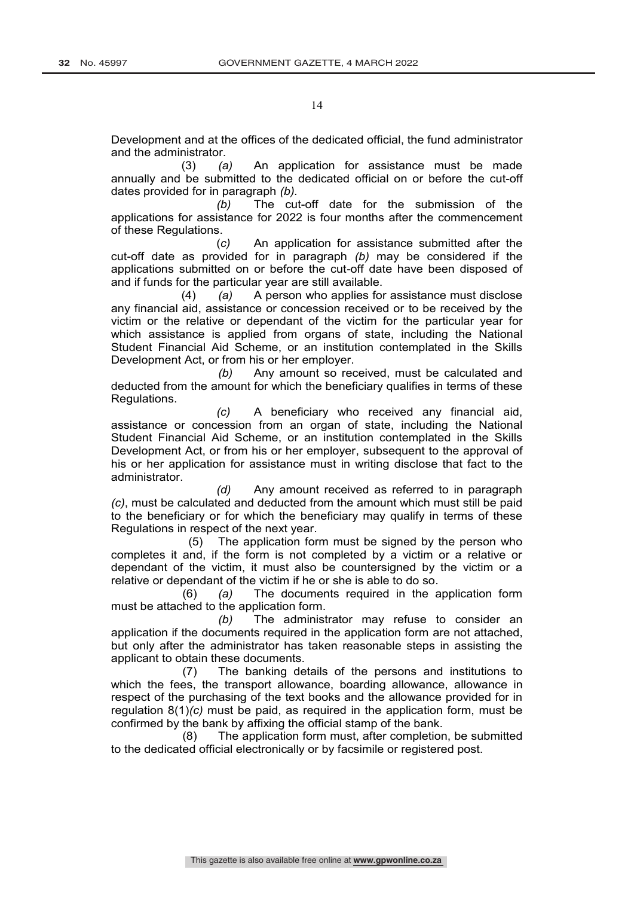Development and at the offices of the dedicated official, the fund administrator and the administrator.

(3) *(a)* An application for assistance must be made annually and be submitted to the dedicated official on or before the cut-off dates provided for in paragraph *(b).*

*(b)* The cut-off date for the submission of the applications for assistance for 2022 is four months after the commencement of these Regulations.

(*c)* An application for assistance submitted after the cut-off date as provided for in paragraph *(b)* may be considered if the applications submitted on or before the cut-off date have been disposed of and if funds for the particular year are still available.

(4) *(a)* A person who applies for assistance must disclose any financial aid, assistance or concession received or to be received by the victim or the relative or dependant of the victim for the particular year for which assistance is applied from organs of state, including the National Student Financial Aid Scheme, or an institution contemplated in the Skills Development Act, or from his or her employer.

*(b)* Any amount so received, must be calculated and deducted from the amount for which the beneficiary qualifies in terms of these Regulations.

*(c)* A beneficiary who received any financial aid, assistance or concession from an organ of state, including the National Student Financial Aid Scheme, or an institution contemplated in the Skills Development Act, or from his or her employer, subsequent to the approval of his or her application for assistance must in writing disclose that fact to the administrator.

*(d)* Any amount received as referred to in paragraph *(c)*, must be calculated and deducted from the amount which must still be paid to the beneficiary or for which the beneficiary may qualify in terms of these Regulations in respect of the next year.

(5) The application form must be signed by the person who completes it and, if the form is not completed by a victim or a relative or dependant of the victim, it must also be countersigned by the victim or a relative or dependant of the victim if he or she is able to do so.

(6) *(a)* The documents required in the application form must be attached to the application form.

*(b)* The administrator may refuse to consider an application if the documents required in the application form are not attached, but only after the administrator has taken reasonable steps in assisting the applicant to obtain these documents.

(7) The banking details of the persons and institutions to which the fees, the transport allowance, boarding allowance, allowance in respect of the purchasing of the text books and the allowance provided for in regulation 8(1)*(c)* must be paid, as required in the application form, must be confirmed by the bank by affixing the official stamp of the bank.

(8) The application form must, after completion, be submitted to the dedicated official electronically or by facsimile or registered post.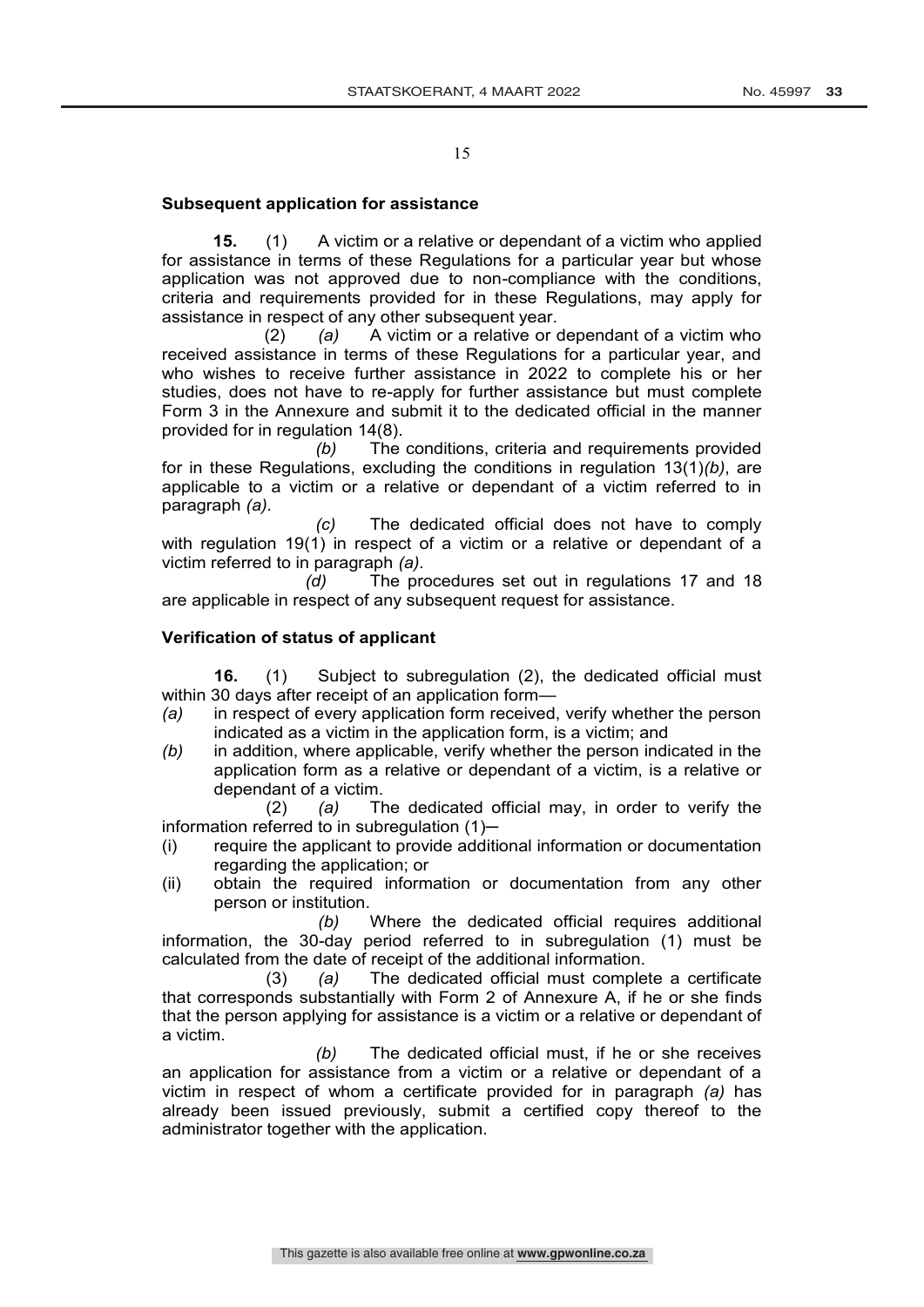**Subsequent application for assistance**

**15.** (1) A victim or a relative or dependant of a victim who applied for assistance in terms of these Regulations for a particular year but whose application was not approved due to non-compliance with the conditions, criteria and requirements provided for in these Regulations, may apply for assistance in respect of any other subsequent year.

(2) *(a)* A victim or a relative or dependant of a victim who received assistance in terms of these Regulations for a particular year, and who wishes to receive further assistance in 2022 to complete his or her studies, does not have to re-apply for further assistance but must complete Form 3 in the Annexure and submit it to the dedicated official in the manner provided for in regulation 14(8).

*(b)* The conditions, criteria and requirements provided for in these Regulations, excluding the conditions in regulation 13(1)*(b)*, are applicable to a victim or a relative or dependant of a victim referred to in paragraph *(a)*.

*(c)* The dedicated official does not have to comply with regulation 19(1) in respect of a victim or a relative or dependant of a victim referred to in paragraph *(a)*.

*(d)* The procedures set out in regulations 17 and 18 are applicable in respect of any subsequent request for assistance.

**Verification of status of applicant**

**16.** (1) Subject to subregulation (2), the dedicated official must within 30 days after receipt of an application form—

*(a)* in respect of every application form received, verify whether the person indicated as a victim in the application form, is a victim; and

*(b)* in addition, where applicable, verify whether the person indicated in the application form as a relative or dependant of a victim, is a relative or dependant of a victim.

(2) *(a)* The dedicated official may, in order to verify the information referred to in subregulation (1)—

(i) require the applicant to provide additional information or documentation regarding the application; or

(ii) obtain the required information or documentation from any other person or institution.

*(b)* Where the dedicated official requires additional information, the 30-day period referred to in subregulation (1) must be calculated from the date of receipt of the additional information.

(3) *(a)* The dedicated official must complete a certificate that corresponds substantially with Form 2 of Annexure A, if he or she finds that the person applying for assistance is a victim or a relative or dependant of a victim.

*(b)* The dedicated official must, if he or she receives an application for assistance from a victim or a relative or dependant of a victim in respect of whom a certificate provided for in paragraph *(a)* has already been issued previously, submit a certified copy thereof to the administrator together with the application.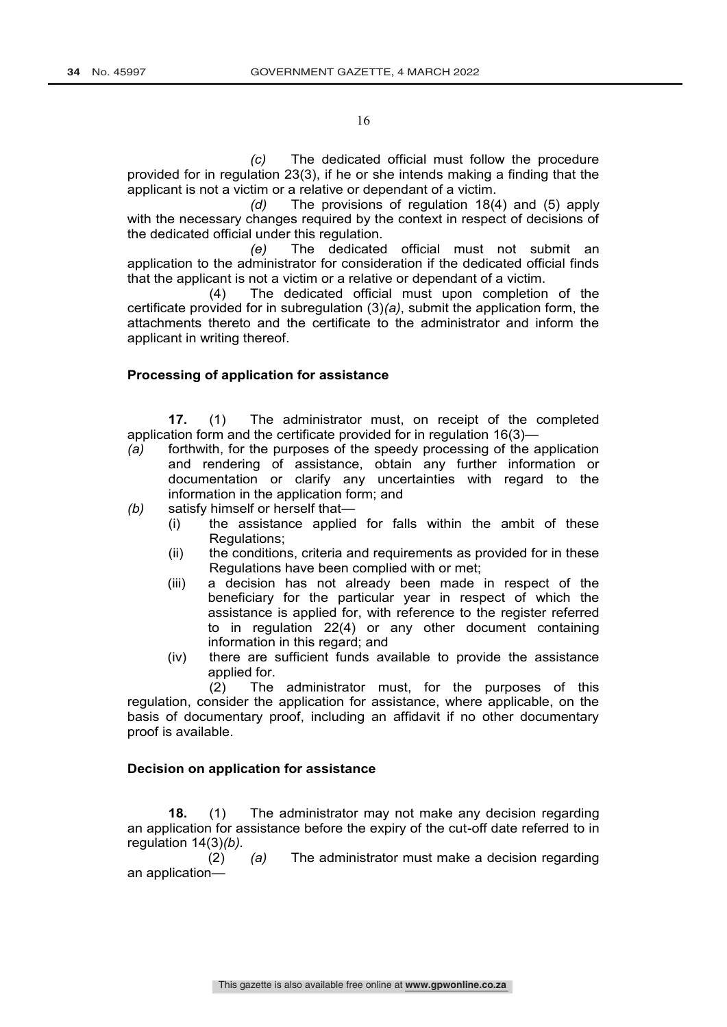*(c)* The dedicated official must follow the procedure provided for in regulation 23(3), if he or she intends making a finding that the applicant is not a victim or a relative or dependant of a victim.

*(d)* The provisions of regulation 18(4) and (5) apply with the necessary changes required by the context in respect of decisions of the dedicated official under this regulation.

*(e)* The dedicated official must not submit an application to the administrator for consideration if the dedicated official finds that the applicant is not a victim or a relative or dependant of a victim.

(4) The dedicated official must upon completion of the certificate provided for in subregulation (3)*(a)*, submit the application form, the attachments thereto and the certificate to the administrator and inform the applicant in writing thereof.

**Processing of application for assistance**

**17.** (1) The administrator must, on receipt of the completed application form and the certificate provided for in regulation 16(3)—

*(a)* forthwith, for the purposes of the speedy processing of the application and rendering of assistance, obtain any further information or documentation or clarify any uncertainties with regard to the information in the application form; and

*(b)* satisfy himself or herself that—

  (i) the assistance applied for falls within the ambit of these Regulations;

  (ii) the conditions, criteria and requirements as provided for in these Regulations have been complied with or met;

  (iii) a decision has not already been made in respect of the beneficiary for the particular year in respect of which the assistance is applied for, with reference to the register referred to in regulation 22(4) or any other document containing information in this regard; and

  (iv) there are sufficient funds available to provide the assistance applied for.

(2) The administrator must, for the purposes of this regulation, consider the application for assistance, where applicable, on the basis of documentary proof, including an affidavit if no other documentary proof is available.

**Decision on application for assistance**

**18.** (1) The administrator may not make any decision regarding an application for assistance before the expiry of the cut-off date referred to in regulation 14(3)*(b).*

(2) *(a)* The administrator must make a decision regarding an application—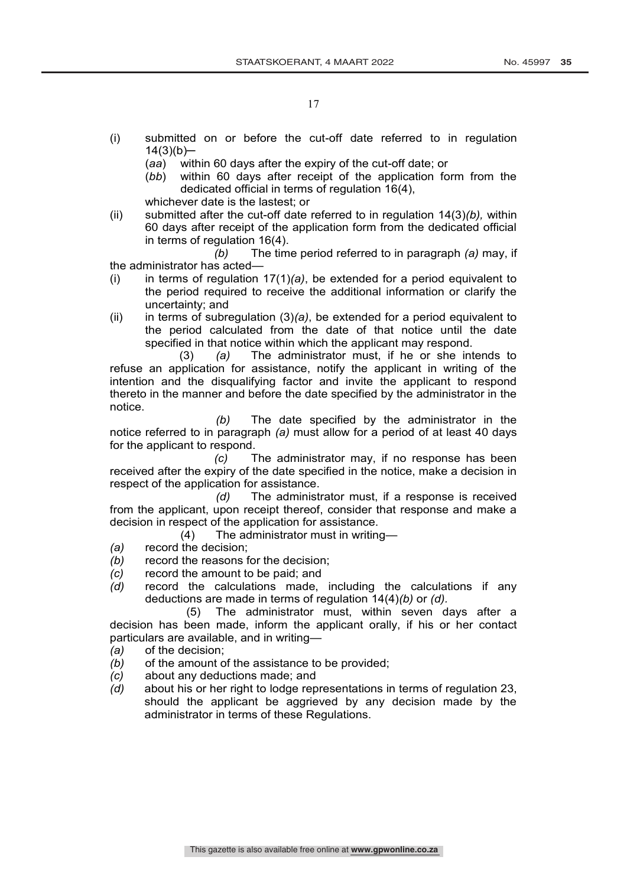(i) submitted on or before the cut-off date referred to in regulation 14(3)(b)—

 (*aa*) within 60 days after the expiry of the cut-off date; or

 (*bb*) within 60 days after receipt of the application form from the dedicated official in terms of regulation 16(4),

 whichever date is the lastest; or

(ii) submitted after the cut-off date referred to in regulation 14(3)*(b),* within 60 days after receipt of the application form from the dedicated official in terms of regulation 16(4).

*(b)* The time period referred to in paragraph *(a)* may, if the administrator has acted—

(i) in terms of regulation 17(1)*(a)*, be extended for a period equivalent to the period required to receive the additional information or clarify the uncertainty; and

(ii) in terms of subregulation (3)*(a)*, be extended for a period equivalent to the period calculated from the date of that notice until the date specified in that notice within which the applicant may respond.

(3) *(a)* The administrator must, if he or she intends to refuse an application for assistance, notify the applicant in writing of the intention and the disqualifying factor and invite the applicant to respond thereto in the manner and before the date specified by the administrator in the notice.

*(b)* The date specified by the administrator in the notice referred to in paragraph *(a)* must allow for a period of at least 40 days for the applicant to respond.

*(c)* The administrator may, if no response has been received after the expiry of the date specified in the notice, make a decision in respect of the application for assistance.

*(d)* The administrator must, if a response is received from the applicant, upon receipt thereof, consider that response and make a decision in respect of the application for assistance.

(4) The administrator must in writing—

*(a)* record the decision;

*(b)* record the reasons for the decision;

*(c)* record the amount to be paid; and

*(d)* record the calculations made, including the calculations if any deductions are made in terms of regulation 14(4)*(b)* or *(d).*

(5) The administrator must, within seven days after a decision has been made, inform the applicant orally, if his or her contact particulars are available, and in writing—

*(a)* of the decision;

*(b)* of the amount of the assistance to be provided;

*(c)* about any deductions made; and

*(d)* about his or her right to lodge representations in terms of regulation 23, should the applicant be aggrieved by any decision made by the administrator in terms of these Regulations.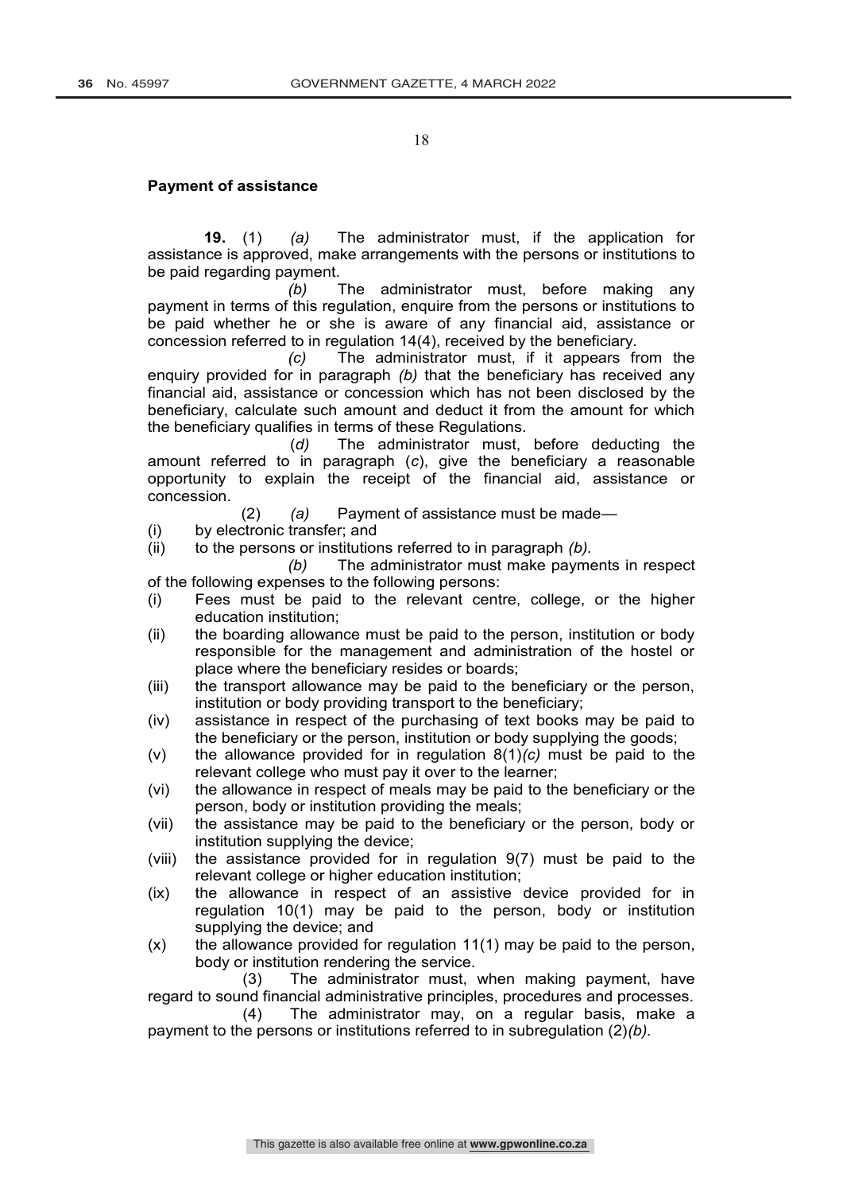## Payment of assistance

**19.** (1) *(a)* The administrator must, if the application for assistance is approved, make arrangements with the persons or institutions to be paid regarding payment.

*(b)* The administrator must, before making any payment in terms of this regulation, enquire from the persons or institutions to be paid whether he or she is aware of any financial aid, assistance or concession referred to in regulation 14(4), received by the beneficiary.

*(c)* The administrator must, if it appears from the enquiry provided for in paragraph *(b)* that the beneficiary has received any financial aid, assistance or concession which has not been disclosed by the beneficiary, calculate such amount and deduct it from the amount for which the beneficiary qualifies in terms of these Regulations.

(*d)* The administrator must, before deducting the amount referred to in paragraph (*c*), give the beneficiary a reasonable opportunity to explain the receipt of the financial aid, assistance or concession.

(2) *(a)* Payment of assistance must be made—

(i) by electronic transfer; and
(ii) to the persons or institutions referred to in paragraph *(b)*.

*(b)* The administrator must make payments in respect of the following expenses to the following persons:

(i) Fees must be paid to the relevant centre, college, or the higher education institution;
(ii) the boarding allowance must be paid to the person, institution or body responsible for the management and administration of the hostel or place where the beneficiary resides or boards;
(iii) the transport allowance may be paid to the beneficiary or the person, institution or body providing transport to the beneficiary;
(iv) assistance in respect of the purchasing of text books may be paid to the beneficiary or the person, institution or body supplying the goods;
(v) the allowance provided for in regulation 8(1)*(c)* must be paid to the relevant college who must pay it over to the learner;
(vi) the allowance in respect of meals may be paid to the beneficiary or the person, body or institution providing the meals;
(vii) the assistance may be paid to the beneficiary or the person, body or institution supplying the device;
(viii) the assistance provided for in regulation 9(7) must be paid to the relevant college or higher education institution;
(ix) the allowance in respect of an assistive device provided for in regulation 10(1) may be paid to the person, body or institution supplying the device; and
(x) the allowance provided for regulation 11(1) may be paid to the person, body or institution rendering the service.

(3) The administrator must, when making payment, have regard to sound financial administrative principles, procedures and processes.

(4) The administrator may, on a regular basis, make a payment to the persons or institutions referred to in subregulation (2)*(b)*.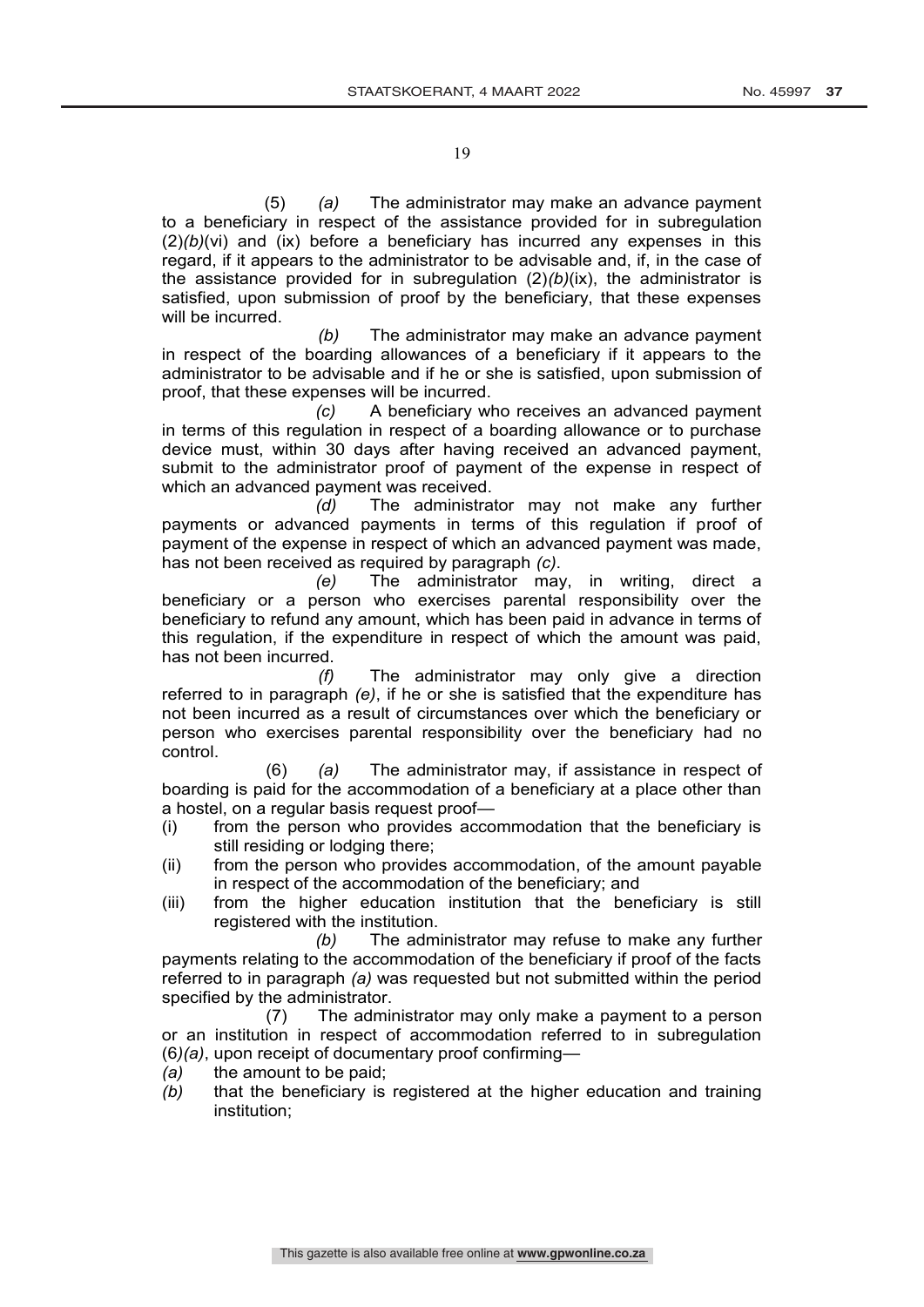(5) *(a)* The administrator may make an advance payment to a beneficiary in respect of the assistance provided for in subregulation (2)*(b)*(vi) and (ix) before a beneficiary has incurred any expenses in this regard, if it appears to the administrator to be advisable and, if, in the case of the assistance provided for in subregulation (2)*(b)*(ix), the administrator is satisfied, upon submission of proof by the beneficiary, that these expenses will be incurred.

*(b)* The administrator may make an advance payment in respect of the boarding allowances of a beneficiary if it appears to the administrator to be advisable and if he or she is satisfied, upon submission of proof, that these expenses will be incurred.

*(c)* A beneficiary who receives an advanced payment in terms of this regulation in respect of a boarding allowance or to purchase device must, within 30 days after having received an advanced payment, submit to the administrator proof of payment of the expense in respect of which an advanced payment was received.

*(d)* The administrator may not make any further payments or advanced payments in terms of this regulation if proof of payment of the expense in respect of which an advanced payment was made, has not been received as required by paragraph *(c)*.

*(e)* The administrator may, in writing, direct a beneficiary or a person who exercises parental responsibility over the beneficiary to refund any amount, which has been paid in advance in terms of this regulation, if the expenditure in respect of which the amount was paid, has not been incurred.

*(f)* The administrator may only give a direction referred to in paragraph *(e)*, if he or she is satisfied that the expenditure has not been incurred as a result of circumstances over which the beneficiary or person who exercises parental responsibility over the beneficiary had no control.

(6) *(a)* The administrator may, if assistance in respect of boarding is paid for the accommodation of a beneficiary at a place other than a hostel, on a regular basis request proof—

(i) from the person who provides accommodation that the beneficiary is still residing or lodging there;

(ii) from the person who provides accommodation, of the amount payable in respect of the accommodation of the beneficiary; and

(iii) from the higher education institution that the beneficiary is still registered with the institution.

*(b)* The administrator may refuse to make any further payments relating to the accommodation of the beneficiary if proof of the facts referred to in paragraph *(a)* was requested but not submitted within the period specified by the administrator.

(7) The administrator may only make a payment to a person or an institution in respect of accommodation referred to in subregulation (6)*(a)*, upon receipt of documentary proof confirming—

*(a)* the amount to be paid;

*(b)* that the beneficiary is registered at the higher education and training institution;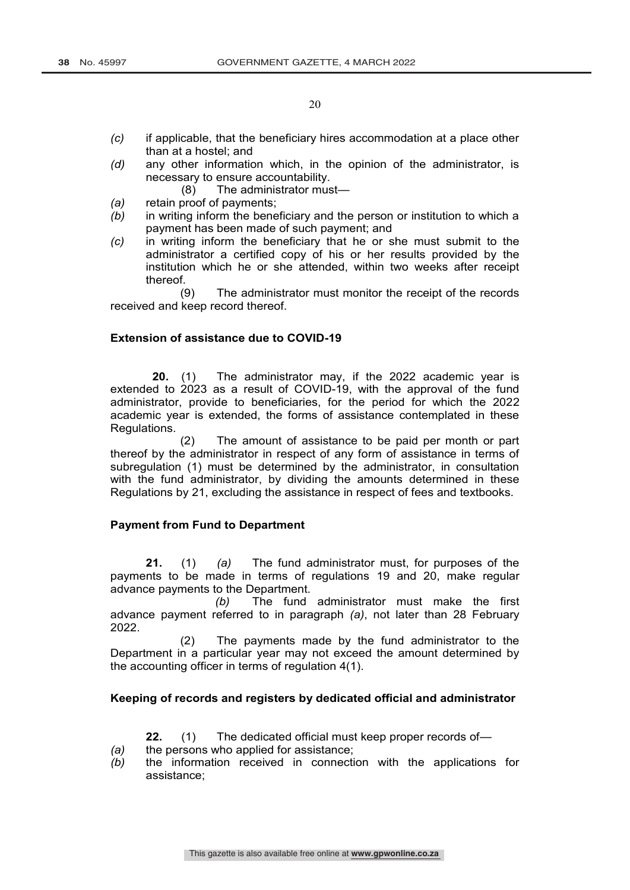*(c)* if applicable, that the beneficiary hires accommodation at a place other than at a hostel; and

*(d)* any other information which, in the opinion of the administrator, is necessary to ensure accountability.

(8) The administrator must—

*(a)* retain proof of payments;

*(b)* in writing inform the beneficiary and the person or institution to which a payment has been made of such payment; and

*(c)* in writing inform the beneficiary that he or she must submit to the administrator a certified copy of his or her results provided by the institution which he or she attended, within two weeks after receipt thereof.

(9) The administrator must monitor the receipt of the records received and keep record thereof.

**Extension of assistance due to COVID-19**

**20.** (1) The administrator may, if the 2022 academic year is extended to 2023 as a result of COVID-19, with the approval of the fund administrator, provide to beneficiaries, for the period for which the 2022 academic year is extended, the forms of assistance contemplated in these Regulations.

(2) The amount of assistance to be paid per month or part thereof by the administrator in respect of any form of assistance in terms of subregulation (1) must be determined by the administrator, in consultation with the fund administrator, by dividing the amounts determined in these Regulations by 21, excluding the assistance in respect of fees and textbooks.

**Payment from Fund to Department**

**21.** (1) *(a)* The fund administrator must, for purposes of the payments to be made in terms of regulations 19 and 20, make regular advance payments to the Department.

*(b)* The fund administrator must make the first advance payment referred to in paragraph *(a)*, not later than 28 February 2022.

(2) The payments made by the fund administrator to the Department in a particular year may not exceed the amount determined by the accounting officer in terms of regulation 4(1).

**Keeping of records and registers by dedicated official and administrator**

**22.** (1) The dedicated official must keep proper records of—

*(a)* the persons who applied for assistance;

*(b)* the information received in connection with the applications for assistance;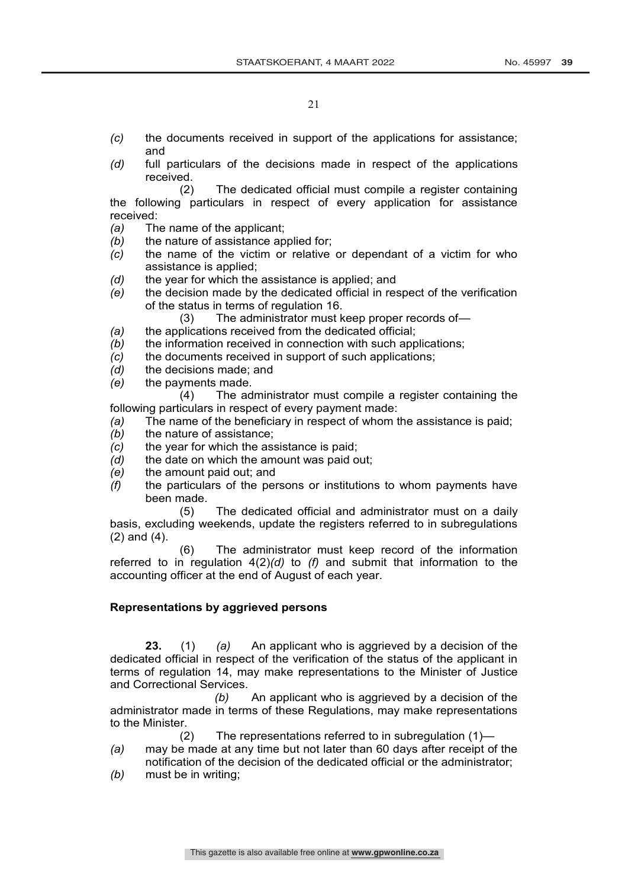*(c)* the documents received in support of the applications for assistance; and

*(d)* full particulars of the decisions made in respect of the applications received.

(2) The dedicated official must compile a register containing the following particulars in respect of every application for assistance received:

*(a)* The name of the applicant;

*(b)* the nature of assistance applied for;

*(c)* the name of the victim or relative or dependant of a victim for who assistance is applied;

*(d)* the year for which the assistance is applied; and

*(e)* the decision made by the dedicated official in respect of the verification of the status in terms of regulation 16.

(3) The administrator must keep proper records of—

*(a)* the applications received from the dedicated official;

*(b)* the information received in connection with such applications;

*(c)* the documents received in support of such applications;

*(d)* the decisions made; and

*(e)* the payments made.

(4) The administrator must compile a register containing the following particulars in respect of every payment made:

*(a)* The name of the beneficiary in respect of whom the assistance is paid;

*(b)* the nature of assistance;

*(c)* the year for which the assistance is paid;

*(d)* the date on which the amount was paid out;

*(e)* the amount paid out; and

*(f)* the particulars of the persons or institutions to whom payments have been made.

(5) The dedicated official and administrator must on a daily basis, excluding weekends, update the registers referred to in subregulations (2) and (4).

(6) The administrator must keep record of the information referred to in regulation 4(2)*(d)* to *(f)* and submit that information to the accounting officer at the end of August of each year.

**Representations by aggrieved persons**

**23.** (1) *(a)* An applicant who is aggrieved by a decision of the dedicated official in respect of the verification of the status of the applicant in terms of regulation 14, may make representations to the Minister of Justice and Correctional Services.

*(b)* An applicant who is aggrieved by a decision of the administrator made in terms of these Regulations, may make representations to the Minister.

(2) The representations referred to in subregulation (1)—

*(a)* may be made at any time but not later than 60 days after receipt of the notification of the decision of the dedicated official or the administrator;

*(b)* must be in writing;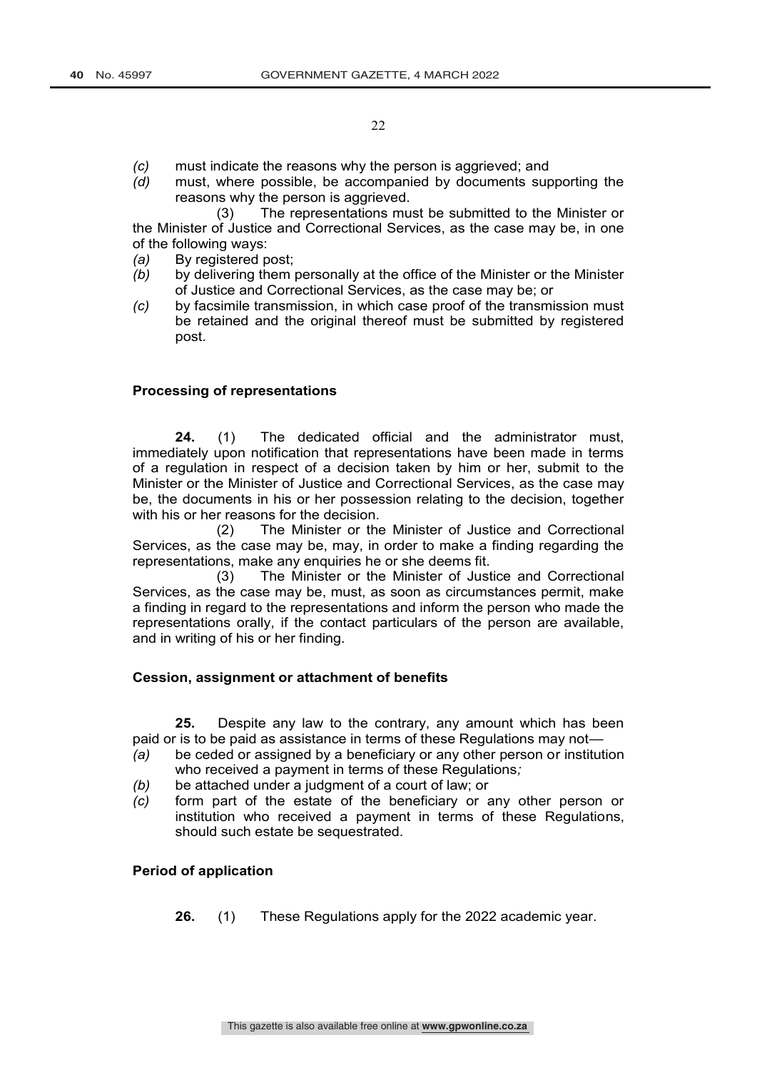*(c)* must indicate the reasons why the person is aggrieved; and

*(d)* must, where possible, be accompanied by documents supporting the reasons why the person is aggrieved.

(3) The representations must be submitted to the Minister or the Minister of Justice and Correctional Services, as the case may be, in one of the following ways:

*(a)* By registered post;

*(b)* by delivering them personally at the office of the Minister or the Minister of Justice and Correctional Services, as the case may be; or

*(c)* by facsimile transmission, in which case proof of the transmission must be retained and the original thereof must be submitted by registered post.

**Processing of representations**

**24.** (1) The dedicated official and the administrator must, immediately upon notification that representations have been made in terms of a regulation in respect of a decision taken by him or her, submit to the Minister or the Minister of Justice and Correctional Services, as the case may be, the documents in his or her possession relating to the decision, together with his or her reasons for the decision.

(2) The Minister or the Minister of Justice and Correctional Services, as the case may be, may, in order to make a finding regarding the representations, make any enquiries he or she deems fit.

(3) The Minister or the Minister of Justice and Correctional Services, as the case may be, must, as soon as circumstances permit, make a finding in regard to the representations and inform the person who made the representations orally, if the contact particulars of the person are available, and in writing of his or her finding.

**Cession, assignment or attachment of benefits**

**25.** Despite any law to the contrary, any amount which has been paid or is to be paid as assistance in terms of these Regulations may not—

*(a)* be ceded or assigned by a beneficiary or any other person or institution who received a payment in terms of these Regulations*;*

*(b)* be attached under a judgment of a court of law; or

*(c)* form part of the estate of the beneficiary or any other person or institution who received a payment in terms of these Regulations, should such estate be sequestrated.

**Period of application**

**26.** (1) These Regulations apply for the 2022 academic year.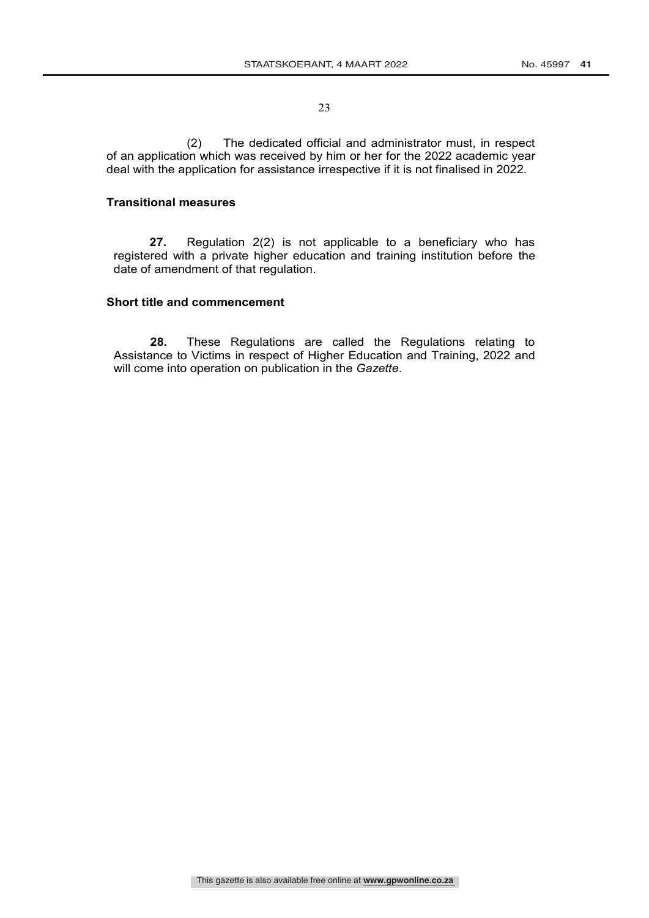(2) The dedicated official and administrator must, in respect of an application which was received by him or her for the 2022 academic year deal with the application for assistance irrespective if it is not finalised in 2022.

**Transitional measures**

**27.** Regulation 2(2) is not applicable to a beneficiary who has registered with a private higher education and training institution before the date of amendment of that regulation.

**Short title and commencement**

**28.** These Regulations are called the Regulations relating to Assistance to Victims in respect of Higher Education and Training, 2022 and will come into operation on publication in the *Gazette*.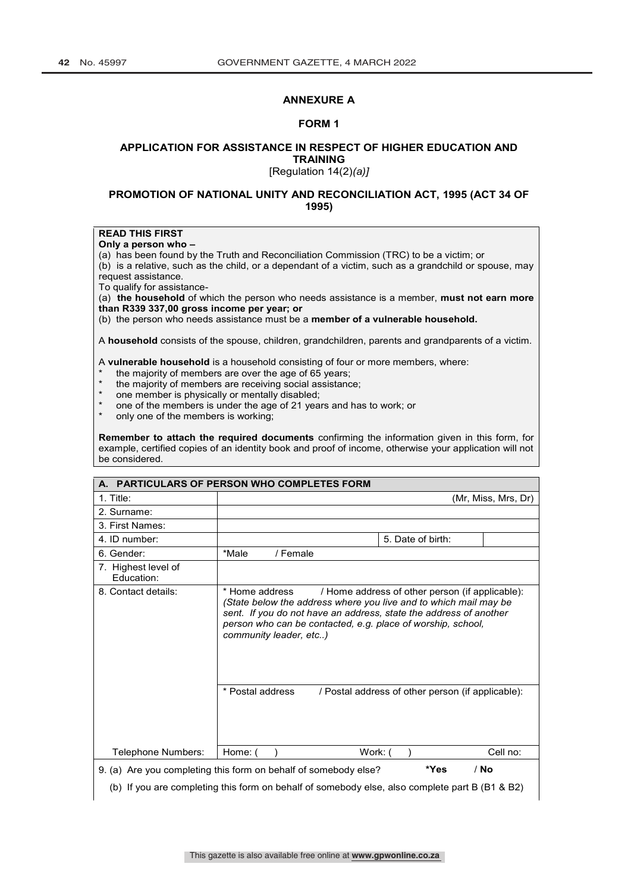## ANNEXURE A

### FORM 1

### APPLICATION FOR ASSISTANCE IN RESPECT OF HIGHER EDUCATION AND TRAINING

[Regulation 14(2)*(a)]*

### PROMOTION OF NATIONAL UNITY AND RECONCILIATION ACT, 1995 (ACT 34 OF 1995)

**READ THIS FIRST**

**Only a person who –**

(a) has been found by the Truth and Reconciliation Commission (TRC) to be a victim; or

(b) is a relative, such as the child, or a dependant of a victim, such as a grandchild or spouse, may request assistance.

To qualify for assistance-

(a) **the household** of which the person who needs assistance is a member, **must not earn more than R339 337,00 gross income per year; or**

(b) the person who needs assistance must be a **member of a vulnerable household.**

A **household** consists of the spouse, children, grandchildren, parents and grandparents of a victim.

A **vulnerable household** is a household consisting of four or more members, where:

- the majority of members are over the age of 65 years;
- the majority of members are receiving social assistance;
- one member is physically or mentally disabled;
- one of the members is under the age of 21 years and has to work; or
- only one of the members is working;

**Remember to attach the required documents** confirming the information given in this form, for example, certified copies of an identity book and proof of income, otherwise your application will not be considered.

| **A. PARTICULARS OF PERSON WHO COMPLETES FORM** | | | |
|---|---|---|---|
| 1. Title: | (Mr, Miss, Mrs, Dr) | | |
| 2. Surname: | | | |
| 3. First Names: | | | |
| 4. ID number: | | 5. Date of birth: | |
| 6. Gender: | *Male / Female | | |
| 7. Highest level of Education: | | | |
| 8. Contact details: | * Home address / Home address of other person (if applicable): *(State below the address where you live and to which mail may be sent. If you do not have an address, state the address of another person who can be contacted, e.g. place of worship, school, community leader, etc..)* | | |
| | * Postal address / Postal address of other person (if applicable): | | |
| Telephone Numbers: | Home: ( ) | Work: ( ) | Cell no: |
| 9. (a) Are you completing this form on behalf of somebody else? **\*Yes** / **No** | | | |
| (b) If you are completing this form on behalf of somebody else, also complete part B (B1 & B2) | | | |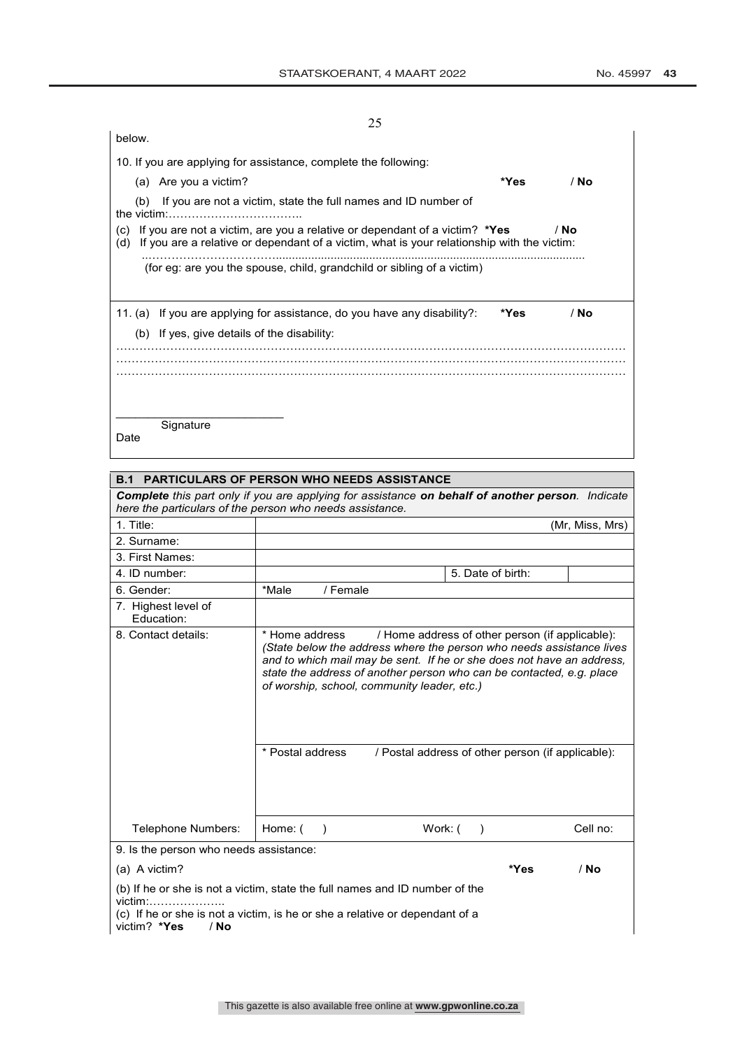below.

10. If you are applying for assistance, complete the following:

(a) Are you a victim? **\*Yes** / **No**

(b) If you are not a victim, state the full names and ID number of the victim:……………………………..

(c) If you are not a victim, are you a relative or dependant of a victim? **\*Yes** / **No**
(d) If you are a relative or dependant of a victim, what is your relationship with the victim:

..……………………………...........................................................................................................
(for eg: are you the spouse, child, grandchild or sibling of a victim)

11. (a) If you are applying for assistance, do you have any disability?: **\*Yes** / **No**

(b) If yes, give details of the disability:

………………………………………………………………………………………………………………
………………………………………………………………………………………………………………
………………………………………………………………………………………………………………

\_\_\_\_\_\_\_\_\_\_\_\_\_\_\_\_\_\_\_\_\_\_\_\_\_
Signature
Date

| **B.1 PARTICULARS OF PERSON WHO NEEDS ASSISTANCE** | | | |
|---|---|---|---|
| ***Complete*** *this part only if you are applying for assistance* ***on behalf of another person****. Indicate here the particulars of the person who needs assistance.* | | | |
| 1. Title: | (Mr, Miss, Mrs) | | |
| 2. Surname: | | | |
| 3. First Names: | | | |
| 4. ID number: | | 5. Date of birth: | |
| 6. Gender: | \*Male / Female | | |
| 7. Highest level of Education: | | | |
| 8. Contact details: | \* Home address / Home address of other person (if applicable): *(State below the address where the person who needs assistance lives and to which mail may be sent. If he or she does not have an address, state the address of another person who can be contacted, e.g. place of worship, school, community leader, etc.)* | | |
| | \* Postal address / Postal address of other person (if applicable): | | |
| Telephone Numbers: | Home: ( ) | Work: ( ) | Cell no: |

9. Is the person who needs assistance:

(a) A victim? **\*Yes** / **No**

(b) If he or she is not a victim, state the full names and ID number of the victim:………………..

(c) If he or she is not a victim, is he or she a relative or dependant of a victim? **\*Yes** / **No**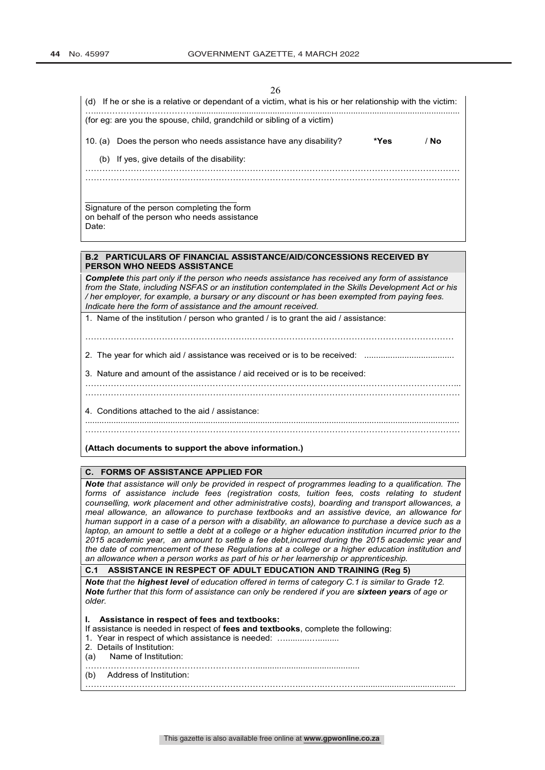(d) If he or she is a relative or dependant of a victim, what is his or her relationship with the victim:

…………………………………………………………………………………………………………………………

(for eg: are you the spouse, child, grandchild or sibling of a victim)

10. (a) Does the person who needs assistance have any disability? **\*Yes / No**

(b) If yes, give details of the disability:

…………………………………………………………………………………………………………………………

…………………………………………………………………………………………………………………………

_______________________________

Signature of the person completing the form
on behalf of the person who needs assistance
Date:

**B.2 PARTICULARS OF FINANCIAL ASSISTANCE/AID/CONCESSIONS RECEIVED BY PERSON WHO NEEDS ASSISTANCE**

***Complete** this part only if the person who needs assistance has received any form of assistance from the State, including NSFAS or an institution contemplated in the Skills Development Act or his / her employer, for example, a bursary or any discount or has been exempted from paying fees. Indicate here the form of assistance and the amount received.*

1. Name of the institution / person who granted / is to grant the aid / assistance:

…………………………………………………………………………………………………………………………

2. The year for which aid / assistance was received or is to be received: ......................................

3. Nature and amount of the assistance / aid received or is to be received:

…………………………………………………………………………………………………………………………

…………………………………………………………………………………………………………………………

4. Conditions attached to the aid / assistance:

…………………………………………………………………………………………………………………………

…………………………………………………………………………………………………………………………

**(Attach documents to support the above information.)**

**C. FORMS OF ASSISTANCE APPLIED FOR**

***Note** that assistance will only be provided in respect of programmes leading to a qualification. The forms of assistance include fees (registration costs, tuition fees, costs relating to student counselling, work placement and other administrative costs), boarding and transport allowances, a meal allowance, an allowance to purchase textbooks and an assistive device, an allowance for human support in a case of a person with a disability, an allowance to purchase a device such as a laptop, an amount to settle a debt at a college or a higher education institution incurred prior to the 2015 academic year, an amount to settle a fee debt,incurred during the 2015 academic year and the date of commencement of these Regulations at a college or a higher education institution and an allowance when a person works as part of his or her learnership or apprenticeship.*

**C.1 ASSISTANCE IN RESPECT OF ADULT EDUCATION AND TRAINING (Reg 5)**

***Note** that the **highest level** of education offered in terms of category C.1 is similar to Grade 12.*
***Note** further that this form of assistance can only be rendered if you are **sixteen years** of age or older.*

**I. Assistance in respect of fees and textbooks:**

If assistance is needed in respect of **fees and textbooks**, complete the following:

1. Year in respect of which assistance is needed: …..........…........
2. Details of Institution:

(a) Name of Institution:

…………………………………………………………...........................................

(b) Address of Institution:

…………………………………………………………………………………………………………………………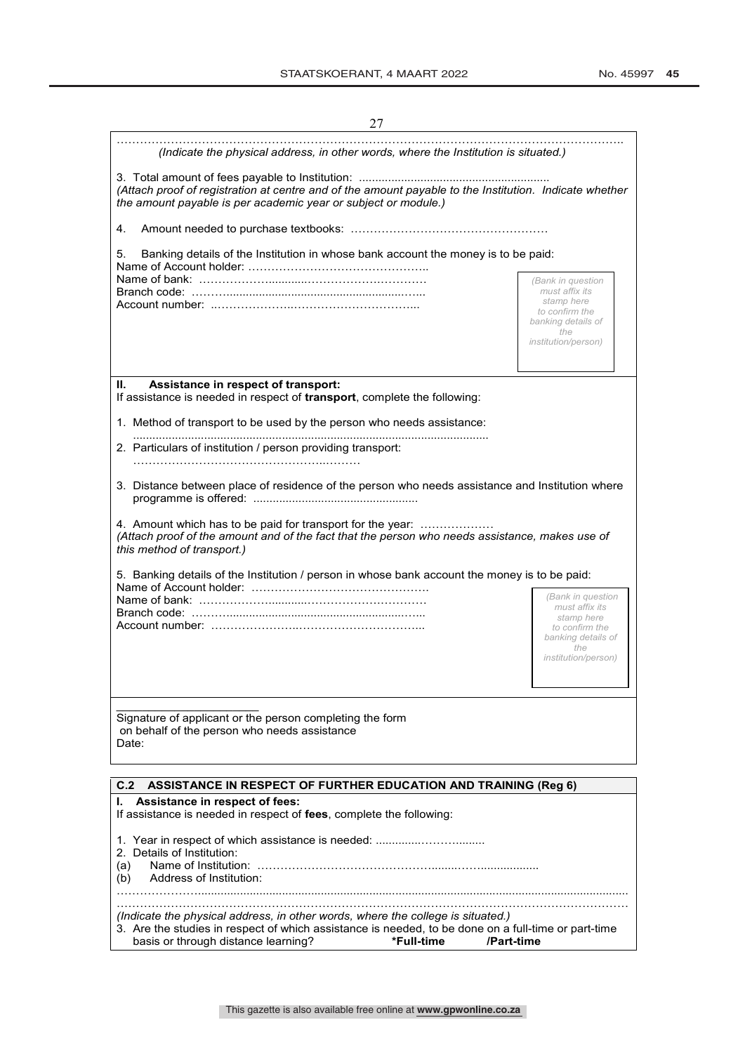……………………………………………………………………………………………………………………..
*(Indicate the physical address, in other words, where the Institution is situated.)*

3. Total amount of fees payable to Institution: ..........................................................
*(Attach proof of registration at centre and of the amount payable to the Institution. Indicate whether the amount payable is per academic year or subject or module.)*

4. Amount needed to purchase textbooks: ……………………………………………

5. Banking details of the Institution in whose bank account the money is to be paid:
Name of Account holder: ………………………………………..
Name of bank: ………………..........…………………………
Branch code: ……….......................................................…..
Account number: ..………………….……………………………...

*(Bank in question must affix its stamp here to confirm the banking details of the institution/person)*

**II. Assistance in respect of transport:**
If assistance is needed in respect of **transport**, complete the following:

1. Method of transport to be used by the person who needs assistance:
.............................................................................................................
2. Particulars of institution / person providing transport:
………………………………………….………

3. Distance between place of residence of the person who needs assistance and Institution where programme is offered: ..................................................

4. Amount which has to be paid for transport for the year: ………………
*(Attach proof of the amount and of the fact that the person who needs assistance, makes use of this method of transport.)*

5. Banking details of the Institution / person in whose bank account the money is to be paid:
Name of Account holder: ……………………………………….
Name of bank: ………………..........…………………………
Branch code: ……….......................................................…..
Account number: ………………….……………………………...

*(Bank in question must affix its stamp here to confirm the banking details of the institution/person)*

______________________
Signature of applicant or the person completing the form on behalf of the person who needs assistance
Date:

**C.2 ASSISTANCE IN RESPECT OF FURTHER EDUCATION AND TRAINING (Reg 6)**

**I. Assistance in respect of fees:**
If assistance is needed in respect of **fees**, complete the following:

1. Year in respect of which assistance is needed: .............………........
2. Details of Institution:
(a) Name of Institution: …………………………………………........……..................
(b) Address of Institution:
……………….......................................................................................................................................
……………………………………………………………………………………………………………
*(Indicate the physical address, in other words, where the college is situated.)*
3. Are the studies in respect of which assistance is needed, to be done on a full-time or part-time basis or through distance learning? **\*Full-time /Part-time**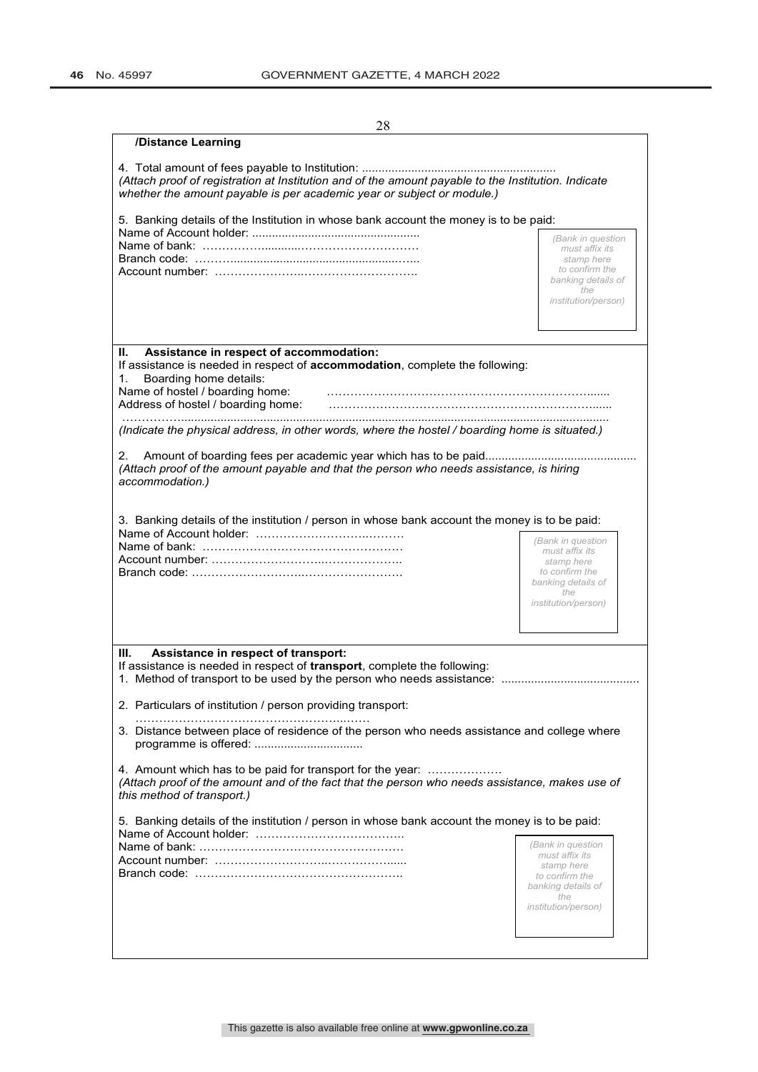**/Distance Learning**

4. Total amount of fees payable to Institution: ..........................................................

*(Attach proof of registration at Institution and of the amount payable to the Institution. Indicate whether the amount payable is per academic year or subject or module.)*

5. Banking details of the Institution in whose bank account the money is to be paid:

Name of Account holder: ..................................................

Name of bank: ……………..........…………………………

Branch code: ………..........................................……..

Account number: …………………..………………………..

*(Bank in question must affix its stamp here to confirm the banking details of the institution/person)*

**II. Assistance in respect of accommodation:**

If assistance is needed in respect of **accommodation**, complete the following:

1. Boarding home details:

Name of hostel / boarding home: ……………………………………………………………......

Address of hostel / boarding home: ……………………………………………………………......

……………...........................................................................................................................

*(Indicate the physical address, in other words, where the hostel / boarding home is situated.)*

2. Amount of boarding fees per academic year which has to be paid.............................................

*(Attach proof of the amount payable and that the person who needs assistance, is hiring accommodation.)*

3. Banking details of the institution / person in whose bank account the money is to be paid:

Name of Account holder: ………………………….………

Name of bank: ……………………………………………

Account number: ………………………..………………..

Branch code: ……………………….…………………….

*(Bank in question must affix its stamp here to confirm the banking details of the institution/person)*

**III. Assistance in respect of transport:**

If assistance is needed in respect of **transport**, complete the following:

1. Method of transport to be used by the person who needs assistance: .........................................

2. Particulars of institution / person providing transport:

   ……………………………………………….…….

3. Distance between place of residence of the person who needs assistance and college where programme is offered: ................................

4. Amount which has to be paid for transport for the year: ………………

*(Attach proof of the amount and of the fact that the person who needs assistance, makes use of this method of transport.)*

5. Banking details of the institution / person in whose bank account the money is to be paid:

Name of Account holder: ……………………………….

Name of bank: ……………………………………………

Account number: ………………………..……………......

Branch code: …………………………………………….

*(Bank in question must affix its stamp here to confirm the banking details of the institution/person)*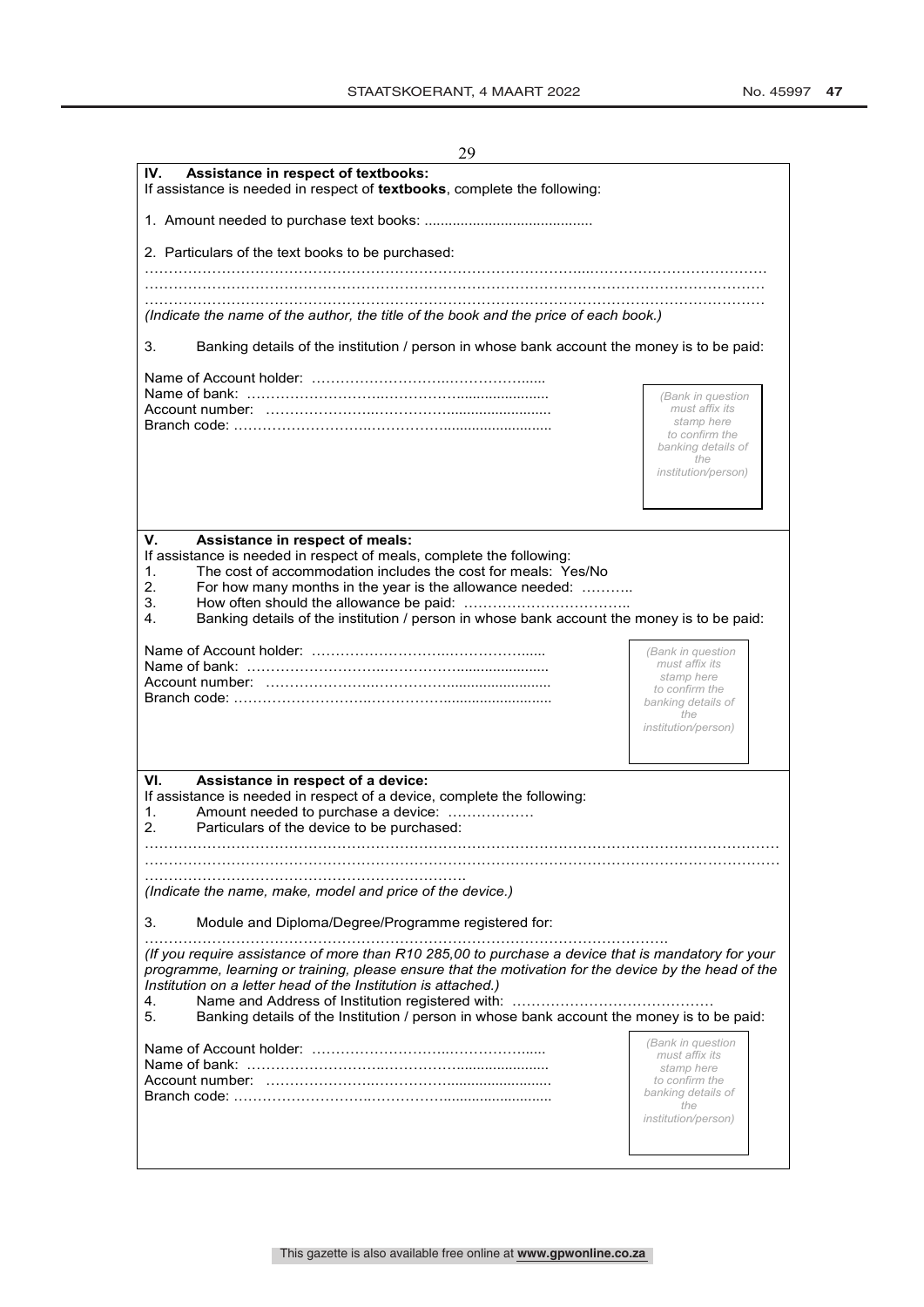## IV. Assistance in respect of textbooks:

If assistance is needed in respect of **textbooks**, complete the following:

1. Amount needed to purchase text books: .........................................

2. Particulars of the text books to be purchased:

………………………………………………………………………………………………………………………
………………………………………………………………………………………………………………………
………………………………………………………………………………………………………………………

*(Indicate the name of the author, the title of the book and the price of each book.)*

3. Banking details of the institution / person in whose bank account the money is to be paid:

Name of Account holder: ……………………………………………......
Name of bank: ……………………………………………......................
Account number: ……………………………………….........................
Branch code: ……………………………………………..........................

*(Bank in question must affix its stamp here to confirm the banking details of the institution/person)*

## V. Assistance in respect of meals:

If assistance is needed in respect of meals, complete the following:

1. The cost of accommodation includes the cost for meals: Yes/No
2. For how many months in the year is the allowance needed: ………..
3. How often should the allowance be paid: ……………………………..
4. Banking details of the institution / person in whose bank account the money is to be paid:

Name of Account holder: ……………………………………………......
Name of bank: ……………………………………………......................
Account number: ……………………………………….........................
Branch code: ……………………………………………..........................

*(Bank in question must affix its stamp here to confirm the banking details of the institution/person)*

## VI. Assistance in respect of a device:

If assistance is needed in respect of a device, complete the following:

1. Amount needed to purchase a device: ………………
2. Particulars of the device to be purchased:

………………………………………………………………………………………………………………………
………………………………………………………………………………………………………………………
…………………………………………………………

*(Indicate the name, make, model and price of the device.)*

3. Module and Diploma/Degree/Programme registered for:

……………………………………………………………………………………………

*(If you require assistance of more than R10 285,00 to purchase a device that is mandatory for your programme, learning or training, please ensure that the motivation for the device by the head of the Institution on a letter head of the Institution is attached.)*

4. Name and Address of Institution registered with: ……………………………………
5. Banking details of the Institution / person in whose bank account the money is to be paid:

Name of Account holder: ……………………………………………......
Name of bank: ……………………………………………......................
Account number: ……………………………………….........................
Branch code: ……………………………………………..........................

*(Bank in question must affix its stamp here to confirm the banking details of the institution/person)*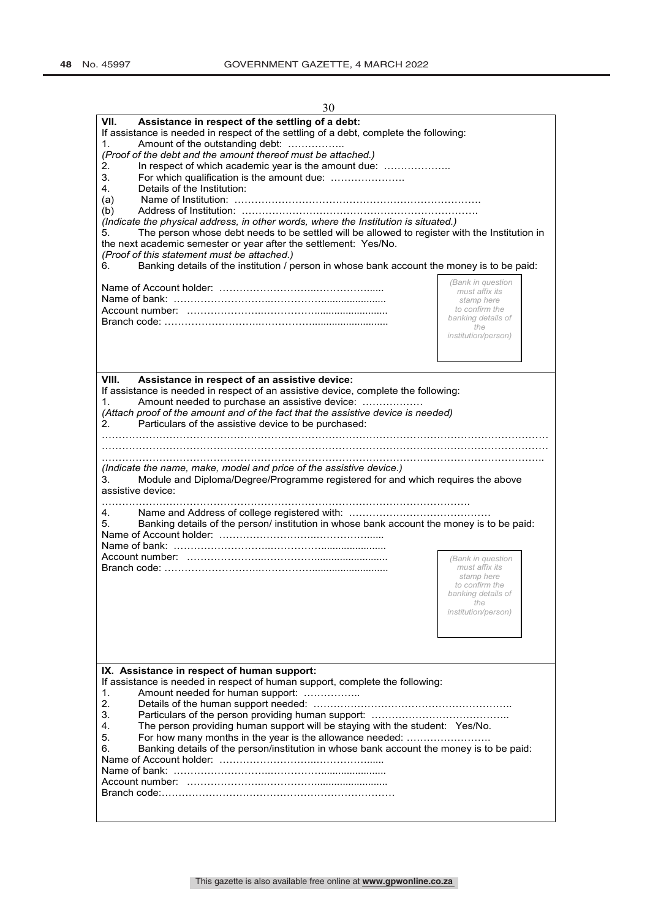**VII. Assistance in respect of the settling of a debt:**

If assistance is needed in respect of the settling of a debt, complete the following:

1. Amount of the outstanding debt: ……………..

*(Proof of the debt and the amount thereof must be attached.)*

2. In respect of which academic year is the amount due: ………………..
3. For which qualification is the amount due: ………………….
4. Details of the Institution:

(a) Name of Institution: ……………………………………………………………….

(b) Address of Institution: ……………………………………………………………….

*(Indicate the physical address, in other words, where the Institution is situated.)*

5. The person whose debt needs to be settled will be allowed to register with the Institution in the next academic semester or year after the settlement: Yes/No.

*(Proof of this statement must be attached.)*

6. Banking details of the institution / person in whose bank account the money is to be paid:

Name of Account holder: ……………………….………………......

Name of bank: ……………………….……………......................

Account number: ………………….……………........................

Branch code: ……………………….……………..........................

*(Bank in question must affix its stamp here to confirm the banking details of the institution/person)*

**VIII. Assistance in respect of an assistive device:**

If assistance is needed in respect of an assistive device, complete the following:

1. Amount needed to purchase an assistive device: ………………

*(Attach proof of the amount and of the fact that the assistive device is needed)*

2. Particulars of the assistive device to be purchased:

…………………………………………………………………………………………………………………

…………………………………………………………………………………………………………………

…………………………………………………………………………………………………………………..

*(Indicate the name, make, model and price of the assistive device.)*

3. Module and Diploma/Degree/Programme registered for and which requires the above assistive device:

……………………………………………………………………………………………….

4. Name and Address of college registered with: ……………………………………
5. Banking details of the person/ institution in whose bank account the money is to be paid:

Name of Account holder: ……………………….………………......

Name of bank: ……………………….……………......................

Account number: ………………….……………........................

Branch code: ……………………….……………..........................

*(Bank in question must affix its stamp here to confirm the banking details of the institution/person)*

**IX. Assistance in respect of human support:**

If assistance is needed in respect of human support, complete the following:

1. Amount needed for human support: ……………..
2. Details of the human support needed: …………………………………………………….
3. Particulars of the person providing human support: …………………………………..
4. The person providing human support will be staying with the student: Yes/No.
5. For how many months in the year is the allowance needed: …………………….
6. Banking details of the person/institution in whose bank account the money is to be paid:

Name of Account holder: ……………………….………………......

Name of bank: ……………………….……………......................

Account number: ………………….……………........................

Branch code:……………………………………………………………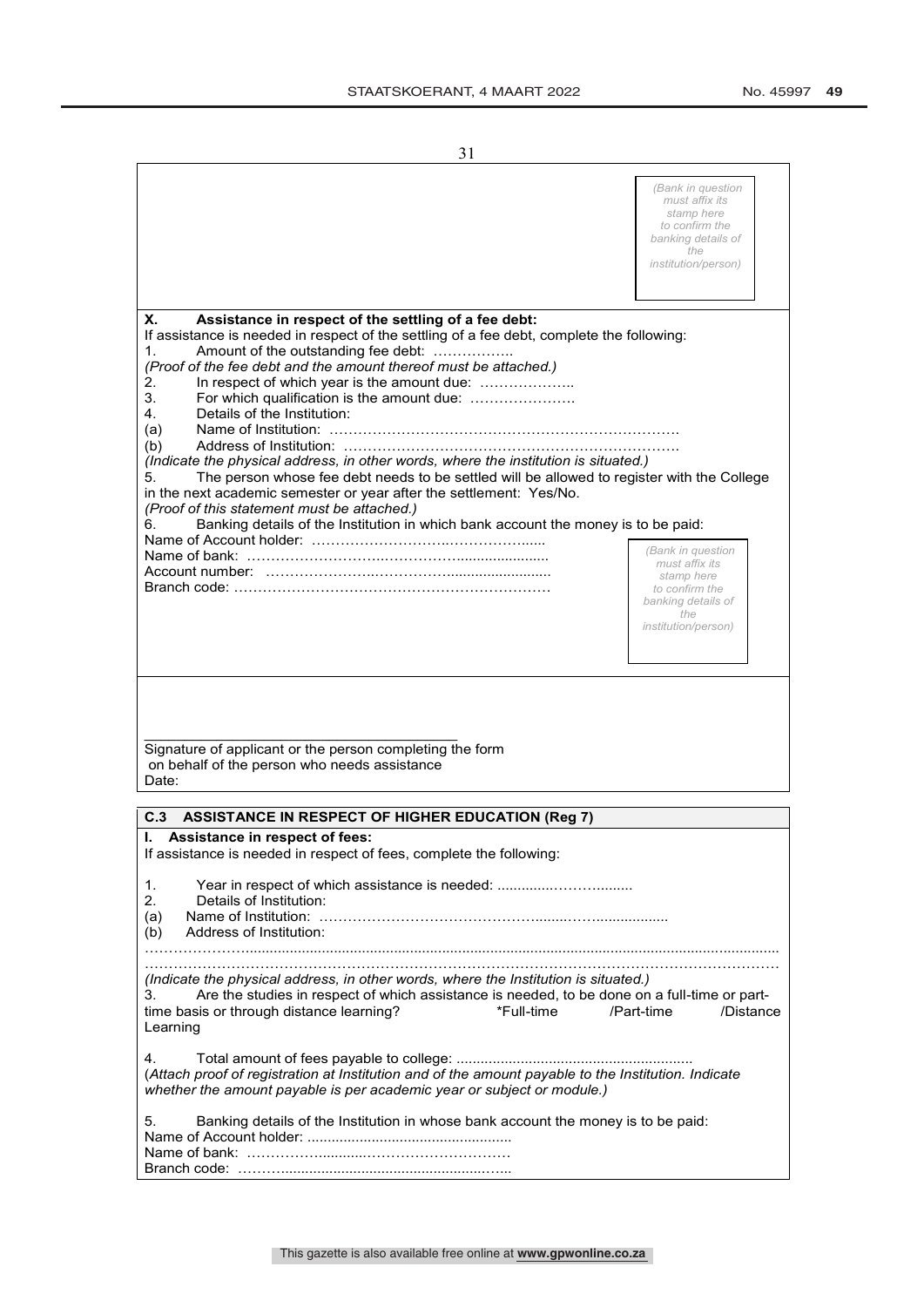*(Bank in question must affix its stamp here to confirm the banking details of the institution/person)*

**X. Assistance in respect of the settling of a fee debt:**

If assistance is needed in respect of the settling of a fee debt, complete the following:

1. Amount of the outstanding fee debt: ……………..

*(Proof of the fee debt and the amount thereof must be attached.)*

2. In respect of which year is the amount due: ………………..
3. For which qualification is the amount due: ………………….
4. Details of the Institution:

(a) Name of Institution: ……………………………………………………………….

(b) Address of Institution: …………………………………………………………….

*(Indicate the physical address, in other words, where the institution is situated.)*

5. The person whose fee debt needs to be settled will be allowed to register with the College in the next academic semester or year after the settlement: Yes/No.

*(Proof of this statement must be attached.)*

6. Banking details of the Institution in which bank account the money is to be paid:

Name of Account holder: ……………………….………………......

Name of bank: ……………………….……………......................

Account number: ………………….……………........................

Branch code: …………………………………………………………

*(Bank in question must affix its stamp here to confirm the banking details of the institution/person)*

\_\_\_\_\_\_\_\_\_\_\_\_\_\_\_\_\_\_\_\_\_\_\_\_\_\_\_\_\_\_\_\_\_\_\_\_\_\_\_\_

Signature of applicant or the person completing the form on behalf of the person who needs assistance

Date:

**C.3 ASSISTANCE IN RESPECT OF HIGHER EDUCATION (Reg 7)**

**I. Assistance in respect of fees:**

If assistance is needed in respect of fees, complete the following:

1. Year in respect of which assistance is needed: ..............……….........
2. Details of Institution:

(a) Name of Institution: ………………………………………........……..................

(b) Address of Institution:

…………………..........................................................................................................................

……………………………………………………………………………………………………………

*(Indicate the physical address, in other words, where the Institution is situated.)*

3. Are the studies in respect of which assistance is needed, to be done on a full-time or part-time basis or through distance learning? \*Full-time /Part-time /Distance Learning

4. Total amount of fees payable to college: ..........................................................

(*Attach proof of registration at Institution and of the amount payable to the Institution. Indicate whether the amount payable is per academic year or subject or module.)*

5. Banking details of the Institution in whose bank account the money is to be paid:

Name of Account holder: ..................................................

Name of bank: ……………..........…………………………

Branch code: ………........................................……..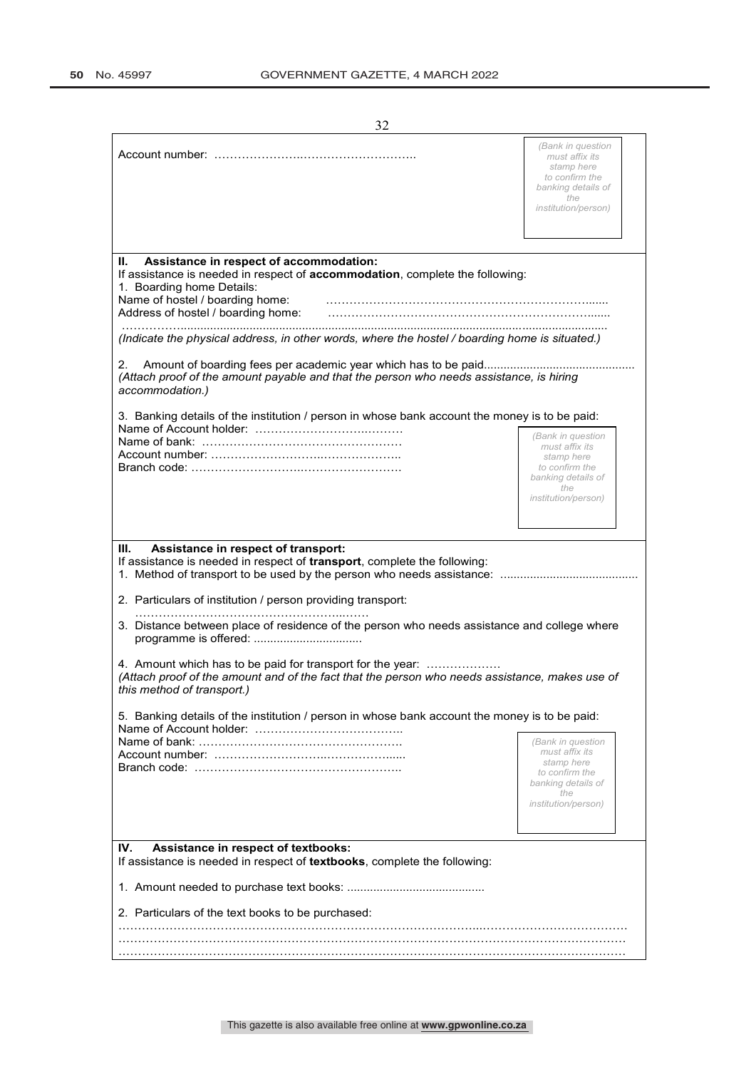Account number: ………………….……………………..

*(Bank in question must affix its stamp here to confirm the banking details of the institution/person)*

**II. Assistance in respect of accommodation:**

If assistance is needed in respect of **accommodation**, complete the following:

1. Boarding home Details:

Name of hostel / boarding home: …………………………………………………………......

Address of hostel / boarding home: …………………………………………………………......

……………..................................................................................................................................

*(Indicate the physical address, in other words, where the hostel / boarding home is situated.)*

2. Amount of boarding fees per academic year which has to be paid.............................................

*(Attach proof of the amount payable and that the person who needs assistance, is hiring accommodation.)*

3. Banking details of the institution / person in whose bank account the money is to be paid:

Name of Account holder: ………………………..………

Name of bank: ……………………………………………

Account number: ………………………..………………..

Branch code: ……………………….…………………….

*(Bank in question must affix its stamp here to confirm the banking details of the institution/person)*

**III. Assistance in respect of transport:**

If assistance is needed in respect of **transport**, complete the following:

1. Method of transport to be used by the person who needs assistance: .........................................

2. Particulars of institution / person providing transport:

……………………………………………...……

3. Distance between place of residence of the person who needs assistance and college where programme is offered: ................................

4. Amount which has to be paid for transport for the year: ………………

*(Attach proof of the amount and of the fact that the person who needs assistance, makes use of this method of transport.)*

5. Banking details of the institution / person in whose bank account the money is to be paid:

Name of Account holder: ………………………………..

Name of bank: …………………………………………….

Account number: ………………………..……………......

Branch code: ……………………………………………..

*(Bank in question must affix its stamp here to confirm the banking details of the institution/person)*

**IV. Assistance in respect of textbooks:**

If assistance is needed in respect of **textbooks**, complete the following:

1. Amount needed to purchase text books: .........................................

2. Particulars of the text books to be purchased:

…………………………………………………………………………………..……………………………

………………………………………………………………………………………………………………

………………………………………………………………………………………………………………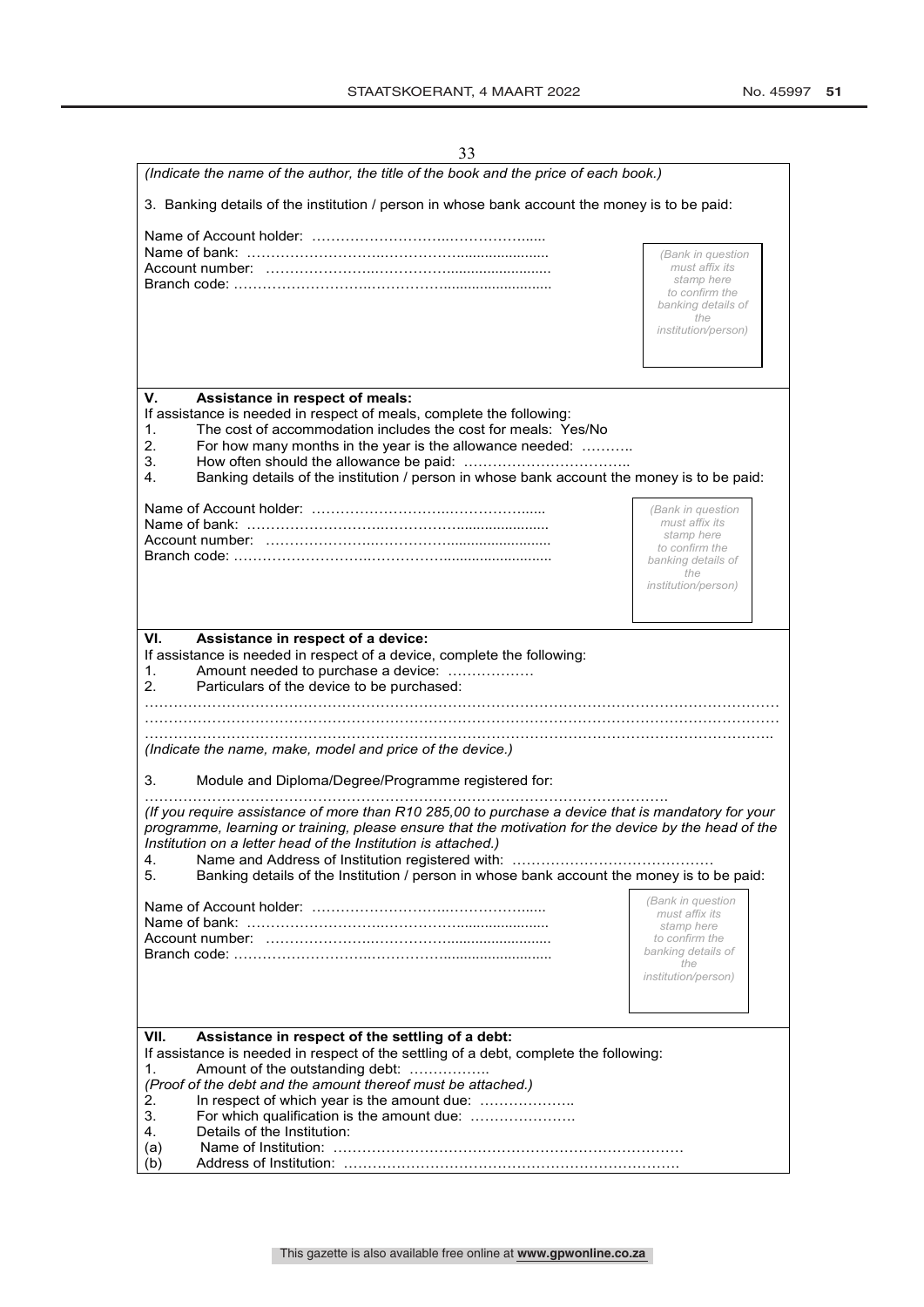*(Indicate the name of the author, the title of the book and the price of each book.)*

3. Banking details of the institution / person in whose bank account the money is to be paid:

Name of Account holder: …………………………………………......
Name of bank: …………………………………………......................
Account number: ………………………………………......................
Branch code: …………………………………………...........................

*(Bank in question must affix its stamp here to confirm the banking details of the institution/person)*

**V. Assistance in respect of meals:**

If assistance is needed in respect of meals, complete the following:

1. The cost of accommodation includes the cost for meals: Yes/No
2. For how many months in the year is the allowance needed: ………..
3. How often should the allowance be paid: ……………………………..
4. Banking details of the institution / person in whose bank account the money is to be paid:

Name of Account holder: …………………………………………......
Name of bank: …………………………………………......................
Account number: ………………………………………......................
Branch code: …………………………………………...........................

*(Bank in question must affix its stamp here to confirm the banking details of the institution/person)*

**VI. Assistance in respect of a device:**

If assistance is needed in respect of a device, complete the following:

1. Amount needed to purchase a device: ………………
2. Particulars of the device to be purchased:

………………………………………………………………………………………………………………
………………………………………………………………………………………………………………
……………………………………………………………………………………………………………..

*(Indicate the name, make, model and price of the device.)*

3. Module and Diploma/Degree/Programme registered for:

…………………………………………………………………………………………….

*(If you require assistance of more than R10 285,00 to purchase a device that is mandatory for your programme, learning or training, please ensure that the motivation for the device by the head of the Institution on a letter head of the Institution is attached.)*

4. Name and Address of Institution registered with: ……………………………………
5. Banking details of the Institution / person in whose bank account the money is to be paid:

Name of Account holder: …………………………………………......
Name of bank: …………………………………………......................
Account number: ………………………………………......................
Branch code: …………………………………………...........................

*(Bank in question must affix its stamp here to confirm the banking details of the institution/person)*

**VII. Assistance in respect of the settling of a debt:**

If assistance is needed in respect of the settling of a debt, complete the following:

1. Amount of the outstanding debt: …………….

*(Proof of the debt and the amount thereof must be attached.)*

2. In respect of which year is the amount due: ………………..
3. For which qualification is the amount due: ………………….
4. Details of the Institution:

(a) Name of Institution: …………………………………………………………………
(b) Address of Institution: ……………………………………………………………….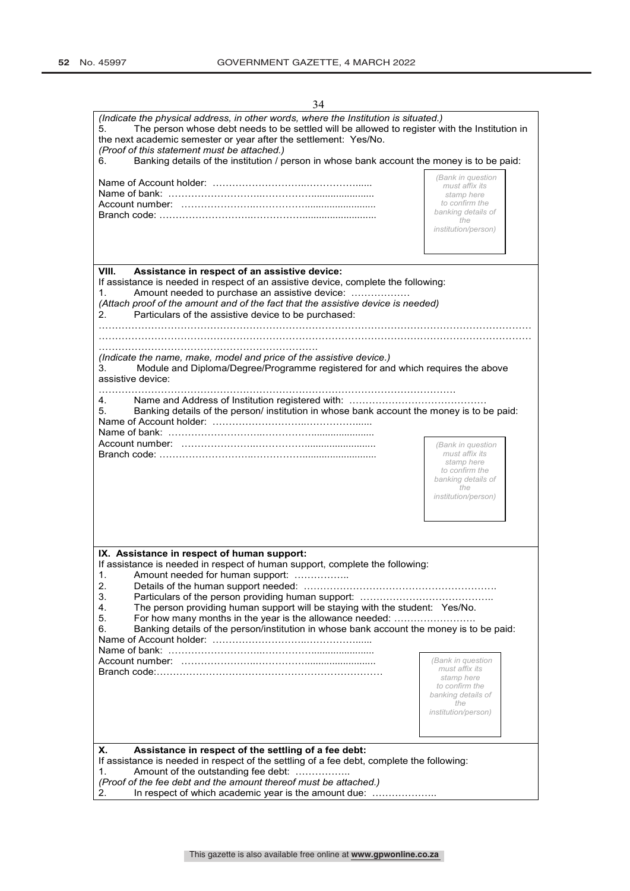*(Indicate the physical address, in other words, where the Institution is situated.)*

5. The person whose debt needs to be settled will be allowed to register with the Institution in the next academic semester or year after the settlement: Yes/No.

*(Proof of this statement must be attached.)*

6. Banking details of the institution / person in whose bank account the money is to be paid:

Name of Account holder: ……………………….………………......
Name of bank: ……………………….……………......................
Account number: …………………..……………........................
Branch code: ……………………….……………..........................

*(Bank in question must affix its stamp here to confirm the banking details of the institution/person)*

**VIII. Assistance in respect of an assistive device:**

If assistance is needed in respect of an assistive device, complete the following:

1. Amount needed to purchase an assistive device: ………………

*(Attach proof of the amount and of the fact that the assistive device is needed)*

2. Particulars of the assistive device to be purchased:

…………………………………………………………………………………………………………………
…………………………………………………………………………………………………………………
………………………………………………………….

*(Indicate the name, make, model and price of the assistive device.)*

3. Module and Diploma/Degree/Programme registered for and which requires the above assistive device:

………………………………………………………………………………………………

4. Name and Address of Institution registered with: ……………………………………

5. Banking details of the person/ institution in whose bank account the money is to be paid:

Name of Account holder: ……………………….………………......
Name of bank: ……………………….……………......................
Account number: …………………..……………........................
Branch code: ……………………….……………..........................

*(Bank in question must affix its stamp here to confirm the banking details of the institution/person)*

**IX. Assistance in respect of human support:**

If assistance is needed in respect of human support, complete the following:

1. Amount needed for human support: ……………..
2. Details of the human support needed: ………………………………………………….
3. Particulars of the person providing human support: …………………………………..
4. The person providing human support will be staying with the student: Yes/No.
5. For how many months in the year is the allowance needed: …………………….
6. Banking details of the person/institution in whose bank account the money is to be paid:

Name of Account holder: ……………………….………………......
Name of bank: ……………………….……………......................
Account number: …………………..……………........................
Branch code:……………………………………………………………

*(Bank in question must affix its stamp here to confirm the banking details of the institution/person)*

**X. Assistance in respect of the settling of a fee debt:**

If assistance is needed in respect of the settling of a fee debt, complete the following:

1. Amount of the outstanding fee debt: ……………..

*(Proof of the fee debt and the amount thereof must be attached.)*

2. In respect of which academic year is the amount due: ………………..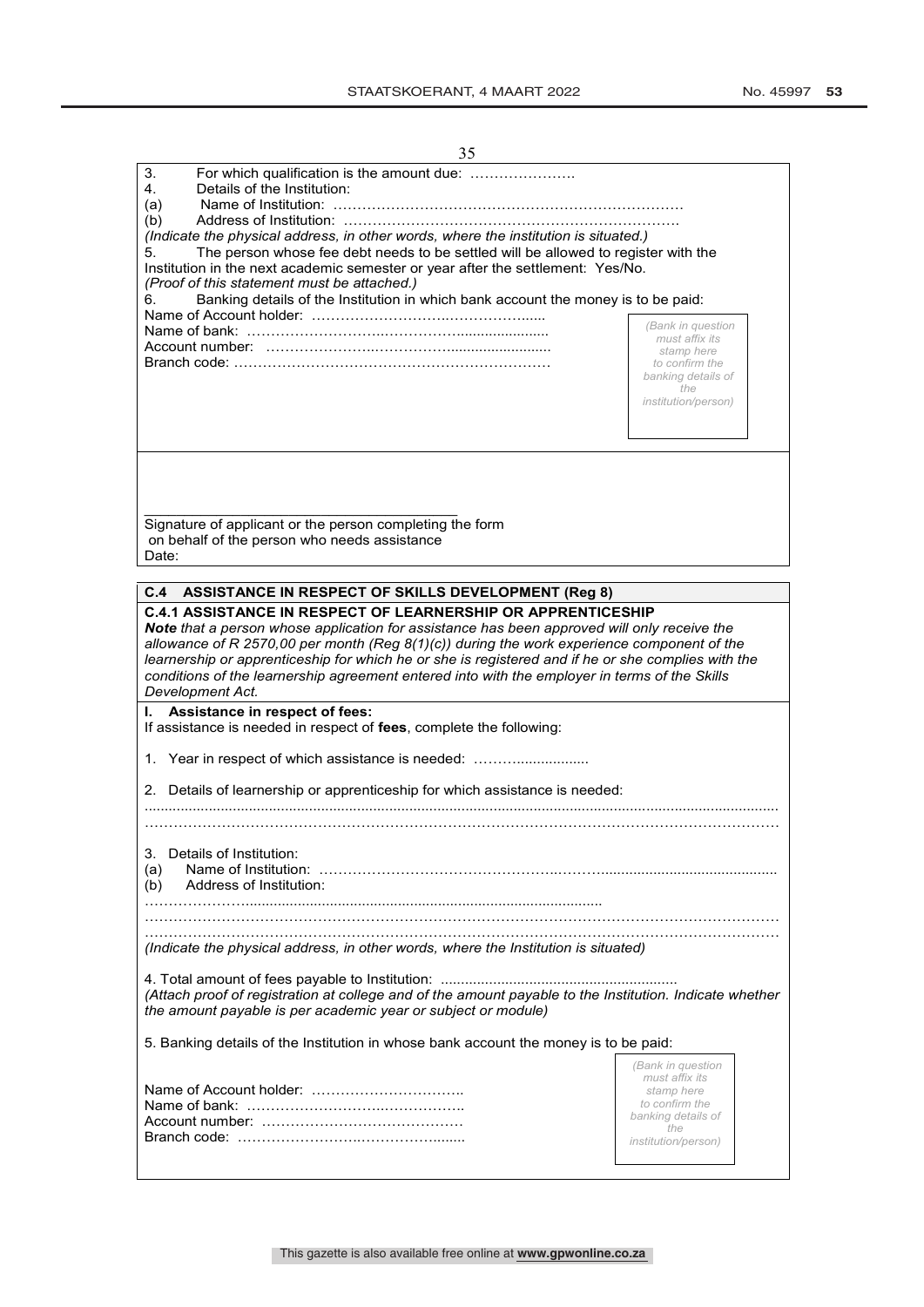3. For which qualification is the amount due: ………………….

4. Details of the Institution:

(a) Name of Institution: ……………………………………………………………….

(b) Address of Institution: …………………………………………………………….

*(Indicate the physical address, in other words, where the institution is situated.)*

5. The person whose fee debt needs to be settled will be allowed to register with the Institution in the next academic semester or year after the settlement: Yes/No.

*(Proof of this statement must be attached.)*

6. Banking details of the Institution in which bank account the money is to be paid:

Name of Account holder: ………………………….………………......

Name of bank: ………………………..……………......................

Account number: ……………………..……………........................

Branch code: …………………………………………………………

*(Bank in question must affix its stamp here to confirm the banking details of the institution/person)*

\_\_\_\_\_\_\_\_\_\_\_\_\_\_\_\_\_\_\_\_\_\_\_\_\_\_\_\_\_\_\_\_\_\_\_\_\_\_\_

Signature of applicant or the person completing the form on behalf of the person who needs assistance

Date:

## C.4 ASSISTANCE IN RESPECT OF SKILLS DEVELOPMENT (Reg 8)

### C.4.1 ASSISTANCE IN RESPECT OF LEARNERSHIP OR APPRENTICESHIP

***Note** that a person whose application for assistance has been approved will only receive the allowance of R 2570,00 per month (Reg 8(1)(c)) during the work experience component of the learnership or apprenticeship for which he or she is registered and if he or she complies with the conditions of the learnership agreement entered into with the employer in terms of the Skills Development Act.*

**I. Assistance in respect of fees:**

If assistance is needed in respect of **fees**, complete the following:

1. Year in respect of which assistance is needed: ………..................

2. Details of learnership or apprenticeship for which assistance is needed:

..........................................................................................................................................................

……………………………………………………………………………………………………………………

3. Details of Institution:

(a) Name of Institution: ……………………………………………..……..........................................

(b) Address of Institution:

…………………..........................................................................................

……………………………………………………………………………………………………………………

……………………………………………………………………………………………………………………

*(Indicate the physical address, in other words, where the Institution is situated)*

4. Total amount of fees payable to Institution: ..........................................................

*(Attach proof of registration at college and of the amount payable to the Institution. Indicate whether the amount payable is per academic year or subject or module)*

5. Banking details of the Institution in whose bank account the money is to be paid:

Name of Account holder: …………………………..

Name of bank: ………………………..……………..

Account number: ……………………………………

Branch code: ……………………..……………........

*(Bank in question must affix its stamp here to confirm the banking details of the institution/person)*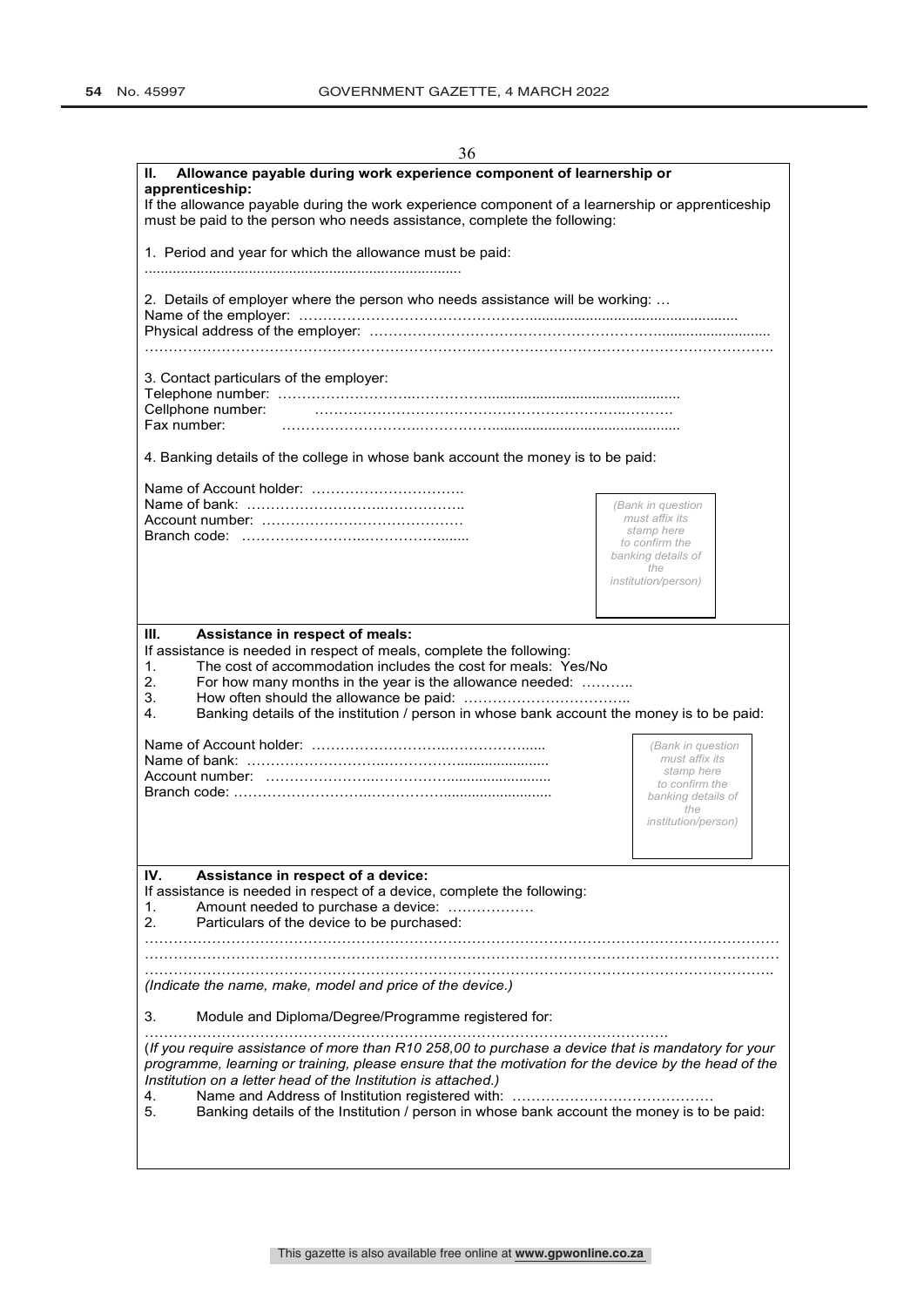## II. Allowance payable during work experience component of learnership or apprenticeship:

If the allowance payable during the work experience component of a learnership or apprenticeship must be paid to the person who needs assistance, complete the following:

1. Period and year for which the allowance must be paid:
.............................................................................

2. Details of employer where the person who needs assistance will be working: …
Name of the employer: ……………………………………………..................................................
Physical address of the employer: ……………………………………………………..........................
……………………………………………………………………………………………………………….

3. Contact particulars of the employer:
Telephone number: ………………………….…………….................................................
Cellphone number: ……………………………………………………………..……….
Fax number: ………………………….…………….............................................

4. Banking details of the college in whose bank account the money is to be paid:

Name of Account holder: ………………………….
Name of bank: ……………………….…………….
Account number: ……………………………………
Branch code: ……………………….……………........

*(Bank in question must affix its stamp here to confirm the banking details of the institution/person)*

## III. Assistance in respect of meals:

If assistance is needed in respect of meals, complete the following:

1. The cost of accommodation includes the cost for meals: Yes/No
2. For how many months in the year is the allowance needed: ………..
3. How often should the allowance be paid: ……………………………..
4. Banking details of the institution / person in whose bank account the money is to be paid:

Name of Account holder: ……………………….……………......
Name of bank: ……………………….…………….....................
Account number: ……………………..………….........................
Branch code: ……………………….…………….........................

*(Bank in question must affix its stamp here to confirm the banking details of the institution/person)*

## IV. Assistance in respect of a device:

If assistance is needed in respect of a device, complete the following:

1. Amount needed to purchase a device: ………………
2. Particulars of the device to be purchased:

………………………………………………………………………………………………………………
………………………………………………………………………………………………………………
……………………………………………………………………………………………………………….

*(Indicate the name, make, model and price of the device.)*

3. Module and Diploma/Degree/Programme registered for:

…………………………………………………………………………………………………

(*If you require assistance of more than R10 258,00 to purchase a device that is mandatory for your programme, learning or training, please ensure that the motivation for the device by the head of the Institution on a letter head of the Institution is attached.)*

4. Name and Address of Institution registered with: ……………………………………
5. Banking details of the Institution / person in whose bank account the money is to be paid: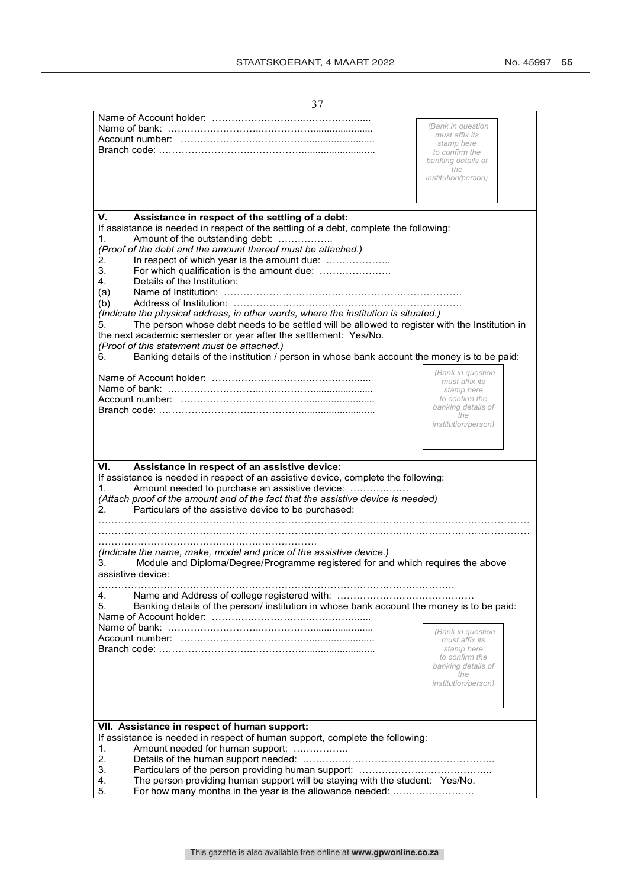Name of Account holder: …………………………………………......
Name of bank: ……………………………………….....................
Account number: ……………………………………........................
Branch code: ……………………………………….........................

*(Bank in question must affix its stamp here to confirm the banking details of the institution/person)*

**V. Assistance in respect of the settling of a debt:**

If assistance is needed in respect of the settling of a debt, complete the following:

1. Amount of the outstanding debt: ……………..

*(Proof of the debt and the amount thereof must be attached.)*

2. In respect of which year is the amount due: ………………..
3. For which qualification is the amount due: ………………….
4. Details of the Institution:

(a) Name of Institution: ……………………………………………………………….

(b) Address of Institution: …………………………………………………………….

*(Indicate the physical address, in other words, where the institution is situated.)*

5. The person whose debt needs to be settled will be allowed to register with the Institution in the next academic semester or year after the settlement: Yes/No.

*(Proof of this statement must be attached.)*

6. Banking details of the institution / person in whose bank account the money is to be paid:

Name of Account holder: …………………………………………......
Name of bank: ……………………………………….....................
Account number: ……………………………………........................
Branch code: ……………………………………….........................

*(Bank in question must affix its stamp here to confirm the banking details of the institution/person)*

**VI. Assistance in respect of an assistive device:**

If assistance is needed in respect of an assistive device, complete the following:

1. Amount needed to purchase an assistive device: ………………

*(Attach proof of the amount and of the fact that the assistive device is needed)*

2. Particulars of the assistive device to be purchased:

……………………………………………………………………………………………………………
……………………………………………………………………………………………………………
………………………………………………………….

*(Indicate the name, make, model and price of the assistive device.)*

3. Module and Diploma/Degree/Programme registered for and which requires the above assistive device:

……………………………………………………………………………………………….

4. Name and Address of college registered with: ……………………………………
5. Banking details of the person/ institution in whose bank account the money is to be paid:

Name of Account holder: …………………………………………......
Name of bank: ……………………………………….....................
Account number: ……………………………………........................
Branch code: ……………………………………….........................

*(Bank in question must affix its stamp here to confirm the banking details of the institution/person)*

**VII. Assistance in respect of human support:**

If assistance is needed in respect of human support, complete the following:

1. Amount needed for human support: ……………..
2. Details of the human support needed: …………………………………………………..
3. Particulars of the person providing human support: …………………………………..
4. The person providing human support will be staying with the student: Yes/No.
5. For how many months in the year is the allowance needed: …………………….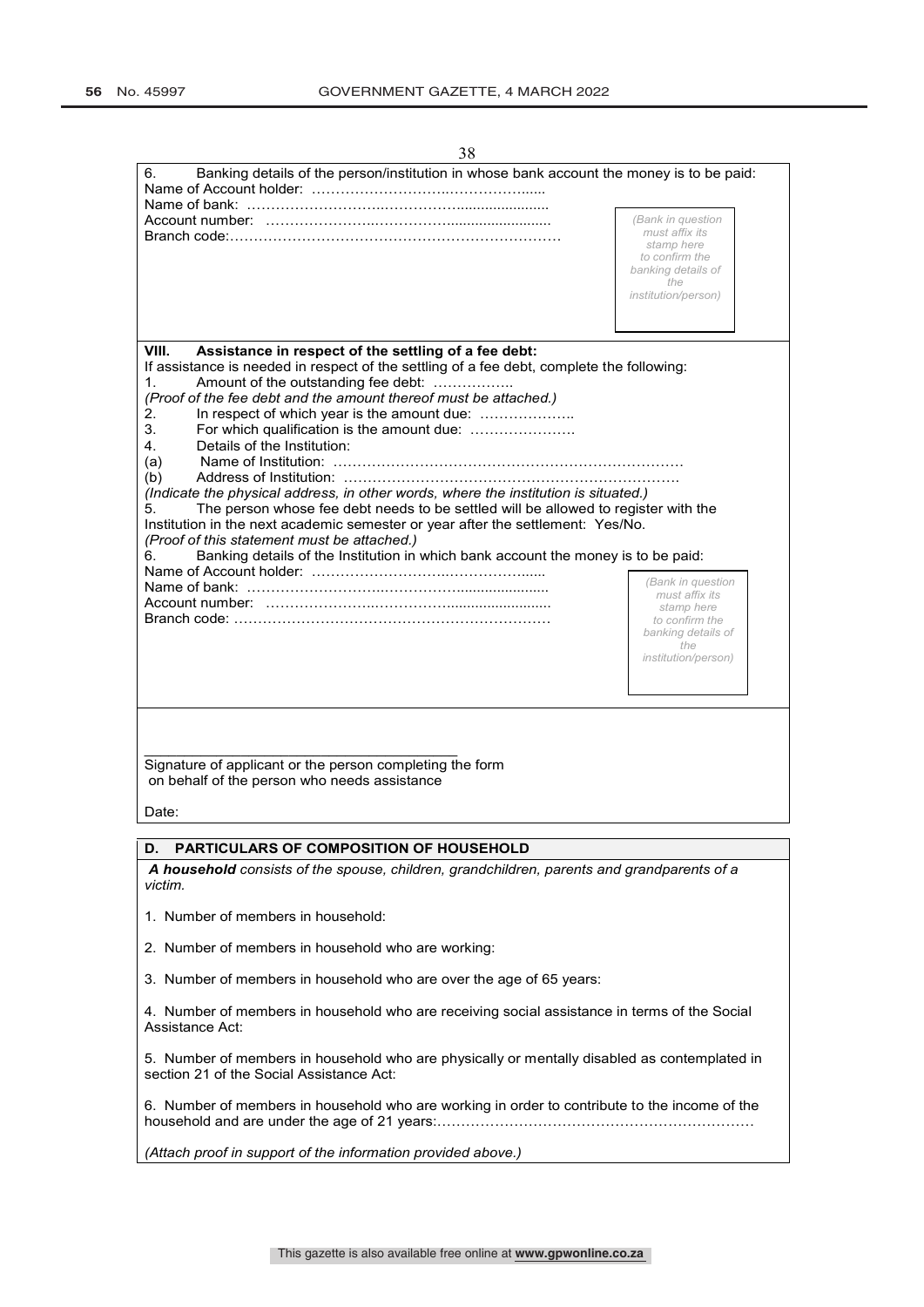6. Banking details of the person/institution in whose bank account the money is to be paid:

Name of Account holder: ……………………….………………......

Name of bank: ……………………….……………......................

Account number: …………………..……………........................

Branch code:……………………………………………………………

*(Bank in question must affix its stamp here to confirm the banking details of the institution/person)*

**VIII. Assistance in respect of the settling of a fee debt:**

If assistance is needed in respect of the settling of a fee debt, complete the following:

1. Amount of the outstanding fee debt: ……………..

*(Proof of the fee debt and the amount thereof must be attached.)*

2. In respect of which year is the amount due: ……………….

3. For which qualification is the amount due: ………………….

4. Details of the Institution:

(a) Name of Institution: ………………………………………………………………

(b) Address of Institution: ……………………………………………………………

*(Indicate the physical address, in other words, where the institution is situated.)*

5. The person whose fee debt needs to be settled will be allowed to register with the Institution in the next academic semester or year after the settlement: Yes/No.

*(Proof of this statement must be attached.)*

6. Banking details of the Institution in which bank account the money is to be paid:

Name of Account holder: ……………………….………………......

Name of bank: ……………………….……………......................

Account number: …………………..……………........................

Branch code: …………………………………………………………

*(Bank in question must affix its stamp here to confirm the banking details of the institution/person)*

\_\_\_\_\_\_\_\_\_\_\_\_\_\_\_\_\_\_\_\_\_\_\_\_\_\_\_\_\_\_\_\_\_\_\_\_\_\_\_\_\_\_

Signature of applicant or the person completing the form on behalf of the person who needs assistance

Date:

**D. PARTICULARS OF COMPOSITION OF HOUSEHOLD**

***A household*** *consists of the spouse, children, grandchildren, parents and grandparents of a victim.*

1. Number of members in household:

2. Number of members in household who are working:

3. Number of members in household who are over the age of 65 years:

4. Number of members in household who are receiving social assistance in terms of the Social Assistance Act:

5. Number of members in household who are physically or mentally disabled as contemplated in section 21 of the Social Assistance Act:

6. Number of members in household who are working in order to contribute to the income of the household and are under the age of 21 years:…………………………………………………………

*(Attach proof in support of the information provided above.)*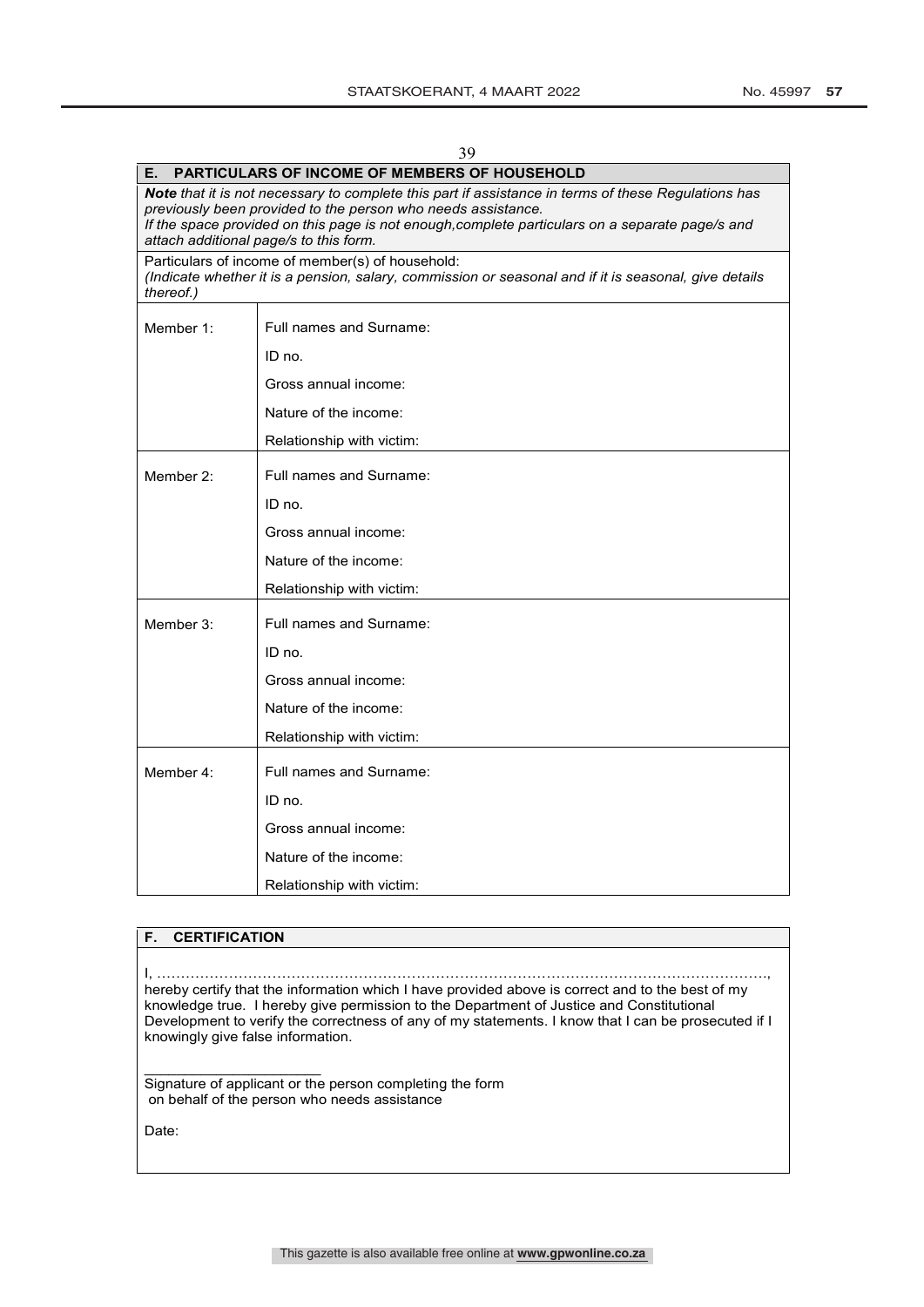## E. PARTICULARS OF INCOME OF MEMBERS OF HOUSEHOLD

***Note** that it is not necessary to complete this part if assistance in terms of these Regulations has previously been provided to the person who needs assistance.*
*If the space provided on this page is not enough,complete particulars on a separate page/s and attach additional page/s to this form.*

Particulars of income of member(s) of household:
*(Indicate whether it is a pension, salary, commission or seasonal and if it is seasonal, give details thereof.)*

| | |
|---|---|
| Member 1: | Full names and Surname: |
| | ID no. |
| | Gross annual income: |
| | Nature of the income: |
| | Relationship with victim: |
| Member 2: | Full names and Surname: |
| | ID no. |
| | Gross annual income: |
| | Nature of the income: |
| | Relationship with victim: |
| Member 3: | Full names and Surname: |
| | ID no. |
| | Gross annual income: |
| | Nature of the income: |
| | Relationship with victim: |
| Member 4: | Full names and Surname: |
| | ID no. |
| | Gross annual income: |
| | Nature of the income: |
| | Relationship with victim: |

## F. CERTIFICATION

I, …………………………………………………………………………………………………………………, hereby certify that the information which I have provided above is correct and to the best of my knowledge true. I hereby give permission to the Department of Justice and Constitutional Development to verify the correctness of any of my statements. I know that I can be prosecuted if I knowingly give false information.

______________________
Signature of applicant or the person completing the form on behalf of the person who needs assistance

Date: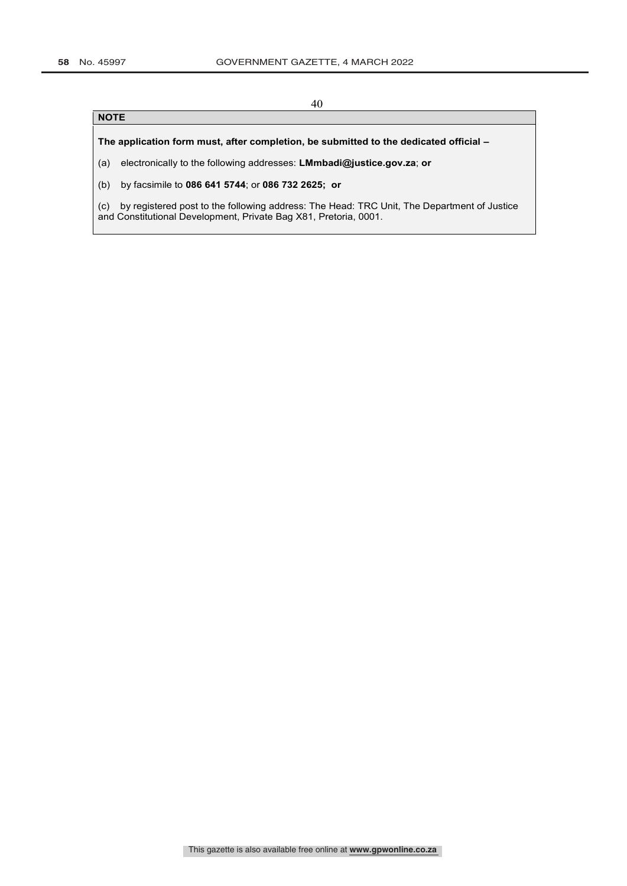**NOTE**

**The application form must, after completion, be submitted to the dedicated official –**

(a) electronically to the following addresses: **LMmbadi@justice.gov.za**; **or**

(b) by facsimile to **086 641 5744**; or **086 732 2625; or**

(c) by registered post to the following address: The Head: TRC Unit, The Department of Justice and Constitutional Development, Private Bag X81, Pretoria, 0001.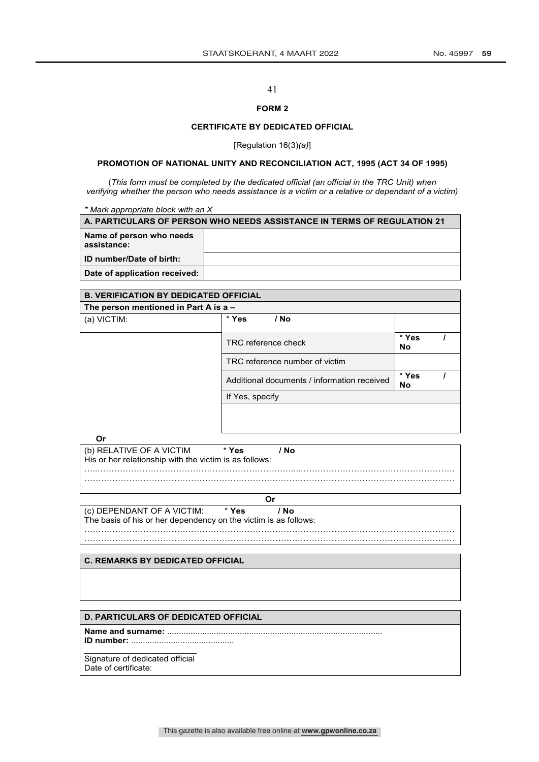**FORM 2**

**CERTIFICATE BY DEDICATED OFFICIAL**

[Regulation 16(3)*(a)*]

**PROMOTION OF NATIONAL UNITY AND RECONCILIATION ACT, 1995 (ACT 34 OF 1995)**

(*This form must be completed by the dedicated official (an official in the TRC Unit) when verifying whether the person who needs assistance is a victim or a relative or dependant of a victim)*

*\* Mark appropriate block with an X*

| **A. PARTICULARS OF PERSON WHO NEEDS ASSISTANCE IN TERMS OF REGULATION 21** | |
|---|---|
| **Name of person who needs assistance:** | |
| **ID number/Date of birth:** | |
| **Date of application received:** | |

| **B. VERIFICATION BY DEDICATED OFFICIAL** | | |
|---|---|---|
| **The person mentioned in Part A is a –** | | |
| (a) VICTIM: | * **Yes / No** | |
| | TRC reference check | * **Yes / No** |
| | TRC reference number of victim | |
| | Additional documents / information received | * **Yes / No** |
| | If Yes, specify | |
| | | |

**Or**

(b) RELATIVE OF A VICTIM * **Yes / No**

His or her relationship with the victim is as follows:

………………………………………………………………………………………………………………………

………………………………………………………………………………………………………………………

**Or**

(c) DEPENDANT OF A VICTIM: * **Yes / No**

The basis of his or her dependency on the victim is as follows:

………………………………………………………………………………………………………………………

………………………………………………………………………………………………………………………

**C. REMARKS BY DEDICATED OFFICIAL**

**D. PARTICULARS OF DEDICATED OFFICIAL**

**Name and surname:** ..........................................................................................

**ID number:** ...........................................

\_\_\_\_\_\_\_\_\_\_\_\_\_\_\_\_\_\_\_\_\_\_\_\_

Signature of dedicated official

Date of certificate: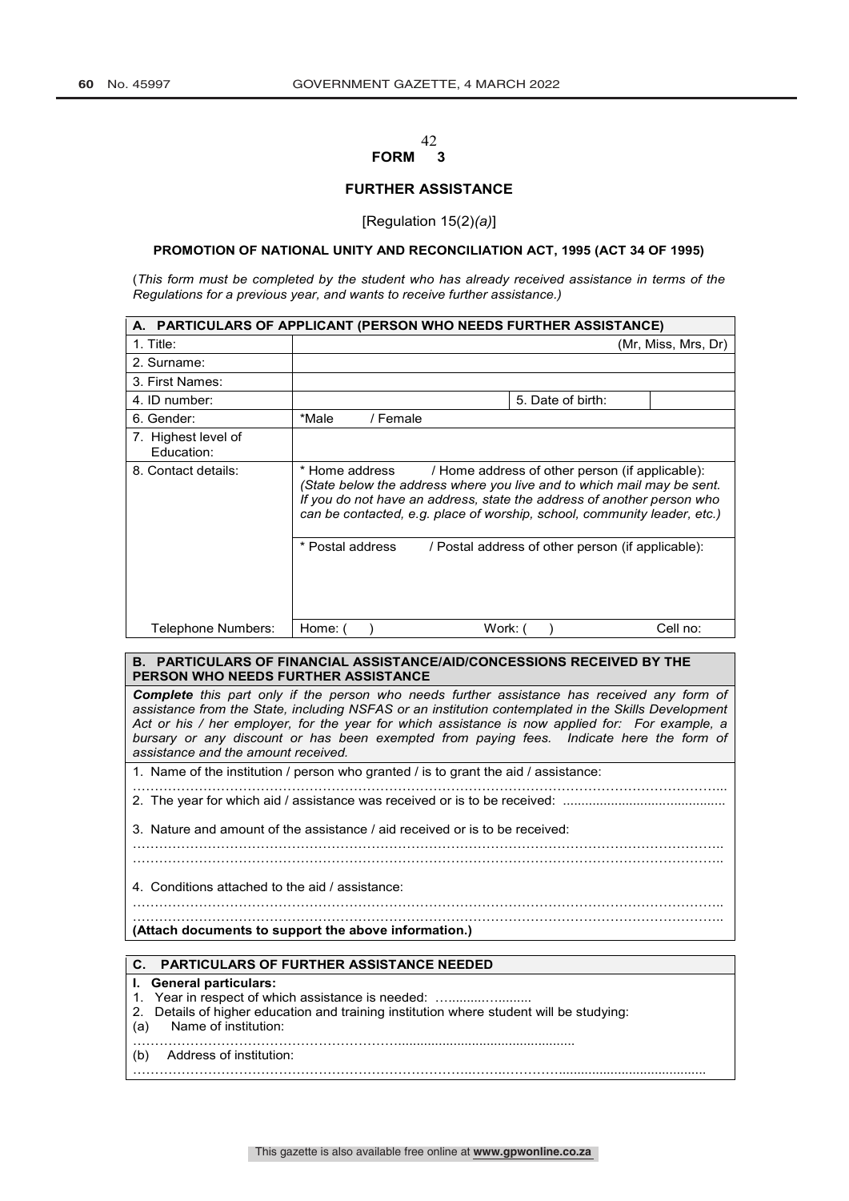# FORM 3

## FURTHER ASSISTANCE

[Regulation 15(2)*(a)*]

**PROMOTION OF NATIONAL UNITY AND RECONCILIATION ACT, 1995 (ACT 34 OF 1995)**

(*This form must be completed by the student who has already received assistance in terms of the Regulations for a previous year, and wants to receive further assistance.)*

| **A. PARTICULARS OF APPLICANT (PERSON WHO NEEDS FURTHER ASSISTANCE)** | | | |
|---|---|---|---|
| 1. Title: | (Mr, Miss, Mrs, Dr) | | |
| 2. Surname: | | | |
| 3. First Names: | | | |
| 4. ID number: | | 5. Date of birth: | |
| 6. Gender: | *Male / Female | | |
| 7. Highest level of Education: | | | |
| 8. Contact details: | * Home address / Home address of other person (if applicable): *(State below the address where you live and to which mail may be sent. If you do not have an address, state the address of another person who can be contacted, e.g. place of worship, school, community leader, etc.)* | | |
| | * Postal address / Postal address of other person (if applicable): | | |
| Telephone Numbers: | Home: ( ) | Work: ( ) | Cell no: |

**B. PARTICULARS OF FINANCIAL ASSISTANCE/AID/CONCESSIONS RECEIVED BY THE PERSON WHO NEEDS FURTHER ASSISTANCE**

***Complete** this part only if the person who needs further assistance has received any form of assistance from the State, including NSFAS or an institution contemplated in the Skills Development Act or his / her employer, for the year for which assistance is now applied for: For example, a bursary or any discount or has been exempted from paying fees. Indicate here the form of assistance and the amount received.*

1. Name of the institution / person who granted / is to grant the aid / assistance:
……………………………………………………………………………………………………………………

2. The year for which aid / assistance was received or is to be received: ..........................................

3. Nature and amount of the assistance / aid received or is to be received:
……………………………………………………………………………………………………………………
……………………………………………………………………………………………………………………

4. Conditions attached to the aid / assistance:
……………………………………………………………………………………………………………………
……………………………………………………………………………………………………………………

**(Attach documents to support the above information.)**

**C. PARTICULARS OF FURTHER ASSISTANCE NEEDED**

**I. General particulars:**

1. Year in respect of which assistance is needed: …........…..........
2. Details of higher education and training institution where student will be studying:

(a) Name of institution:
……………………………………………………..............................................

(b) Address of institution:
……………………………………………………………………….…….…………......................................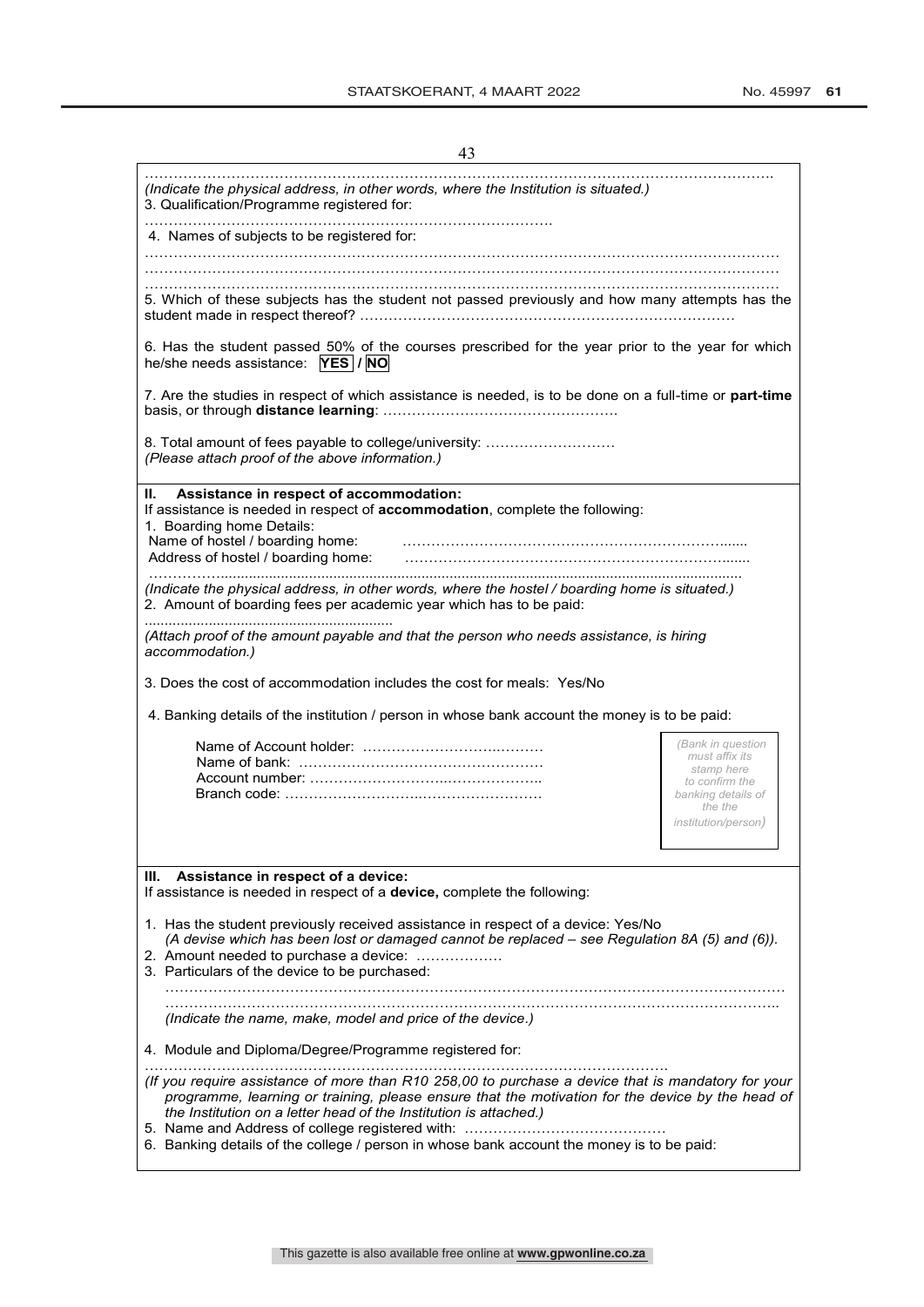…………………………………………………………………………………………………………………….
*(Indicate the physical address, in other words, where the Institution is situated.)*

3. Qualification/Programme registered for:

………………………………………………………………………….

4. Names of subjects to be registered for:

………………………………………………………………………………………………………………………
………………………………………………………………………………………………………………………
………………………………………………………………………………………………………………………

5. Which of these subjects has the student not passed previously and how many attempts has the student made in respect thereof? ………………………………………………………………………

6. Has the student passed 50% of the courses prescribed for the year prior to the year for which he/she needs assistance: **YES** / **NO**

7. Are the studies in respect of which assistance is needed, is to be done on a full-time or **part-time** basis, or through **distance learning**: ………………………………………….

8. Total amount of fees payable to college/university: ………………………
*(Please attach proof of the above information.)*

**II. Assistance in respect of accommodation:**

If assistance is needed in respect of **accommodation**, complete the following:

1. Boarding home Details:
   Name of hostel / boarding home: …………………………………………………………….....
   Address of hostel / boarding home: …………………………………………………………….....
   ……………...................................................................................................................

*(Indicate the physical address, in other words, where the hostel / boarding home is situated.)*

2. Amount of boarding fees per academic year which has to be paid:
   ............................................................

*(Attach proof of the amount payable and that the person who needs assistance, is hiring accommodation.)*

3. Does the cost of accommodation includes the cost for meals: Yes/No

4. Banking details of the institution / person in whose bank account the money is to be paid:

   Name of Account holder: ……………………………..………
   Name of bank: ……………………………………………
   Account number: ………………………..………………..
   Branch code: ……………………..…………………….

   *(Bank in question must affix its stamp here to confirm the banking details of the the institution/person)*

**III. Assistance in respect of a device:**

If assistance is needed in respect of a **device,** complete the following:

1. Has the student previously received assistance in respect of a device: Yes/No
   *(A devise which has been lost or damaged cannot be replaced – see Regulation 8A (5) and (6)).*
2. Amount needed to purchase a device: ………………
3. Particulars of the device to be purchased:
   ……………………………………………………………………………………………………………………
   …………………………………………………………………………………………………………………..
   *(Indicate the name, make, model and price of the device.)*
4. Module and Diploma/Degree/Programme registered for:
   ……………………………………………………………………………………………….
   *(If you require assistance of more than R10 258,00 to purchase a device that is mandatory for your programme, learning or training, please ensure that the motivation for the device by the head of the Institution on a letter head of the Institution is attached.)*
5. Name and Address of college registered with: ……………………………………
6. Banking details of the college / person in whose bank account the money is to be paid: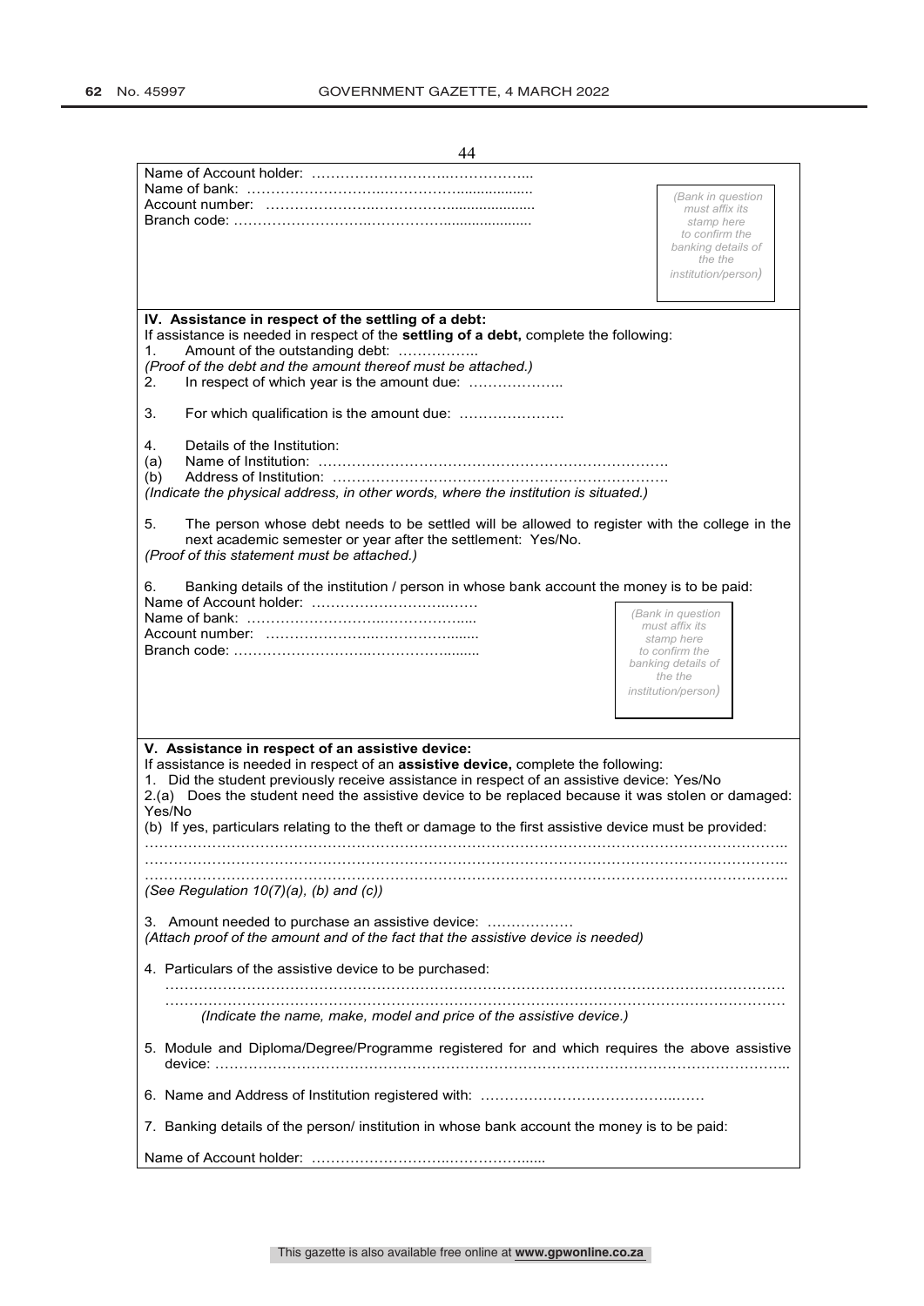Name of Account holder: ………………………..……………...
Name of bank: ………………………..……………..................
Account number: ………………….……………....................
Branch code: ………………………..……………....................

*(Bank in question must affix its stamp here to confirm the banking details of the the institution/person)*

**IV. Assistance in respect of the settling of a debt:**

If assistance is needed in respect of the **settling of a debt,** complete the following:

1. Amount of the outstanding debt: …………….

*(Proof of the debt and the amount thereof must be attached.)*

2. In respect of which year is the amount due: ………………..

3. For which qualification is the amount due: ………………….

4. Details of the Institution:

(a) Name of Institution: ……………………………………………………………….

(b) Address of Institution: …………………………………………………………….

*(Indicate the physical address, in other words, where the institution is situated.)*

5. The person whose debt needs to be settled will be allowed to register with the college in the next academic semester or year after the settlement: Yes/No.

*(Proof of this statement must be attached.)*

6. Banking details of the institution / person in whose bank account the money is to be paid:

Name of Account holder: ……………………….……
Name of bank: ………………………..……………....
Account number: ………………….………….......
Branch code: ………………………..……………........

*(Bank in question must affix its stamp here to confirm the banking details of the the institution/person)*

**V. Assistance in respect of an assistive device:**

If assistance is needed in respect of an **assistive device,** complete the following:

1. Did the student previously receive assistance in respect of an assistive device: Yes/No

2.(a) Does the student need the assistive device to be replaced because it was stolen or damaged: Yes/No

(b) If yes, particulars relating to the theft or damage to the first assistive device must be provided:

……………………………………………………………………………………………………………..
……………………………………………………………………………………………………………..
……………………………………………………………………………………………………………..

*(See Regulation 10(7)(a), (b) and (c))*

3. Amount needed to purchase an assistive device: ………………

*(Attach proof of the amount and of the fact that the assistive device is needed)*

4. Particulars of the assistive device to be purchased:

……………………………………………………………………………………………………………
……………………………………………………………………………………………………………

*(Indicate the name, make, model and price of the assistive device.)*

5. Module and Diploma/Degree/Programme registered for and which requires the above assistive device: ………………………………………………………………………………………………..

6. Name and Address of Institution registered with: …………………………………..……

7. Banking details of the person/ institution in whose bank account the money is to be paid:

Name of Account holder: ………………………..……………......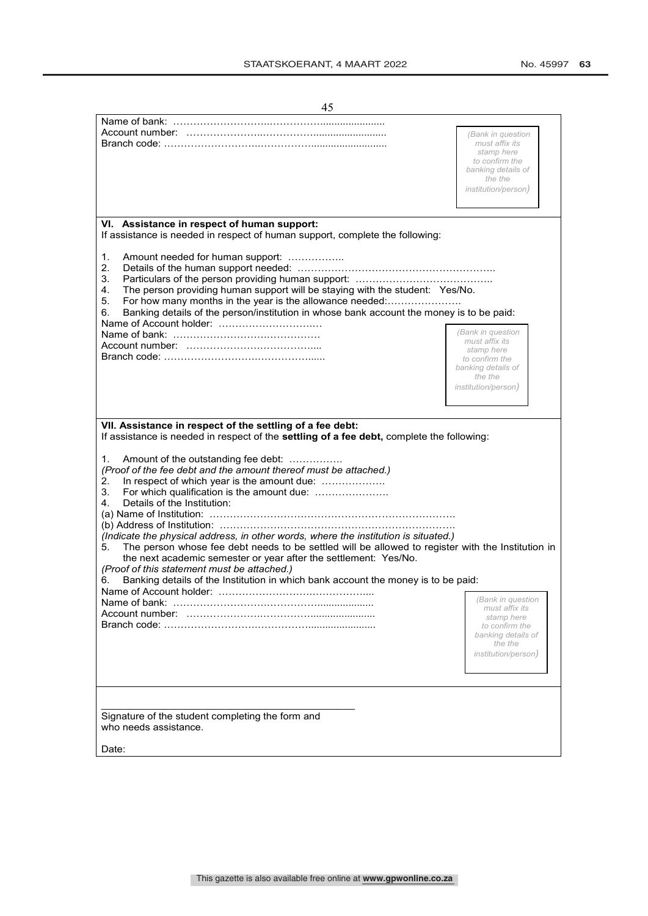Name of bank: ……………………….……………......................
Account number: …………………..……………........................
Branch code: ……………………….……………..........................

*(Bank in question must affix its stamp here to confirm the banking details of the the institution/person)*

**VI. Assistance in respect of human support:**

If assistance is needed in respect of human support, complete the following:

1. Amount needed for human support: ……………..
2. Details of the human support needed: …………………………………………………..
3. Particulars of the person providing human support: …………………………………..
4. The person providing human support will be staying with the student: Yes/No.
5. For how many months in the year is the allowance needed:………………….
6. Banking details of the person/institution in whose bank account the money is to be paid:

Name of Account holder: ………………………….…
Name of bank: ……………………….…………….
Account number: …………………….…………....
Branch code: ………………………………………......

*(Bank in question must affix its stamp here to confirm the banking details of the the institution/person)*

**VII. Assistance in respect of the settling of a fee debt:**

If assistance is needed in respect of the **settling of a fee debt,** complete the following:

1. Amount of the outstanding fee debt: …………….

*(Proof of the fee debt and the amount thereof must be attached.)*

2. In respect of which year is the amount due: ……………….
3. For which qualification is the amount due: ………………….
4. Details of the Institution:

(a) Name of Institution: ……………………………………………………………….
(b) Address of Institution: …………………………………………………………….

*(Indicate the physical address, in other words, where the institution is situated.)*

5. The person whose fee debt needs to be settled will be allowed to register with the Institution in the next academic semester or year after the settlement: Yes/No.

*(Proof of this statement must be attached.)*

6. Banking details of the Institution in which bank account the money is to be paid:

Name of Account holder: ……………………….…………….....
Name of bank: ……………………….……………......................
Account number: …………………….…………….....................
Branch code: ……………………………………….......................

*(Bank in question must affix its stamp here to confirm the banking details of the the institution/person)*

\_\_\_\_\_\_\_\_\_\_\_\_\_\_\_\_\_\_\_\_\_\_\_\_\_\_\_\_\_\_\_\_\_\_\_\_\_\_\_\_\_\_\_\_

Signature of the student completing the form and who needs assistance.

Date: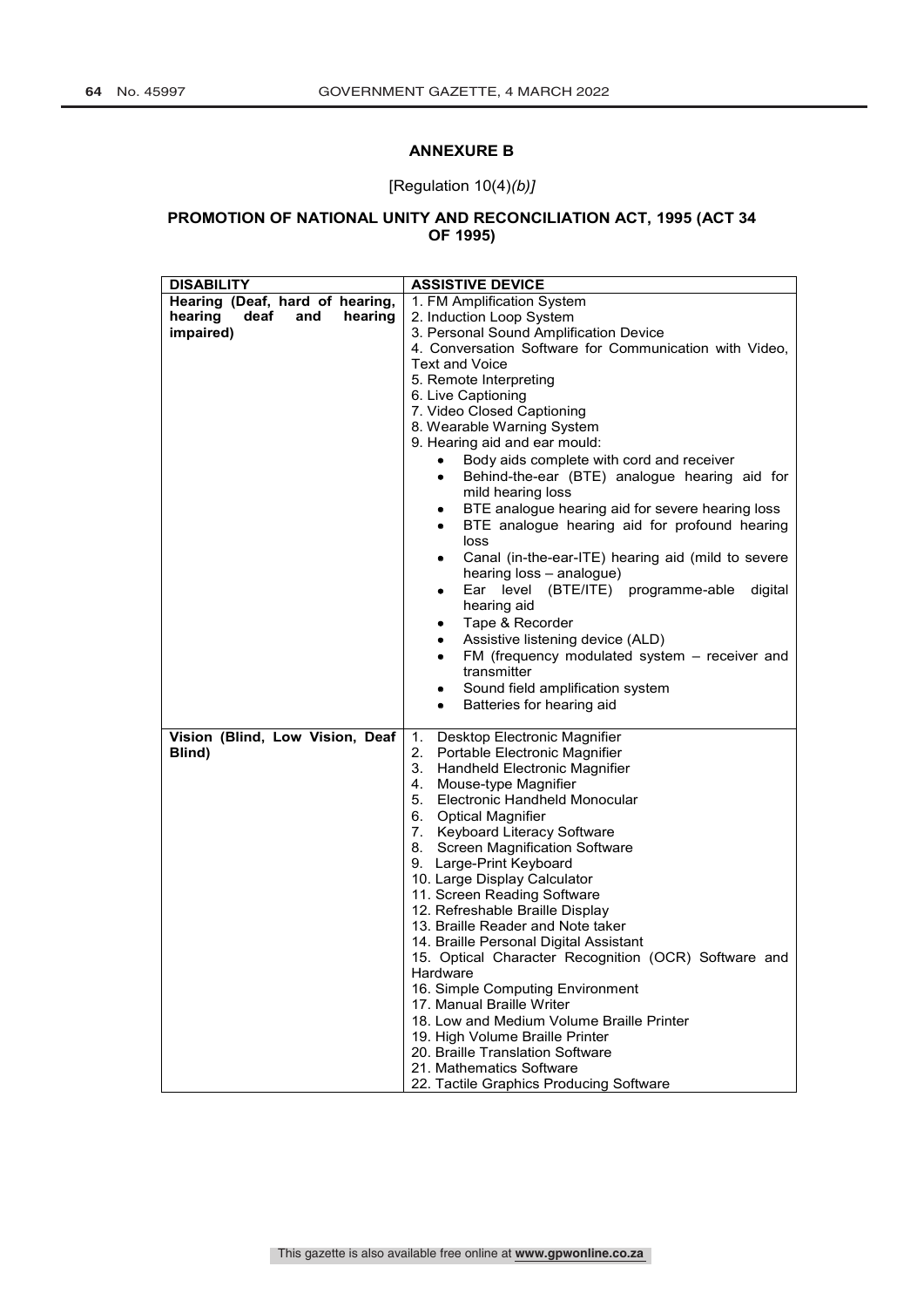## ANNEXURE B

[Regulation 10(4)*(b)]*

### PROMOTION OF NATIONAL UNITY AND RECONCILIATION ACT, 1995 (ACT 34 OF 1995)

| DISABILITY | ASSISTIVE DEVICE |
|---|---|
| **Hearing (Deaf, hard of hearing, hearing deaf and hearing impaired)** | 1. FM Amplification System<br>2. Induction Loop System<br>3. Personal Sound Amplification Device<br>4. Conversation Software for Communication with Video, Text and Voice<br>5. Remote Interpreting<br>6. Live Captioning<br>7. Video Closed Captioning<br>8. Wearable Warning System<br>9. Hearing aid and ear mould:<br>• Body aids complete with cord and receiver<br>• Behind-the-ear (BTE) analogue hearing aid for mild hearing loss<br>• BTE analogue hearing aid for severe hearing loss<br>• BTE analogue hearing aid for profound hearing loss<br>• Canal (in-the-ear-ITE) hearing aid (mild to severe hearing loss – analogue)<br>• Ear level (BTE/ITE) programme-able digital hearing aid<br>• Tape & Recorder<br>• Assistive listening device (ALD)<br>• FM (frequency modulated system – receiver and transmitter<br>• Sound field amplification system<br>• Batteries for hearing aid |
| **Vision (Blind, Low Vision, Deaf Blind)** | 1. Desktop Electronic Magnifier<br>2. Portable Electronic Magnifier<br>3. Handheld Electronic Magnifier<br>4. Mouse-type Magnifier<br>5. Electronic Handheld Monocular<br>6. Optical Magnifier<br>7. Keyboard Literacy Software<br>8. Screen Magnification Software<br>9. Large-Print Keyboard<br>10. Large Display Calculator<br>11. Screen Reading Software<br>12. Refreshable Braille Display<br>13. Braille Reader and Note taker<br>14. Braille Personal Digital Assistant<br>15. Optical Character Recognition (OCR) Software and Hardware<br>16. Simple Computing Environment<br>17. Manual Braille Writer<br>18. Low and Medium Volume Braille Printer<br>19. High Volume Braille Printer<br>20. Braille Translation Software<br>21. Mathematics Software<br>22. Tactile Graphics Producing Software |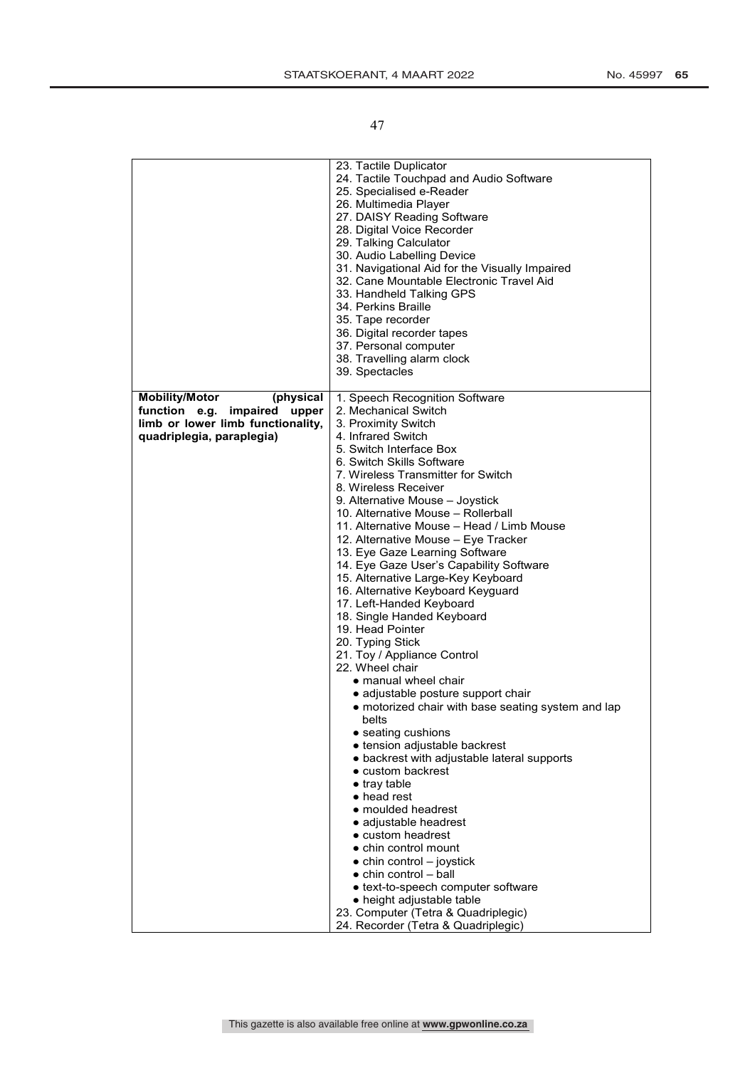| | |
|---|---|
| | 23. Tactile Duplicator<br>24. Tactile Touchpad and Audio Software<br>25. Specialised e-Reader<br>26. Multimedia Player<br>27. DAISY Reading Software<br>28. Digital Voice Recorder<br>29. Talking Calculator<br>30. Audio Labelling Device<br>31. Navigational Aid for the Visually Impaired<br>32. Cane Mountable Electronic Travel Aid<br>33. Handheld Talking GPS<br>34. Perkins Braille<br>35. Tape recorder<br>36. Digital recorder tapes<br>37. Personal computer<br>38. Travelling alarm clock<br>39. Spectacles |
| **Mobility/Motor (physical function e.g. impaired upper limb or lower limb functionality, quadriplegia, paraplegia)** | 1. Speech Recognition Software<br>2. Mechanical Switch<br>3. Proximity Switch<br>4. Infrared Switch<br>5. Switch Interface Box<br>6. Switch Skills Software<br>7. Wireless Transmitter for Switch<br>8. Wireless Receiver<br>9. Alternative Mouse – Joystick<br>10. Alternative Mouse – Rollerball<br>11. Alternative Mouse – Head / Limb Mouse<br>12. Alternative Mouse – Eye Tracker<br>13. Eye Gaze Learning Software<br>14. Eye Gaze User's Capability Software<br>15. Alternative Large-Key Keyboard<br>16. Alternative Keyboard Keyguard<br>17. Left-Handed Keyboard<br>18. Single Handed Keyboard<br>19. Head Pointer<br>20. Typing Stick<br>21. Toy / Appliance Control<br>22. Wheel chair<br>● manual wheel chair<br>● adjustable posture support chair<br>● motorized chair with base seating system and lap belts<br>● seating cushions<br>● tension adjustable backrest<br>● backrest with adjustable lateral supports<br>● custom backrest<br>● tray table<br>● head rest<br>● moulded headrest<br>● adjustable headrest<br>● custom headrest<br>● chin control mount<br>● chin control – joystick<br>● chin control – ball<br>● text-to-speech computer software<br>● height adjustable table<br>23. Computer (Tetra & Quadriplegic)<br>24. Recorder (Tetra & Quadriplegic) |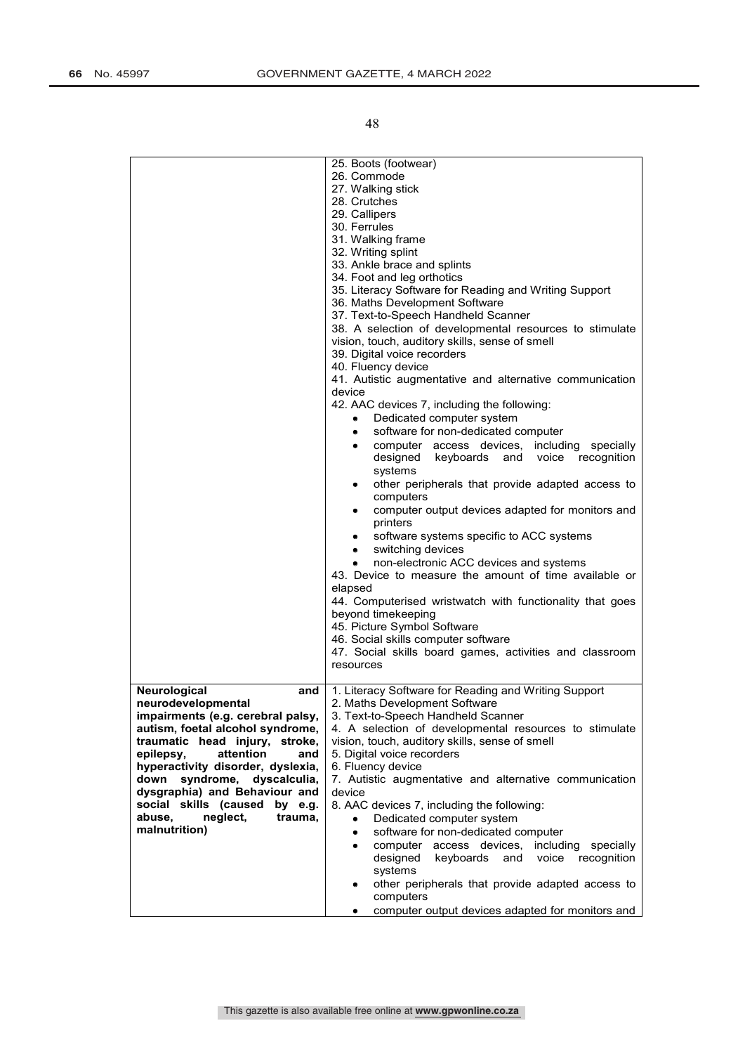| | |
|---|---|
| | 25. Boots (footwear)<br>26. Commode<br>27. Walking stick<br>28. Crutches<br>29. Callipers<br>30. Ferrules<br>31. Walking frame<br>32. Writing splint<br>33. Ankle brace and splints<br>34. Foot and leg orthotics<br>35. Literacy Software for Reading and Writing Support<br>36. Maths Development Software<br>37. Text-to-Speech Handheld Scanner<br>38. A selection of developmental resources to stimulate vision, touch, auditory skills, sense of smell<br>39. Digital voice recorders<br>40. Fluency device<br>41. Autistic augmentative and alternative communication device<br>42. AAC devices 7, including the following:<br>• Dedicated computer system<br>• software for non-dedicated computer<br>• computer access devices, including specially designed keyboards and voice recognition systems<br>• other peripherals that provide adapted access to computers<br>• computer output devices adapted for monitors and printers<br>• software systems specific to ACC systems<br>• switching devices<br>• non-electronic ACC devices and systems<br>43. Device to measure the amount of time available or elapsed<br>44. Computerised wristwatch with functionality that goes beyond timekeeping<br>45. Picture Symbol Software<br>46. Social skills computer software<br>47. Social skills board games, activities and classroom resources |
| **Neurological and neurodevelopmental impairments (e.g. cerebral palsy, autism, foetal alcohol syndrome, traumatic head injury, stroke, epilepsy, attention and hyperactivity disorder, dyslexia, down syndrome, dyscalculia, dysgraphia) and Behaviour and social skills (caused by e.g. abuse, neglect, trauma, malnutrition)** | 1. Literacy Software for Reading and Writing Support<br>2. Maths Development Software<br>3. Text-to-Speech Handheld Scanner<br>4. A selection of developmental resources to stimulate vision, touch, auditory skills, sense of smell<br>5. Digital voice recorders<br>6. Fluency device<br>7. Autistic augmentative and alternative communication device<br>8. AAC devices 7, including the following:<br>• Dedicated computer system<br>• software for non-dedicated computer<br>• computer access devices, including specially designed keyboards and voice recognition systems<br>• other peripherals that provide adapted access to computers<br>• computer output devices adapted for monitors and |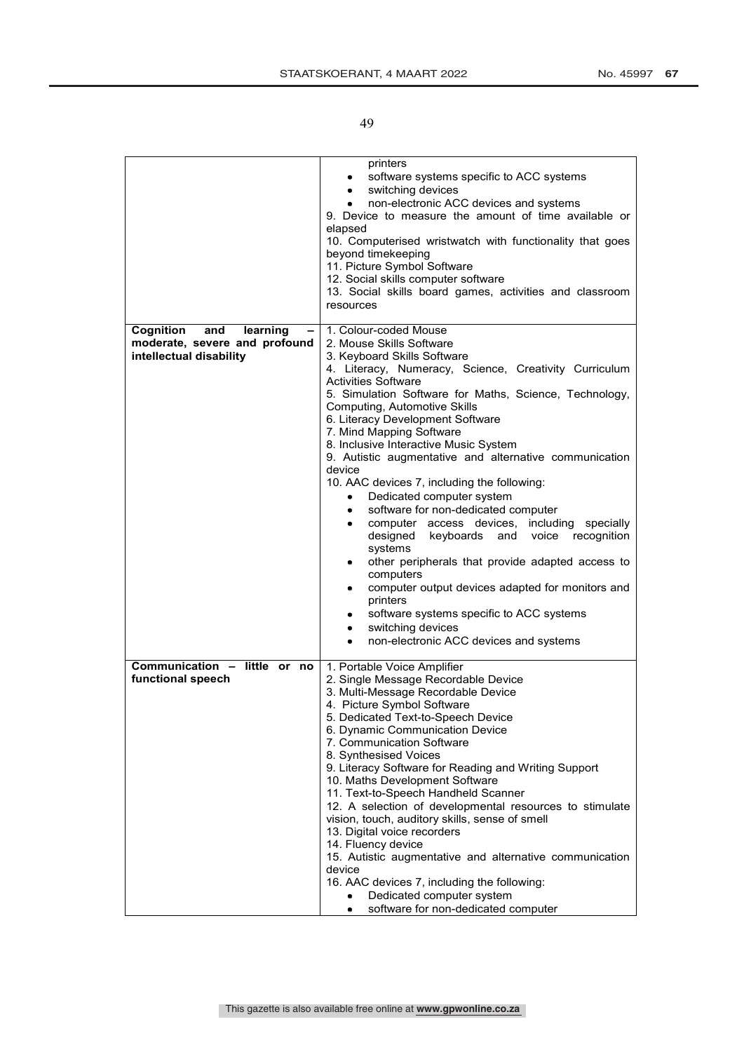| | |
|---|---|
| | printers<br>• software systems specific to ACC systems<br>• switching devices<br>• non-electronic ACC devices and systems<br>9. Device to measure the amount of time available or elapsed<br>10. Computerised wristwatch with functionality that goes beyond timekeeping<br>11. Picture Symbol Software<br>12. Social skills computer software<br>13. Social skills board games, activities and classroom resources |
| **Cognition and learning – moderate, severe and profound intellectual disability** | 1. Colour-coded Mouse<br>2. Mouse Skills Software<br>3. Keyboard Skills Software<br>4. Literacy, Numeracy, Science, Creativity Curriculum Activities Software<br>5. Simulation Software for Maths, Science, Technology, Computing, Automotive Skills<br>6. Literacy Development Software<br>7. Mind Mapping Software<br>8. Inclusive Interactive Music System<br>9. Autistic augmentative and alternative communication device<br>10. AAC devices 7, including the following:<br>• Dedicated computer system<br>• software for non-dedicated computer<br>• computer access devices, including specially designed keyboards and voice recognition systems<br>• other peripherals that provide adapted access to computers<br>• computer output devices adapted for monitors and printers<br>• software systems specific to ACC systems<br>• switching devices<br>• non-electronic ACC devices and systems |
| **Communication – little or no functional speech** | 1. Portable Voice Amplifier<br>2. Single Message Recordable Device<br>3. Multi-Message Recordable Device<br>4. Picture Symbol Software<br>5. Dedicated Text-to-Speech Device<br>6. Dynamic Communication Device<br>7. Communication Software<br>8. Synthesised Voices<br>9. Literacy Software for Reading and Writing Support<br>10. Maths Development Software<br>11. Text-to-Speech Handheld Scanner<br>12. A selection of developmental resources to stimulate vision, touch, auditory skills, sense of smell<br>13. Digital voice recorders<br>14. Fluency device<br>15. Autistic augmentative and alternative communication device<br>16. AAC devices 7, including the following:<br>• Dedicated computer system<br>• software for non-dedicated computer |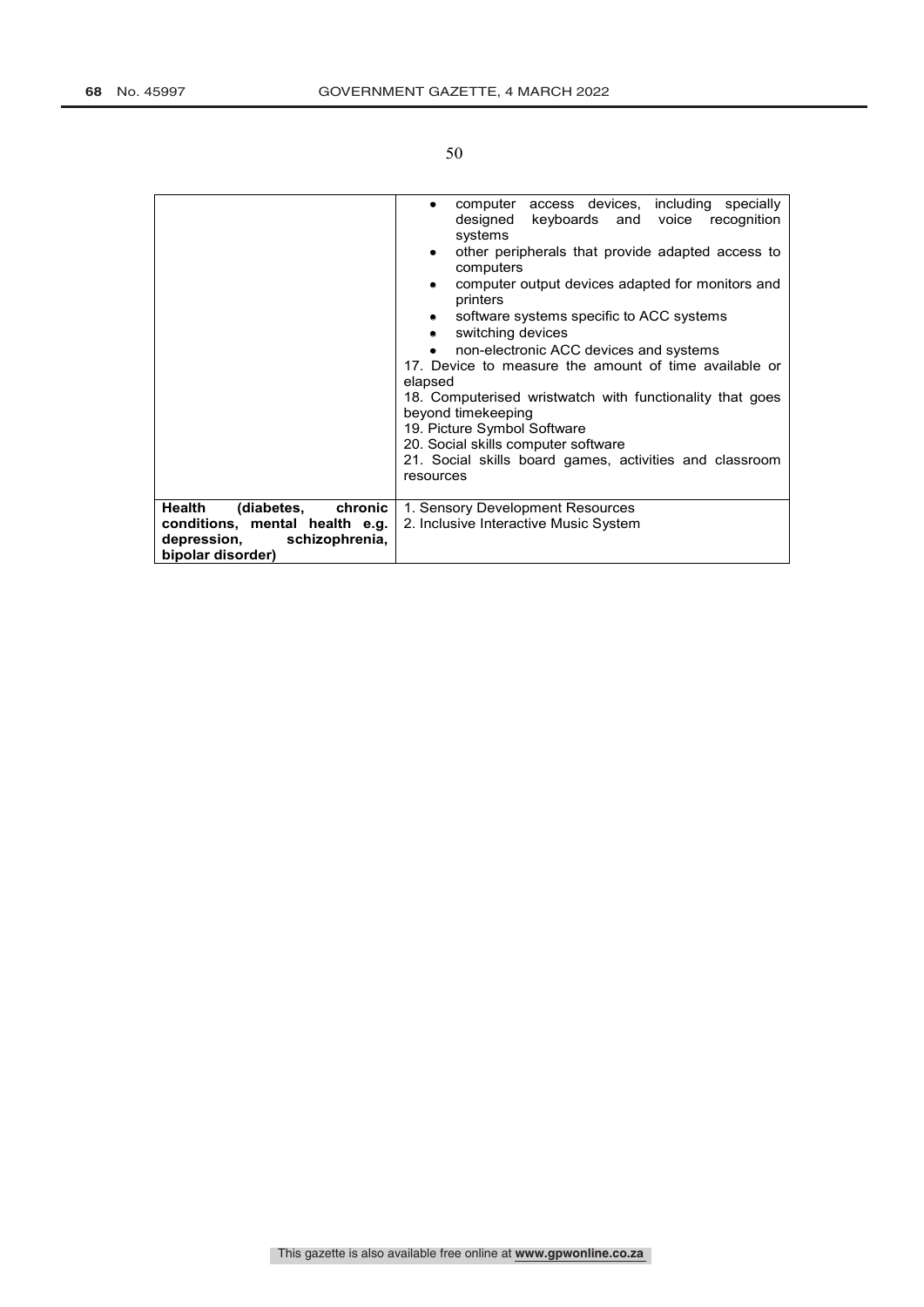|  |  |
|---|---|
|  | • computer access devices, including specially designed keyboards and voice recognition systems<br>• other peripherals that provide adapted access to computers<br>• computer output devices adapted for monitors and printers<br>• software systems specific to ACC systems<br>• switching devices<br>• non-electronic ACC devices and systems<br>17. Device to measure the amount of time available or elapsed<br>18. Computerised wristwatch with functionality that goes beyond timekeeping<br>19. Picture Symbol Software<br>20. Social skills computer software<br>21. Social skills board games, activities and classroom resources |
| **Health (diabetes, chronic conditions, mental health e.g. depression, schizophrenia, bipolar disorder)** | 1. Sensory Development Resources<br>2. Inclusive Interactive Music System |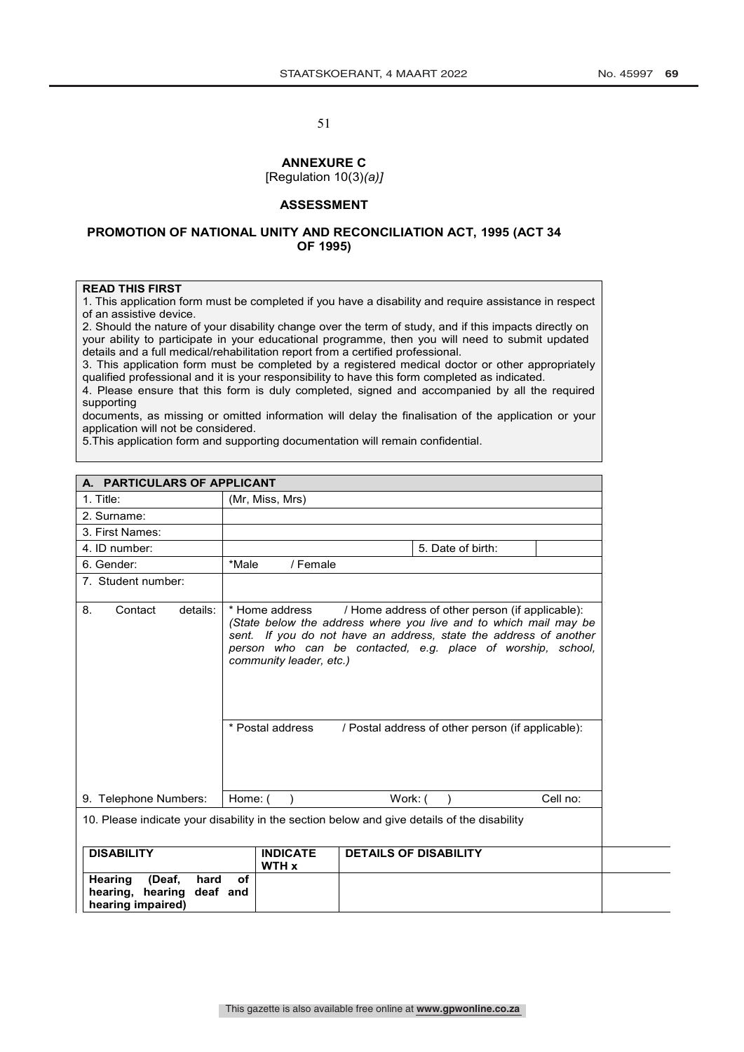**ANNEXURE C**
[Regulation 10(3)*(a)]*

**ASSESSMENT**

**PROMOTION OF NATIONAL UNITY AND RECONCILIATION ACT, 1995 (ACT 34 OF 1995)**

**READ THIS FIRST**

1. This application form must be completed if you have a disability and require assistance in respect of an assistive device.
2. Should the nature of your disability change over the term of study, and if this impacts directly on your ability to participate in your educational programme, then you will need to submit updated details and a full medical/rehabilitation report from a certified professional.
3. This application form must be completed by a registered medical doctor or other appropriately qualified professional and it is your responsibility to have this form completed as indicated.
4. Please ensure that this form is duly completed, signed and accompanied by all the required supporting documents, as missing or omitted information will delay the finalisation of the application or your application will not be considered.
5. This application form and supporting documentation will remain confidential.

| **A. PARTICULARS OF APPLICANT** | | | |
|---|---|---|---|
| 1. Title: | (Mr, Miss, Mrs) | | |
| 2. Surname: | | | |
| 3. First Names: | | | |
| 4. ID number: | | 5. Date of birth: | |
| 6. Gender: | *Male / Female | | |
| 7. Student number: | | | |
| 8. Contact details: | * Home address / Home address of other person (if applicable): *(State below the address where you live and to which mail may be sent. If you do not have an address, state the address of another person who can be contacted, e.g. place of worship, school, community leader, etc.)* | | |
| | * Postal address / Postal address of other person (if applicable): | | |
| 9. Telephone Numbers: | Home: ( ) | Work: ( ) | Cell no: |

10. Please indicate your disability in the section below and give details of the disability

| **DISABILITY** | **INDICATE WTH x** | **DETAILS OF DISABILITY** |
|---|---|---|
| **Hearing (Deaf, hard of hearing, hearing deaf and hearing impaired)** | | |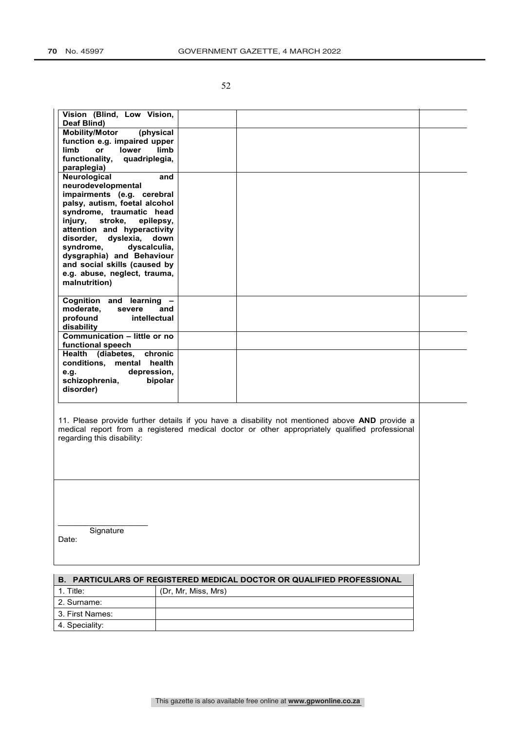| | | | |
|---|---|---|---|
| **Vision (Blind, Low Vision, Deaf Blind)** | | | |
| **Mobility/Motor (physical function e.g. impaired upper limb or lower limb functionality, quadriplegia, paraplegia)** | | | |
| **Neurological and neurodevelopmental impairments (e.g. cerebral palsy, autism, foetal alcohol syndrome, traumatic head injury, stroke, epilepsy, attention and hyperactivity disorder, dyslexia, down syndrome, dyscalculia, dysgraphia) and Behaviour and social skills (caused by e.g. abuse, neglect, trauma, malnutrition)** | | | |
| **Cognition and learning – moderate, severe and profound intellectual disability** | | | |
| **Communication – little or no functional speech** | | | |
| **Health (diabetes, chronic conditions, mental health e.g. depression, schizophrenia, bipolar disorder)** | | | |

11. Please provide further details if you have a disability not mentioned above **AND** provide a medical report from a registered medical doctor or other appropriately qualified professional regarding this disability:

____________________
Signature

Date:

| **B. PARTICULARS OF REGISTERED MEDICAL DOCTOR OR QUALIFIED PROFESSIONAL** | |
|---|---|
| 1. Title: | (Dr, Mr, Miss, Mrs) |
| 2. Surname: | |
| 3. First Names: | |
| 4. Speciality: | |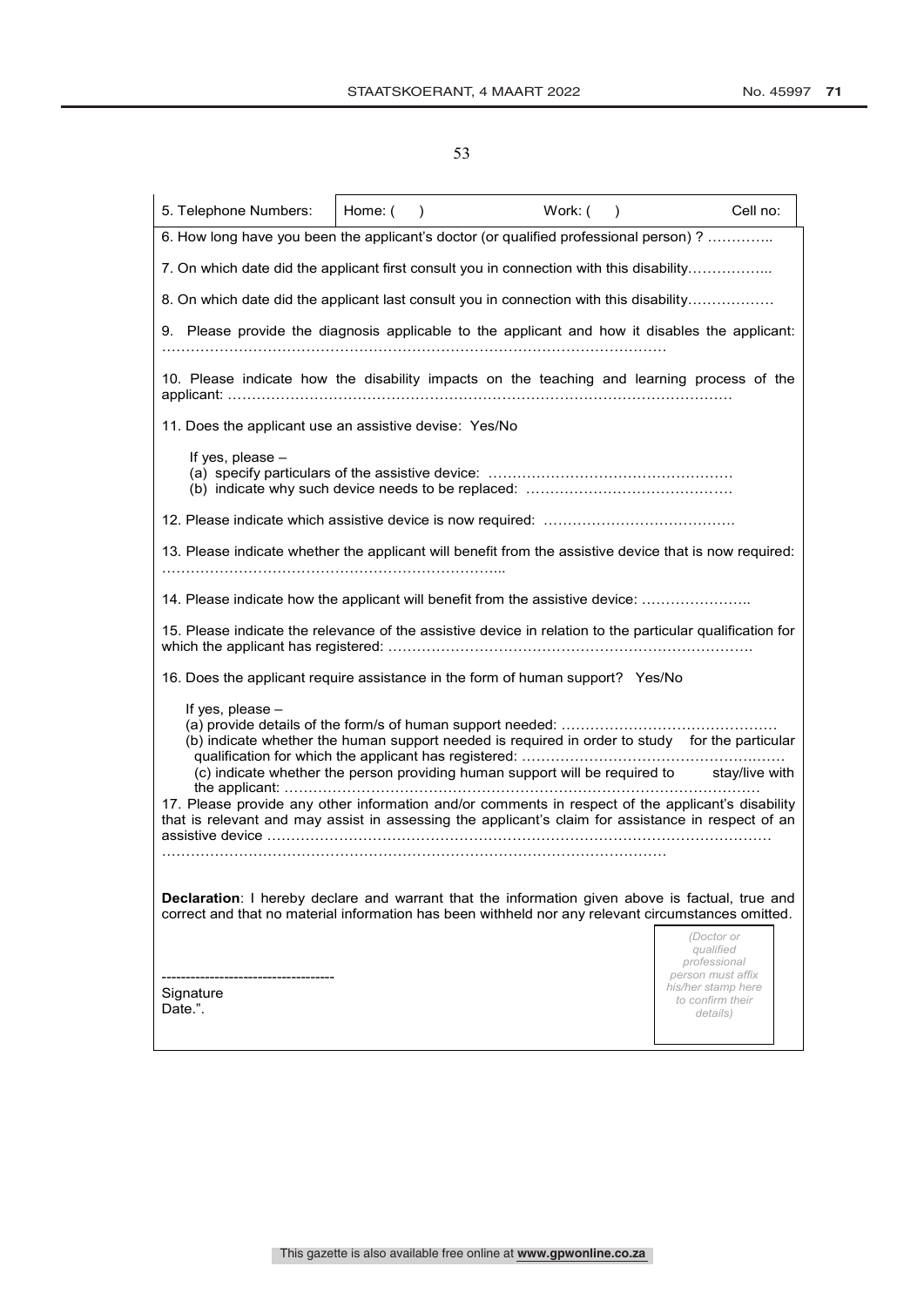| 5. Telephone Numbers: | Home: ( ) | Work: ( ) | Cell no: |
|---|---|---|---|

6. How long have you been the applicant's doctor (or qualified professional person) ? …………..

7. On which date did the applicant first consult you in connection with this disability……………...

8. On which date did the applicant last consult you in connection with this disability………………

9. Please provide the diagnosis applicable to the applicant and how it disables the applicant: ………………………………………………………………………………………………

10. Please indicate how the disability impacts on the teaching and learning process of the applicant: ………………………………………………………………………………………………

11. Does the applicant use an assistive devise: Yes/No

If yes, please –
(a) specify particulars of the assistive device: ……………………………………………
(b) indicate why such device needs to be replaced: ……………………………………

12. Please indicate which assistive device is now required: ………………………………….

13. Please indicate whether the applicant will benefit from the assistive device that is now required: ……………………………………………………………...

14. Please indicate how the applicant will benefit from the assistive device: …………………..

15. Please indicate the relevance of the assistive device in relation to the particular qualification for which the applicant has registered: ……………………………………………………………….

16. Does the applicant require assistance in the form of human support? Yes/No

If yes, please –
(a) provide details of the form/s of human support needed: ………………………………………
(b) indicate whether the human support needed is required in order to study for the particular qualification for which the applicant has registered: ………………………………………………
(c) indicate whether the person providing human support will be required to stay/live with the applicant: ………………………………………………………………………………………

17. Please provide any other information and/or comments in respect of the applicant's disability that is relevant and may assist in assessing the applicant's claim for assistance in respect of an assistive device ………………………………………………………………………………………
………………………………………………………………………………………………

**Declaration**: I hereby declare and warrant that the information given above is factual, true and correct and that no material information has been withheld nor any relevant circumstances omitted.

-----------------------------------
Signature
Date.".

*(Doctor or qualified professional person must affix his/her stamp here to confirm their details)*